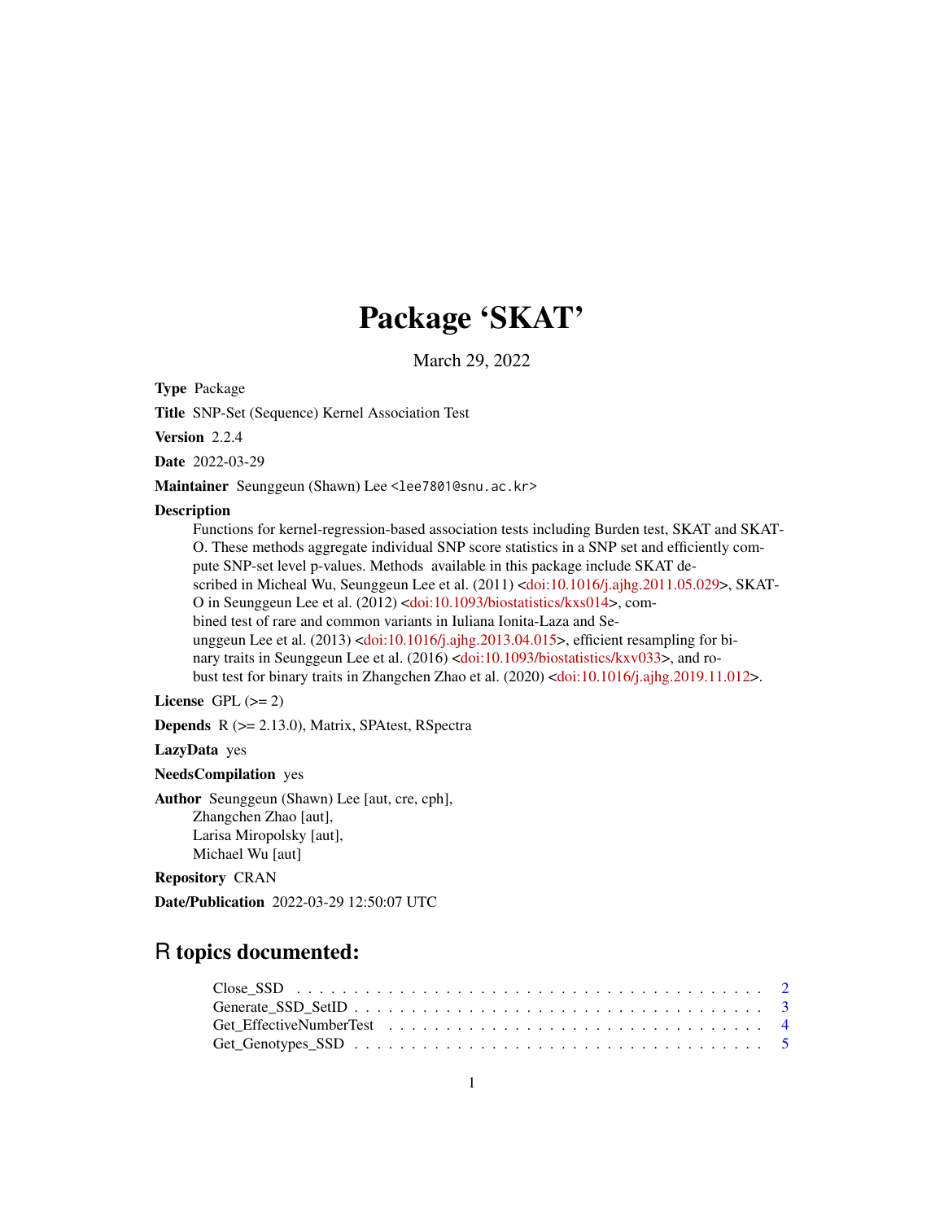# Package 'SKAT'

March 29, 2022

**Type** Package

**Title** SNP-Set (Sequence) Kernel Association Test

**Version** 2.2.4

**Date** 2022-03-29

**Maintainer** Seunggeun (Shawn) Lee <lee7801@snu.ac.kr>

**Description**

Functions for kernel-regression-based association tests including Burden test, SKAT and SKAT-O. These methods aggregate individual SNP score statistics in a SNP set and efficiently compute SNP-set level p-values. Methods available in this package include SKAT described in Micheal Wu, Seunggeun Lee et al. (2011) <doi:10.1016/j.ajhg.2011.05.029>, SKAT-O in Seunggeun Lee et al. (2012) <doi:10.1093/biostatistics/kxs014>, combined test of rare and common variants in Iuliana Ionita-Laza and Seunggeun Lee et al. (2013) <doi:10.1016/j.ajhg.2013.04.015>, efficient resampling for binary traits in Seunggeun Lee et al. (2016) <doi:10.1093/biostatistics/kxv033>, and robust test for binary traits in Zhangchen Zhao et al. (2020) <doi:10.1016/j.ajhg.2019.11.012>.

**License** GPL (>= 2)

**Depends** R (>= 2.13.0), Matrix, SPAtest, RSpectra

**LazyData** yes

**NeedsCompilation** yes

**Author** Seunggeun (Shawn) Lee [aut, cre, cph],
Zhangchen Zhao [aut],
Larisa Miropolsky [aut],
Michael Wu [aut]

**Repository** CRAN

**Date/Publication** 2022-03-29 12:50:07 UTC

## R topics documented:

Close_SSD . . . . . . . . . . . . . . . . . . . . . . . . . . . . . . . . . . . . . . . . 2
Generate_SSD_SetID . . . . . . . . . . . . . . . . . . . . . . . . . . . . . . . . . . . 3
Get_EffectiveNumberTest . . . . . . . . . . . . . . . . . . . . . . . . . . . . . . . . 4
Get_Genotypes_SSD . . . . . . . . . . . . . . . . . . . . . . . . . . . . . . . . . . . 5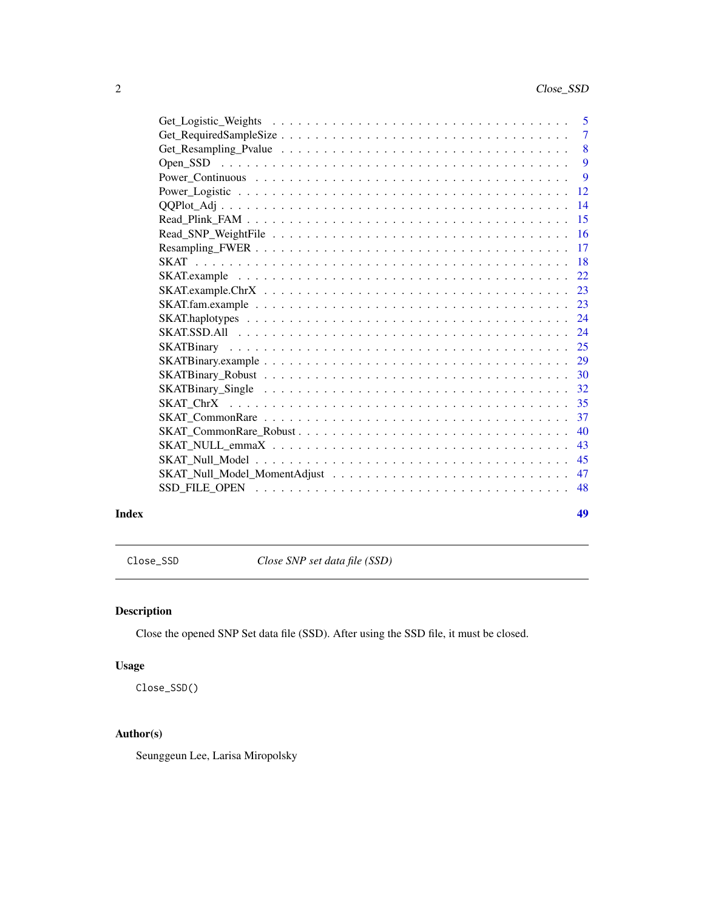Get_Logistic_Weights . . . . . . . . . . . . . . . . . . . . . . . . . . . . . . . . 5
Get_RequiredSampleSize . . . . . . . . . . . . . . . . . . . . . . . . . . . . . . . 7
Get_Resampling_Pvalue . . . . . . . . . . . . . . . . . . . . . . . . . . . . . . . 8
Open_SSD . . . . . . . . . . . . . . . . . . . . . . . . . . . . . . . . . . . . . . 9
Power_Continuous . . . . . . . . . . . . . . . . . . . . . . . . . . . . . . . . . . 9
Power_Logistic . . . . . . . . . . . . . . . . . . . . . . . . . . . . . . . . . . . 12
QQPlot_Adj . . . . . . . . . . . . . . . . . . . . . . . . . . . . . . . . . . . . . 14
Read_Plink_FAM . . . . . . . . . . . . . . . . . . . . . . . . . . . . . . . . . . 15
Read_SNP_WeightFile . . . . . . . . . . . . . . . . . . . . . . . . . . . . . . . . 16
Resampling_FWER . . . . . . . . . . . . . . . . . . . . . . . . . . . . . . . . . . 17
SKAT . . . . . . . . . . . . . . . . . . . . . . . . . . . . . . . . . . . . . . . . 18
SKAT.example . . . . . . . . . . . . . . . . . . . . . . . . . . . . . . . . . . . . 22
SKAT.example.ChrX . . . . . . . . . . . . . . . . . . . . . . . . . . . . . . . . . 23
SKAT.fam.example . . . . . . . . . . . . . . . . . . . . . . . . . . . . . . . . . . 23
SKAT.haplotypes . . . . . . . . . . . . . . . . . . . . . . . . . . . . . . . . . . . 24
SKAT.SSD.All . . . . . . . . . . . . . . . . . . . . . . . . . . . . . . . . . . . . 24
SKATBinary . . . . . . . . . . . . . . . . . . . . . . . . . . . . . . . . . . . . . 25
SKATBinary.example . . . . . . . . . . . . . . . . . . . . . . . . . . . . . . . . . 29
SKATBinary_Robust . . . . . . . . . . . . . . . . . . . . . . . . . . . . . . . . . 30
SKATBinary_Single . . . . . . . . . . . . . . . . . . . . . . . . . . . . . . . . . 32
SKAT_ChrX . . . . . . . . . . . . . . . . . . . . . . . . . . . . . . . . . . . . . 35
SKAT_CommonRare . . . . . . . . . . . . . . . . . . . . . . . . . . . . . . . . . . 37
SKAT_CommonRare_Robust . . . . . . . . . . . . . . . . . . . . . . . . . . . . . . 40
SKAT_NULL_emmaX . . . . . . . . . . . . . . . . . . . . . . . . . . . . . . . . . . 43
SKAT_Null_Model . . . . . . . . . . . . . . . . . . . . . . . . . . . . . . . . . . 45
SKAT_Null_Model_MomentAdjust . . . . . . . . . . . . . . . . . . . . . . . . . . . 47
SSD_FILE_OPEN . . . . . . . . . . . . . . . . . . . . . . . . . . . . . . . . . . . 48

**Index** **49**

---

`Close_SSD` *Close SNP set data file (SSD)*

---

## Description

Close the opened SNP Set data file (SSD). After using the SSD file, it must be closed.

## Usage

```
Close_SSD()
```

## Author(s)

Seunggeun Lee, Larisa Miropolsky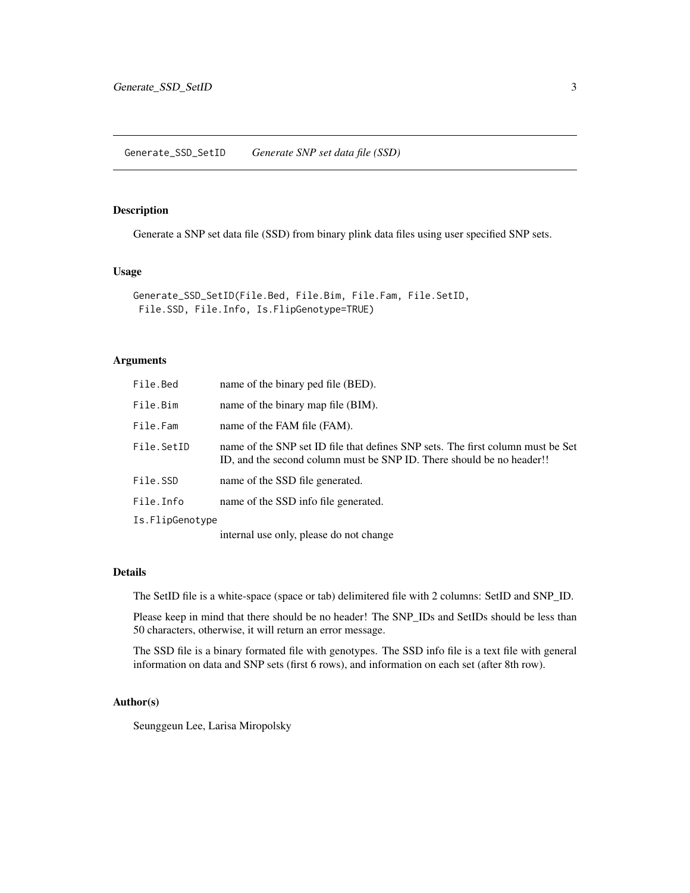## Generate_SSD_SetID *Generate SNP set data file (SSD)*

### Description

Generate a SNP set data file (SSD) from binary plink data files using user specified SNP sets.

### Usage

```
Generate_SSD_SetID(File.Bed, File.Bim, File.Fam, File.SetID,
 File.SSD, File.Info, Is.FlipGenotype=TRUE)
```

### Arguments

| | |
|---|---|
| `File.Bed` | name of the binary ped file (BED). |
| `File.Bim` | name of the binary map file (BIM). |
| `File.Fam` | name of the FAM file (FAM). |
| `File.SetID` | name of the SNP set ID file that defines SNP sets. The first column must be Set ID, and the second column must be SNP ID. There should be no header!! |
| `File.SSD` | name of the SSD file generated. |
| `File.Info` | name of the SSD info file generated. |
| `Is.FlipGenotype` | internal use only, please do not change |

### Details

The SetID file is a white-space (space or tab) delimitered file with 2 columns: SetID and SNP_ID.

Please keep in mind that there should be no header! The SNP_IDs and SetIDs should be less than 50 characters, otherwise, it will return an error message.

The SSD file is a binary formated file with genotypes. The SSD info file is a text file with general information on data and SNP sets (first 6 rows), and information on each set (after 8th row).

### Author(s)

Seunggeun Lee, Larisa Miropolsky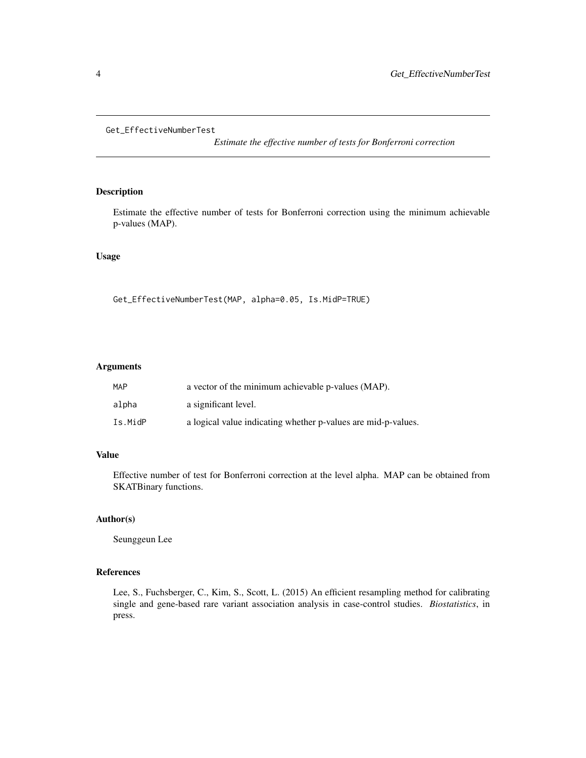Get_EffectiveNumberTest &nbsp;&nbsp;&nbsp;&nbsp;&nbsp;&nbsp;&nbsp;&nbsp; *Estimate the effective number of tests for Bonferroni correction*

## Description

Estimate the effective number of tests for Bonferroni correction using the minimum achievable p-values (MAP).

## Usage

```
Get_EffectiveNumberTest(MAP, alpha=0.05, Is.MidP=TRUE)
```

## Arguments

| | |
|---|---|
| `MAP` | a vector of the minimum achievable p-values (MAP). |
| `alpha` | a significant level. |
| `Is.MidP` | a logical value indicating whether p-values are mid-p-values. |

## Value

Effective number of test for Bonferroni correction at the level alpha. MAP can be obtained from SKATBinary functions.

## Author(s)

Seunggeun Lee

## References

Lee, S., Fuchsberger, C., Kim, S., Scott, L. (2015) An efficient resampling method for calibrating single and gene-based rare variant association analysis in case-control studies. *Biostatistics*, in press.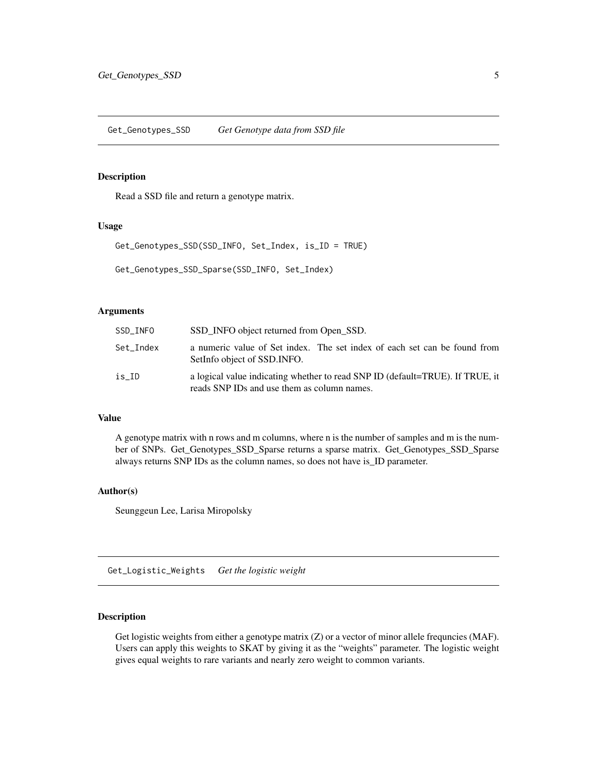## Get_Genotypes_SSD — *Get Genotype data from SSD file*

### Description

Read a SSD file and return a genotype matrix.

### Usage

```
Get_Genotypes_SSD(SSD_INFO, Set_Index, is_ID = TRUE)

Get_Genotypes_SSD_Sparse(SSD_INFO, Set_Index)
```

### Arguments

| | |
|---|---|
| SSD_INFO | SSD_INFO object returned from Open_SSD. |
| Set_Index | a numeric value of Set index. The set index of each set can be found from SetInfo object of SSD.INFO. |
| is_ID | a logical value indicating whether to read SNP ID (default=TRUE). If TRUE, it reads SNP IDs and use them as column names. |

### Value

A genotype matrix with n rows and m columns, where n is the number of samples and m is the number of SNPs. Get_Genotypes_SSD_Sparse returns a sparse matrix. Get_Genotypes_SSD_Sparse always returns SNP IDs as the column names, so does not have is_ID parameter.

### Author(s)

Seunggeun Lee, Larisa Miropolsky

## Get_Logistic_Weights — *Get the logistic weight*

### Description

Get logistic weights from either a genotype matrix (Z) or a vector of minor allele frequncies (MAF). Users can apply this weights to SKAT by giving it as the "weights" parameter. The logistic weight gives equal weights to rare variants and nearly zero weight to common variants.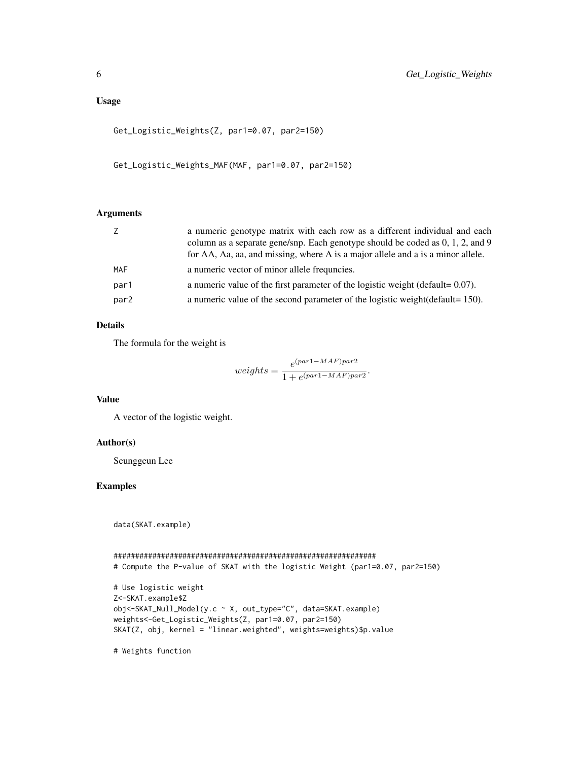### Usage

```
Get_Logistic_Weights(Z, par1=0.07, par2=150)

Get_Logistic_Weights_MAF(MAF, par1=0.07, par2=150)
```

### Arguments

| | |
|---|---|
| Z | a numeric genotype matrix with each row as a different individual and each column as a separate gene/snp. Each genotype should be coded as 0, 1, 2, and 9 for AA, Aa, aa, and missing, where A is a major allele and a is a minor allele. |
| MAF | a numeric vector of minor allele frequncies. |
| par1 | a numeric value of the first parameter of the logistic weight (default= 0.07). |
| par2 | a numeric value of the second parameter of the logistic weight(default= 150). |

### Details

The formula for the weight is

$$weights = \frac{e^{(par1-MAF)par2}}{1+e^{(par1-MAF)par2}}.$$

### Value

A vector of the logistic weight.

### Author(s)

Seunggeun Lee

### Examples

```
data(SKAT.example)

#############################################################
# Compute the P-value of SKAT with the logistic Weight (par1=0.07, par2=150)

# Use logistic weight
Z<-SKAT.example$Z
obj<-SKAT_Null_Model(y.c ~ X, out_type="C", data=SKAT.example)
weights<-Get_Logistic_Weights(Z, par1=0.07, par2=150)
SKAT(Z, obj, kernel = "linear.weighted", weights=weights)$p.value

# Weights function
```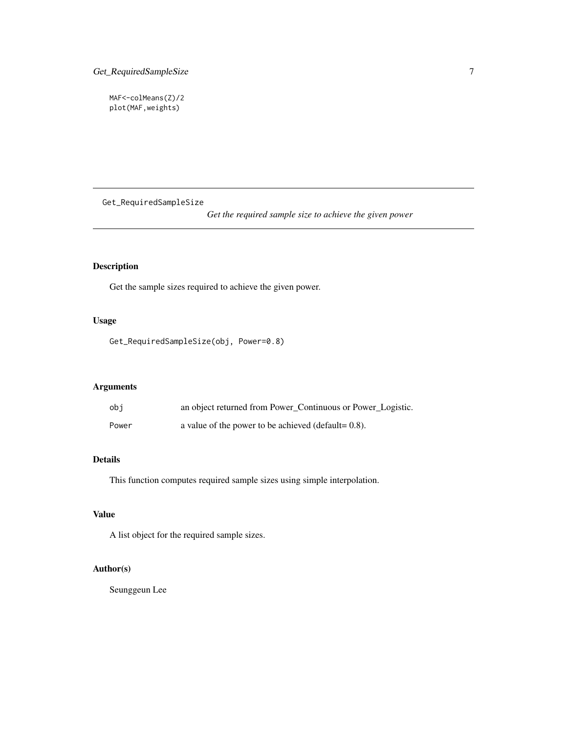```
MAF<-colMeans(Z)/2
plot(MAF,weights)
```

---

## Get_RequiredSampleSize

*Get the required sample size to achieve the given power*

### Description

Get the sample sizes required to achieve the given power.

### Usage

```
Get_RequiredSampleSize(obj, Power=0.8)
```

### Arguments

| | |
|---|---|
| obj | an object returned from Power_Continuous or Power_Logistic. |
| Power | a value of the power to be achieved (default= 0.8). |

### Details

This function computes required sample sizes using simple interpolation.

### Value

A list object for the required sample sizes.

### Author(s)

Seunggeun Lee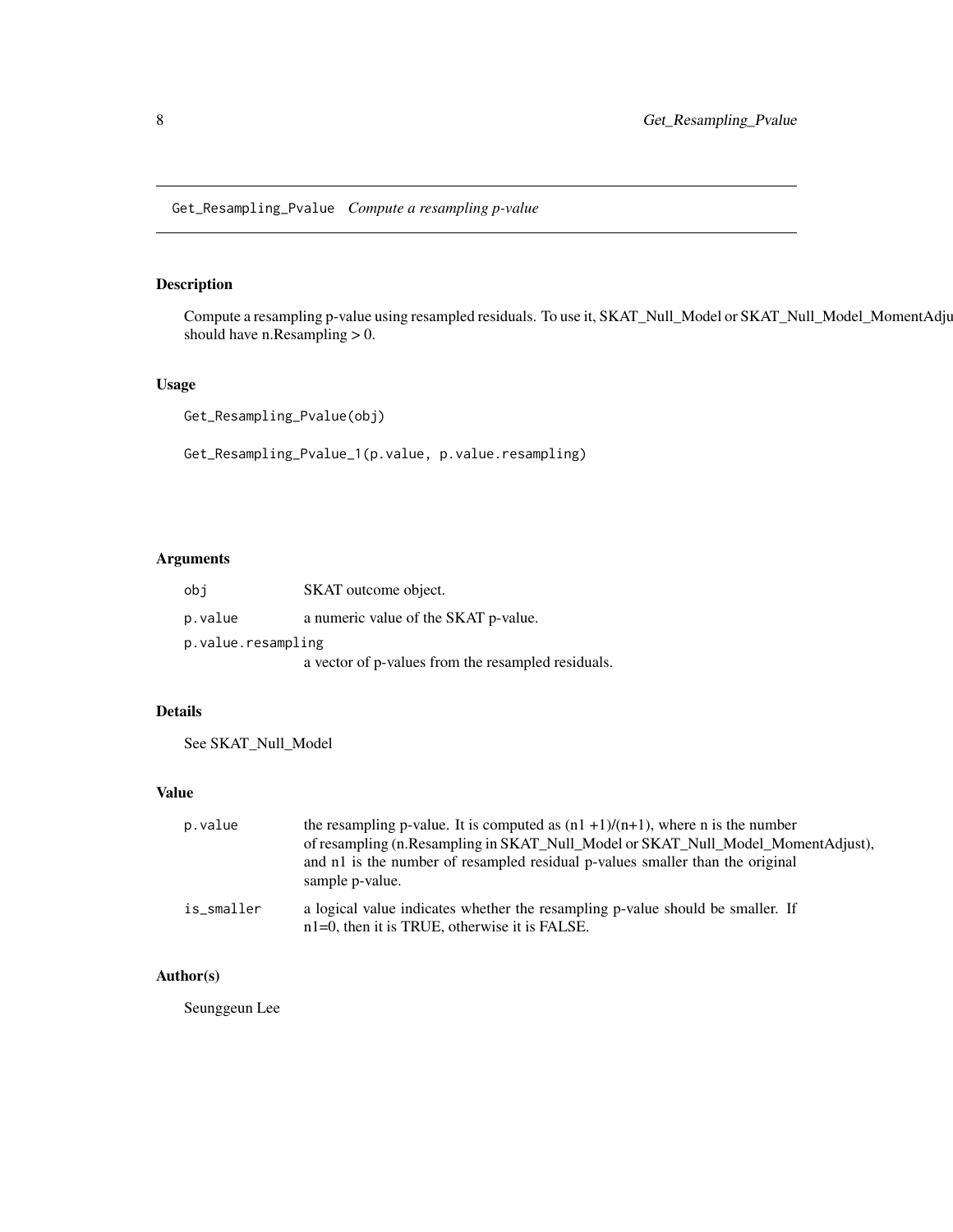Get_Resampling_Pvalue *Compute a resampling p-value*

## Description

Compute a resampling p-value using resampled residuals. To use it, SKAT_Null_Model or SKAT_Null_Model_MomentAdju should have n.Resampling > 0.

## Usage

```
Get_Resampling_Pvalue(obj)

Get_Resampling_Pvalue_1(p.value, p.value.resampling)
```

## Arguments

| | |
|---|---|
| obj | SKAT outcome object. |
| p.value | a numeric value of the SKAT p-value. |
| p.value.resampling | a vector of p-values from the resampled residuals. |

## Details

See SKAT_Null_Model

## Value

| | |
|---|---|
| p.value | the resampling p-value. It is computed as (n1 +1)/(n+1), where n is the number of resampling (n.Resampling in SKAT_Null_Model or SKAT_Null_Model_MomentAdjust), and n1 is the number of resampled residual p-values smaller than the original sample p-value. |
| is_smaller | a logical value indicates whether the resampling p-value should be smaller. If n1=0, then it is TRUE, otherwise it is FALSE. |

## Author(s)

Seunggeun Lee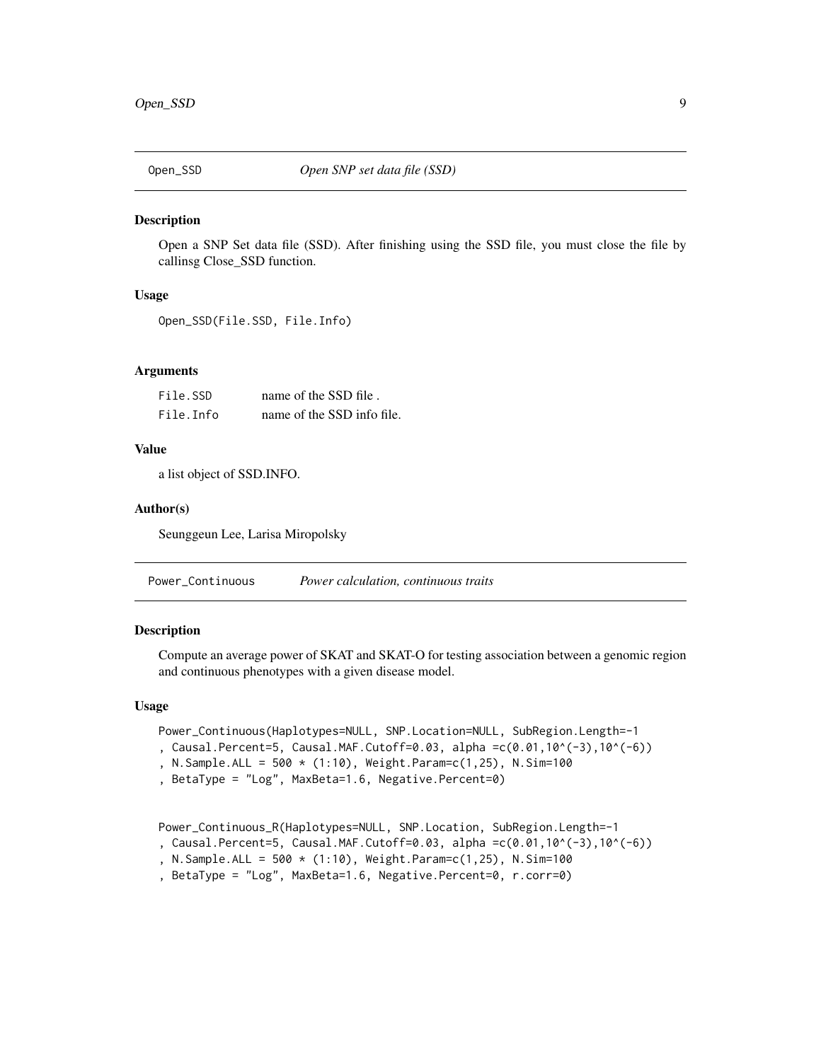## Open_SSD — *Open SNP set data file (SSD)*

### Description

Open a SNP Set data file (SSD). After finishing using the SSD file, you must close the file by callinsg Close_SSD function.

### Usage

```
Open_SSD(File.SSD, File.Info)
```

### Arguments

| | |
|---|---|
| File.SSD | name of the SSD file . |
| File.Info | name of the SSD info file. |

### Value

a list object of SSD.INFO.

### Author(s)

Seunggeun Lee, Larisa Miropolsky

## Power_Continuous — *Power calculation, continuous traits*

### Description

Compute an average power of SKAT and SKAT-O for testing association between a genomic region and continuous phenotypes with a given disease model.

### Usage

```
Power_Continuous(Haplotypes=NULL, SNP.Location=NULL, SubRegion.Length=-1
, Causal.Percent=5, Causal.MAF.Cutoff=0.03, alpha =c(0.01,10^(-3),10^(-6))
, N.Sample.ALL = 500 * (1:10), Weight.Param=c(1,25), N.Sim=100
, BetaType = "Log", MaxBeta=1.6, Negative.Percent=0)


Power_Continuous_R(Haplotypes=NULL, SNP.Location, SubRegion.Length=-1
, Causal.Percent=5, Causal.MAF.Cutoff=0.03, alpha =c(0.01,10^(-3),10^(-6))
, N.Sample.ALL = 500 * (1:10), Weight.Param=c(1,25), N.Sim=100
, BetaType = "Log", MaxBeta=1.6, Negative.Percent=0, r.corr=0)
```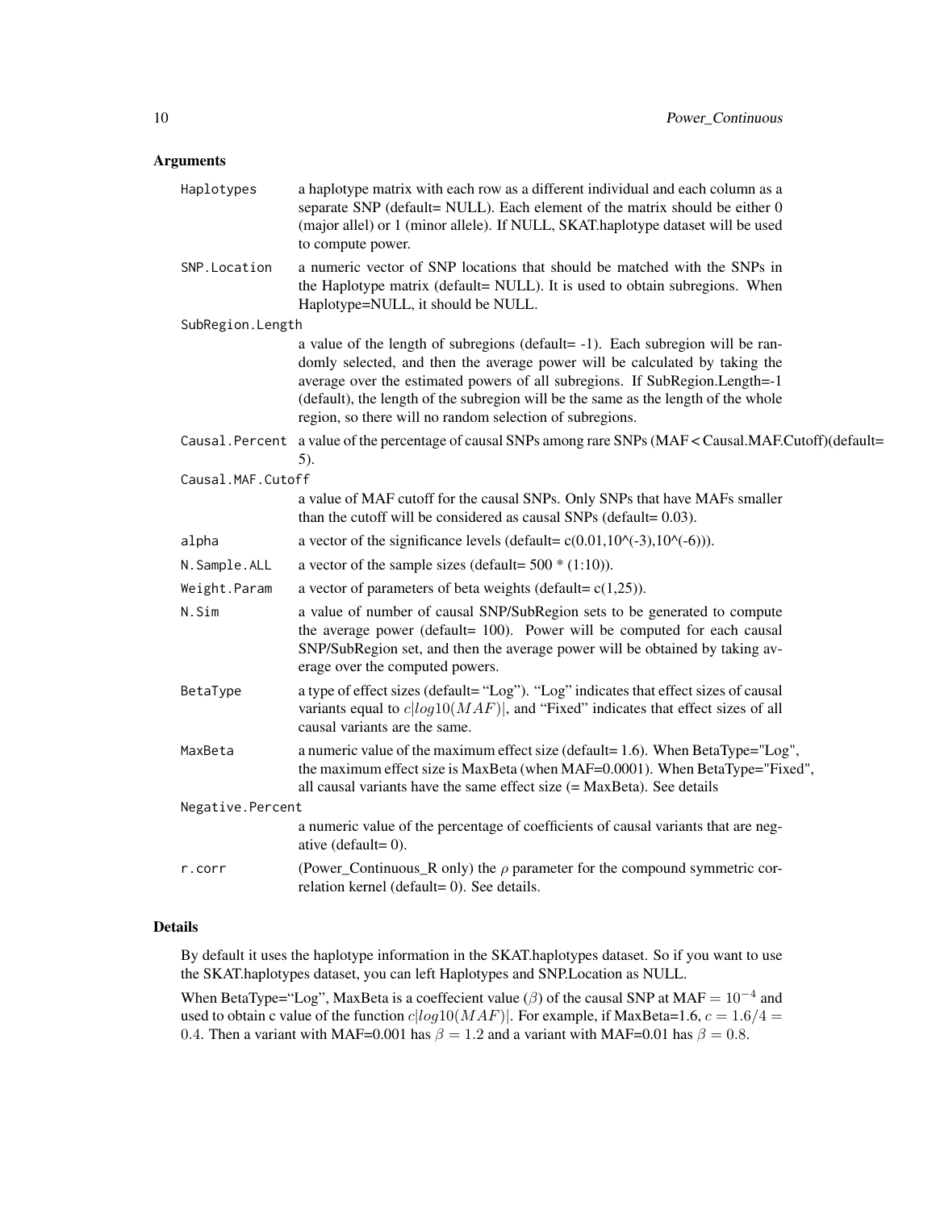## Arguments

- `Haplotypes` — a haplotype matrix with each row as a different individual and each column as a separate SNP (default= NULL). Each element of the matrix should be either 0 (major allel) or 1 (minor allele). If NULL, SKAT.haplotype dataset will be used to compute power.
- `SNP.Location` — a numeric vector of SNP locations that should be matched with the SNPs in the Haplotype matrix (default= NULL). It is used to obtain subregions. When Haplotype=NULL, it should be NULL.
- `SubRegion.Length` — a value of the length of subregions (default= -1). Each subregion will be randomly selected, and then the average power will be calculated by taking the average over the estimated powers of all subregions. If SubRegion.Length=-1 (default), the length of the subregion will be the same as the length of the whole region, so there will no random selection of subregions.
- `Causal.Percent` — a value of the percentage of causal SNPs among rare SNPs (MAF < Causal.MAF.Cutoff)(default= 5).
- `Causal.MAF.Cutoff` — a value of MAF cutoff for the causal SNPs. Only SNPs that have MAFs smaller than the cutoff will be considered as causal SNPs (default= 0.03).
- `alpha` — a vector of the significance levels (default= c(0.01,10^(-3),10^(-6))).
- `N.Sample.ALL` — a vector of the sample sizes (default= 500 * (1:10)).
- `Weight.Param` — a vector of parameters of beta weights (default= c(1,25)).
- `N.Sim` — a value of number of causal SNP/SubRegion sets to be generated to compute the average power (default= 100). Power will be computed for each causal SNP/SubRegion set, and then the average power will be obtained by taking average over the computed powers.
- `BetaType` — a type of effect sizes (default= "Log"). "Log" indicates that effect sizes of causal variants equal to $c|log10(MAF)|$, and "Fixed" indicates that effect sizes of all causal variants are the same.
- `MaxBeta` — a numeric value of the maximum effect size (default= 1.6). When BetaType="Log", the maximum effect size is MaxBeta (when MAF=0.0001). When BetaType="Fixed", all causal variants have the same effect size (= MaxBeta). See details
- `Negative.Percent` — a numeric value of the percentage of coefficients of causal variants that are negative (default= 0).
- `r.corr` — (Power_Continuous_R only) the $\rho$ parameter for the compound symmetric correlation kernel (default= 0). See details.

## Details

By default it uses the haplotype information in the SKAT.haplotypes dataset. So if you want to use the SKAT.haplotypes dataset, you can left Haplotypes and SNP.Location as NULL.

When BetaType="Log", MaxBeta is a coeffecient value ($\beta$) of the causal SNP at MAF $= 10^{-4}$ and used to obtain c value of the function $c|log10(MAF)|$. For example, if MaxBeta=1.6, $c = 1.6/4 = 0.4$. Then a variant with MAF=0.001 has $\beta = 1.2$ and a variant with MAF=0.01 has $\beta = 0.8$.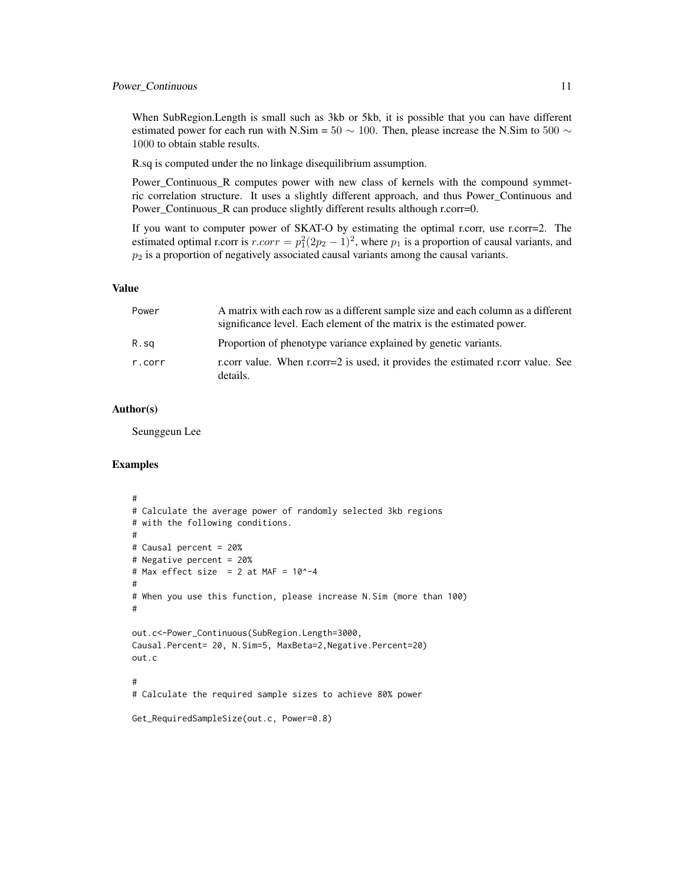When SubRegion.Length is small such as 3kb or 5kb, it is possible that you can have different estimated power for each run with N.Sim = $50 \sim 100$. Then, please increase the N.Sim to $500 \sim 1000$ to obtain stable results.

R.sq is computed under the no linkage disequilibrium assumption.

Power_Continuous_R computes power with new class of kernels with the compound symmetric correlation structure. It uses a slightly different approach, and thus Power_Continuous and Power_Continuous_R can produce slightly different results although r.corr=0.

If you want to computer power of SKAT-O by estimating the optimal r.corr, use r.corr=2. The estimated optimal r.corr is $r.corr = p_1^2(2p_2 - 1)^2$, where $p_1$ is a proportion of causal variants, and $p_2$ is a proportion of negatively associated causal variants among the causal variants.

### Value

| | |
|---|---|
| Power | A matrix with each row as a different sample size and each column as a different significance level. Each element of the matrix is the estimated power. |
| R.sq | Proportion of phenotype variance explained by genetic variants. |
| r.corr | r.corr value. When r.corr=2 is used, it provides the estimated r.corr value. See details. |

### Author(s)

Seunggeun Lee

### Examples

```
#
# Calculate the average power of randomly selected 3kb regions
# with the following conditions.
#
# Causal percent = 20%
# Negative percent = 20%
# Max effect size  = 2 at MAF = 10^-4
#
# When you use this function, please increase N.Sim (more than 100)
#

out.c<-Power_Continuous(SubRegion.Length=3000,
Causal.Percent= 20, N.Sim=5, MaxBeta=2,Negative.Percent=20)
out.c

#
# Calculate the required sample sizes to achieve 80% power

Get_RequiredSampleSize(out.c, Power=0.8)
```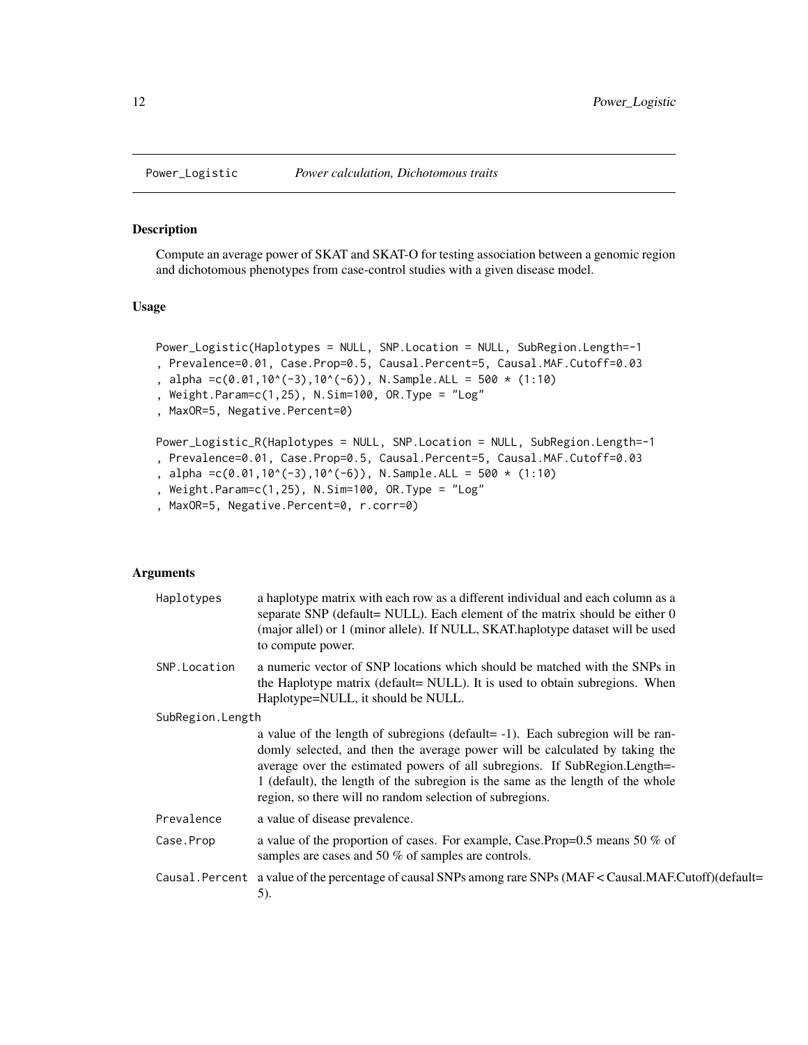## Power_Logistic *Power calculation, Dichotomous traits*

### Description

Compute an average power of SKAT and SKAT-O for testing association between a genomic region and dichotomous phenotypes from case-control studies with a given disease model.

### Usage

```
Power_Logistic(Haplotypes = NULL, SNP.Location = NULL, SubRegion.Length=-1
, Prevalence=0.01, Case.Prop=0.5, Causal.Percent=5, Causal.MAF.Cutoff=0.03
, alpha =c(0.01,10^(-3),10^(-6)), N.Sample.ALL = 500 * (1:10)
, Weight.Param=c(1,25), N.Sim=100, OR.Type = "Log"
, MaxOR=5, Negative.Percent=0)

Power_Logistic_R(Haplotypes = NULL, SNP.Location = NULL, SubRegion.Length=-1
, Prevalence=0.01, Case.Prop=0.5, Causal.Percent=5, Causal.MAF.Cutoff=0.03
, alpha =c(0.01,10^(-3),10^(-6)), N.Sample.ALL = 500 * (1:10)
, Weight.Param=c(1,25), N.Sim=100, OR.Type = "Log"
, MaxOR=5, Negative.Percent=0, r.corr=0)
```

### Arguments

- `Haplotypes` a haplotype matrix with each row as a different individual and each column as a separate SNP (default= NULL). Each element of the matrix should be either 0 (major allel) or 1 (minor allele). If NULL, SKAT.haplotype dataset will be used to compute power.
- `SNP.Location` a numeric vector of SNP locations which should be matched with the SNPs in the Haplotype matrix (default= NULL). It is used to obtain subregions. When Haplotype=NULL, it should be NULL.
- `SubRegion.Length` a value of the length of subregions (default= -1). Each subregion will be randomly selected, and then the average power will be calculated by taking the average over the estimated powers of all subregions. If SubRegion.Length=-1 (default), the length of the subregion is the same as the length of the whole region, so there will no random selection of subregions.
- `Prevalence` a value of disease prevalence.
- `Case.Prop` a value of the proportion of cases. For example, Case.Prop=0.5 means 50 % of samples are cases and 50 % of samples are controls.
- `Causal.Percent` a value of the percentage of causal SNPs among rare SNPs (MAF < Causal.MAF.Cutoff)(default= 5).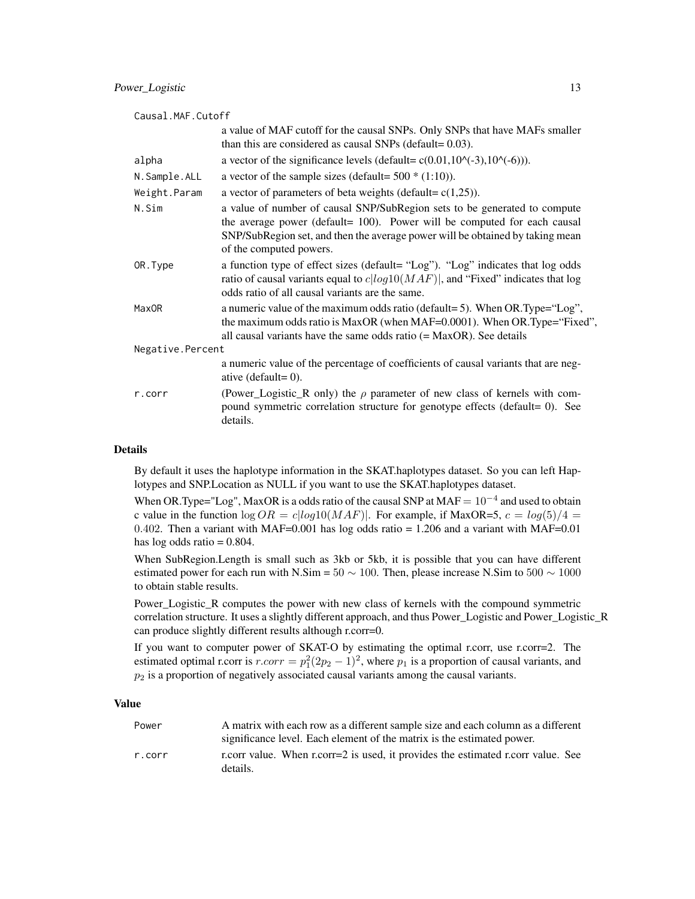| | |
|---|---|
| Causal.MAF.Cutoff | a value of MAF cutoff for the causal SNPs. Only SNPs that have MAFs smaller than this are considered as causal SNPs (default= 0.03). |
| alpha | a vector of the significance levels (default= c(0.01,10^(-3),10^(-6))). |
| N.Sample.ALL | a vector of the sample sizes (default= 500 * (1:10)). |
| Weight.Param | a vector of parameters of beta weights (default= c(1,25)). |
| N.Sim | a value of number of causal SNP/SubRegion sets to be generated to compute the average power (default= 100). Power will be computed for each causal SNP/SubRegion set, and then the average power will be obtained by taking mean of the computed powers. |
| OR.Type | a function type of effect sizes (default= "Log"). "Log" indicates that log odds ratio of causal variants equal to $c\|log10(MAF)\|$, and "Fixed" indicates that log odds ratio of all causal variants are the same. |
| MaxOR | a numeric value of the maximum odds ratio (default= 5). When OR.Type="Log", the maximum odds ratio is MaxOR (when MAF=0.0001). When OR.Type="Fixed", all causal variants have the same odds ratio (= MaxOR). See details |
| Negative.Percent | a numeric value of the percentage of coefficients of causal variants that are negative (default= 0). |
| r.corr | (Power_Logistic_R only) the $\rho$ parameter of new class of kernels with compound symmetric correlation structure for genotype effects (default= 0). See details. |

## Details

By default it uses the haplotype information in the SKAT.haplotypes dataset. So you can left Haplotypes and SNP.Location as NULL if you want to use the SKAT.haplotypes dataset.

When OR.Type="Log", MaxOR is a odds ratio of the causal SNP at MAF $= 10^{-4}$ and used to obtain c value in the function $\log OR = c|log10(MAF)|$. For example, if MaxOR=5, $c = log(5)/4 = 0.402$. Then a variant with MAF=0.001 has log odds ratio = 1.206 and a variant with MAF=0.01 has log odds ratio = 0.804.

When SubRegion.Length is small such as 3kb or 5kb, it is possible that you can have different estimated power for each run with N.Sim = $50 \sim 100$. Then, please increase N.Sim to $500 \sim 1000$ to obtain stable results.

Power_Logistic_R computes the power with new class of kernels with the compound symmetric correlation structure. It uses a slightly different approach, and thus Power_Logistic and Power_Logistic_R can produce slightly different results although r.corr=0.

If you want to computer power of SKAT-O by estimating the optimal r.corr, use r.corr=2. The estimated optimal r.corr is $r.corr = p_1^2(2p_2 - 1)^2$, where $p_1$ is a proportion of causal variants, and $p_2$ is a proportion of negatively associated causal variants among the causal variants.

## Value

| | |
|---|---|
| Power | A matrix with each row as a different sample size and each column as a different significance level. Each element of the matrix is the estimated power. |
| r.corr | r.corr value. When r.corr=2 is used, it provides the estimated r.corr value. See details. |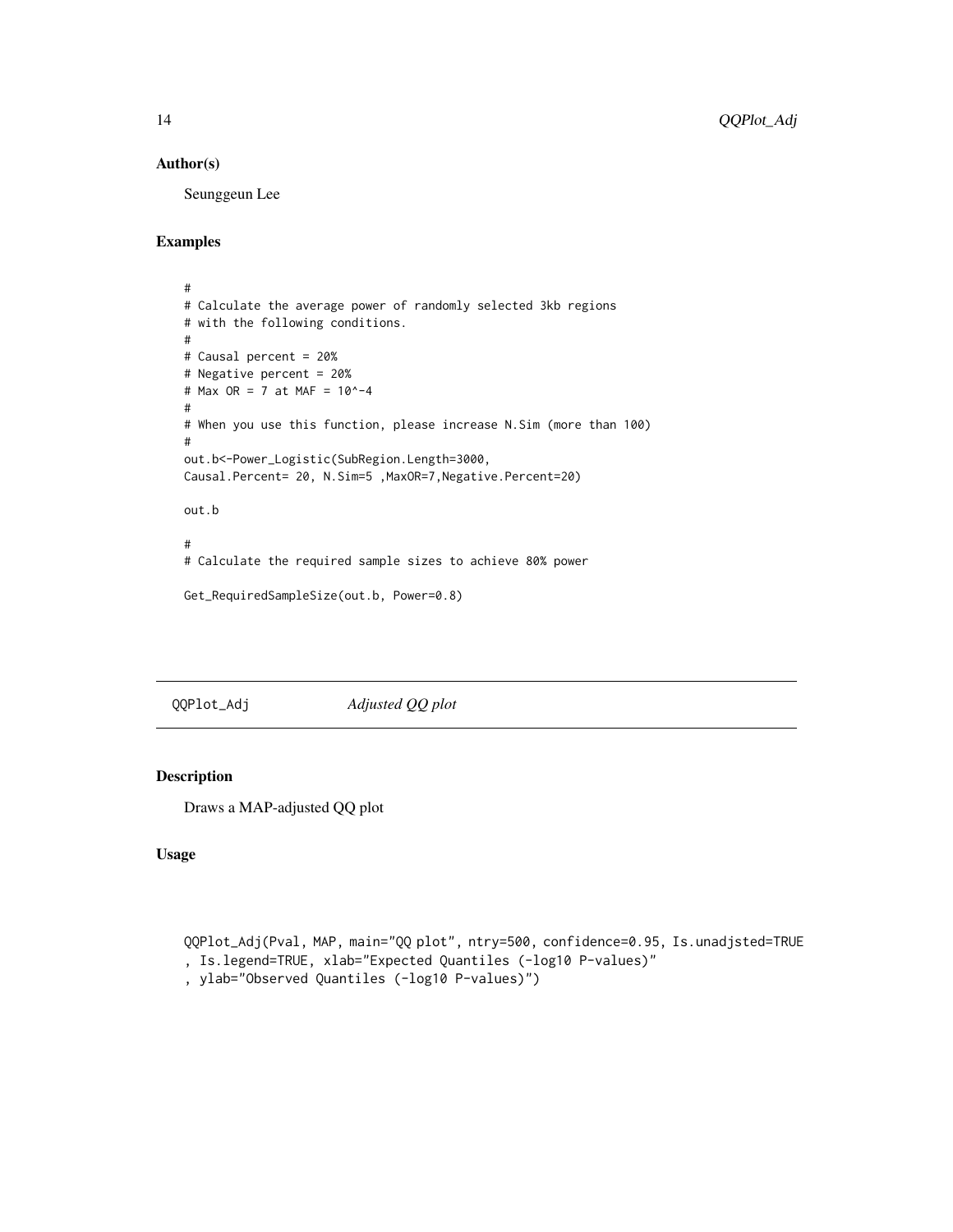### Author(s)

Seunggeun Lee

### Examples

```
#
# Calculate the average power of randomly selected 3kb regions
# with the following conditions.
#
# Causal percent = 20%
# Negative percent = 20%
# Max OR = 7 at MAF = 10^-4
#
# When you use this function, please increase N.Sim (more than 100)
#
out.b<-Power_Logistic(SubRegion.Length=3000,
Causal.Percent= 20, N.Sim=5 ,MaxOR=7,Negative.Percent=20)

out.b

#
# Calculate the required sample sizes to achieve 80% power

Get_RequiredSampleSize(out.b, Power=0.8)
```

---

## QQPlot_Adj — *Adjusted QQ plot*

### Description

Draws a MAP-adjusted QQ plot

### Usage

```
QQPlot_Adj(Pval, MAP, main="QQ plot", ntry=500, confidence=0.95, Is.unadjsted=TRUE
, Is.legend=TRUE, xlab="Expected Quantiles (-log10 P-values)"
, ylab="Observed Quantiles (-log10 P-values)")
```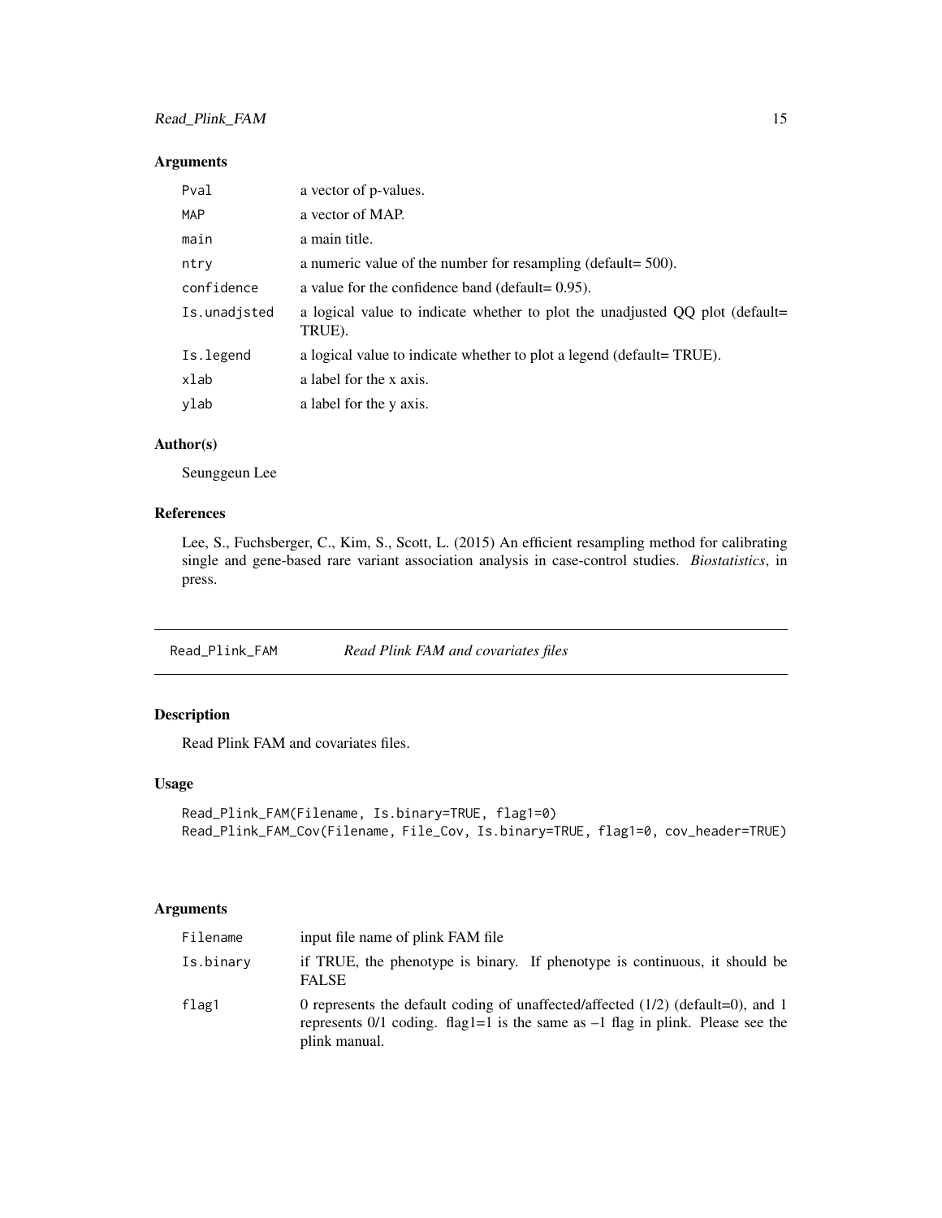### Arguments

| | |
|---|---|
| `Pval` | a vector of p-values. |
| `MAP` | a vector of MAP. |
| `main` | a main title. |
| `ntry` | a numeric value of the number for resampling (default= 500). |
| `confidence` | a value for the confidence band (default= 0.95). |
| `Is.unadjsted` | a logical value to indicate whether to plot the unadjusted QQ plot (default= TRUE). |
| `Is.legend` | a logical value to indicate whether to plot a legend (default= TRUE). |
| `xlab` | a label for the x axis. |
| `ylab` | a label for the y axis. |

### Author(s)

Seunggeun Lee

### References

Lee, S., Fuchsberger, C., Kim, S., Scott, L. (2015) An efficient resampling method for calibrating single and gene-based rare variant association analysis in case-control studies. *Biostatistics*, in press.

---

## `Read_Plink_FAM` *Read Plink FAM and covariates files*

---

### Description

Read Plink FAM and covariates files.

### Usage

```
Read_Plink_FAM(Filename, Is.binary=TRUE, flag1=0)
Read_Plink_FAM_Cov(Filename, File_Cov, Is.binary=TRUE, flag1=0, cov_header=TRUE)
```

### Arguments

| | |
|---|---|
| `Filename` | input file name of plink FAM file |
| `Is.binary` | if TRUE, the phenotype is binary. If phenotype is continuous, it should be FALSE |
| `flag1` | 0 represents the default coding of unaffected/affected (1/2) (default=0), and 1 represents 0/1 coding. flag1=1 is the same as –1 flag in plink. Please see the plink manual. |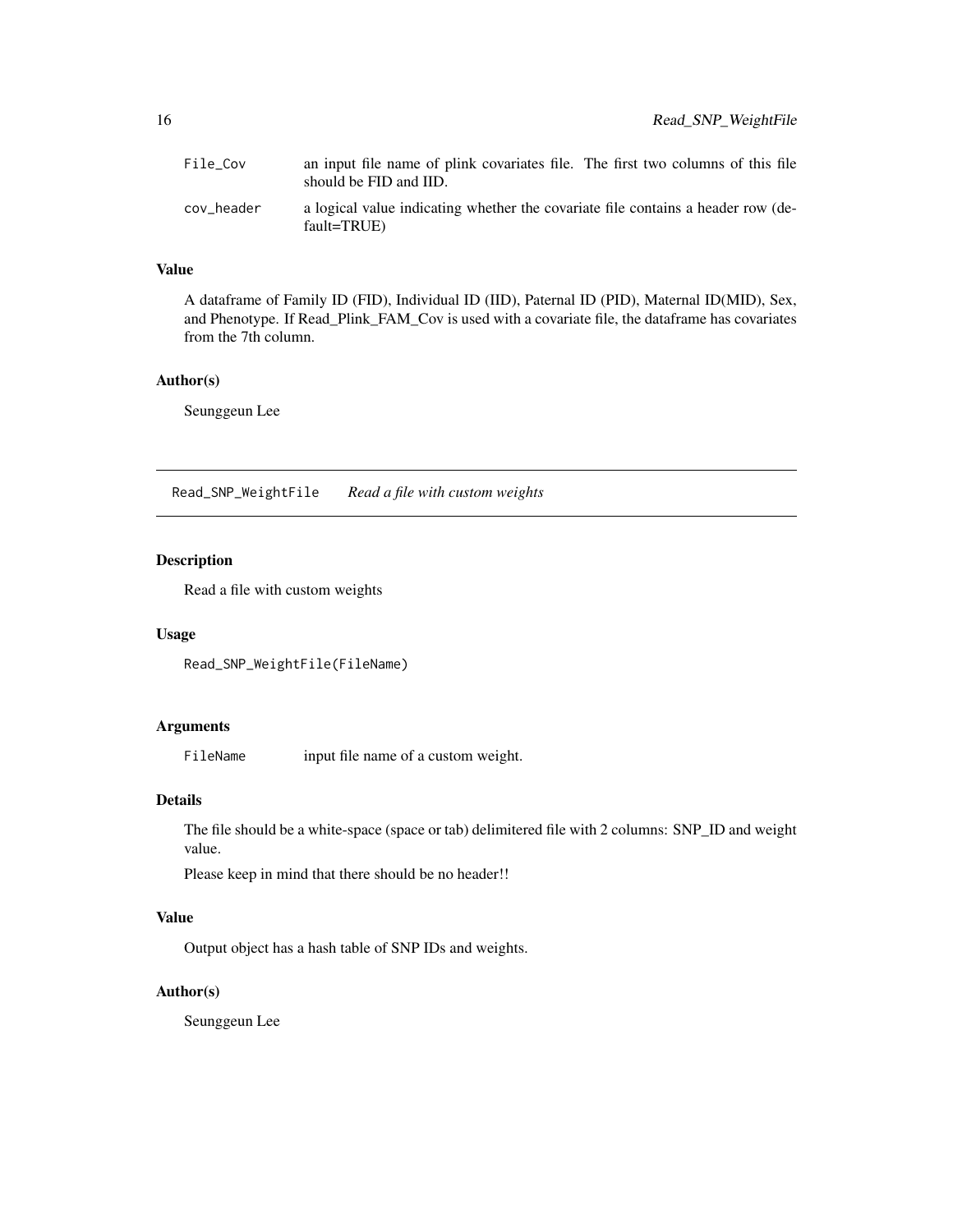| | |
|---|---|
| `File_Cov` | an input file name of plink covariates file. The first two columns of this file should be FID and IID. |
| `cov_header` | a logical value indicating whether the covariate file contains a header row (default=TRUE) |

### Value

A dataframe of Family ID (FID), Individual ID (IID), Paternal ID (PID), Maternal ID(MID), Sex, and Phenotype. If Read_Plink_FAM_Cov is used with a covariate file, the dataframe has covariates from the 7th column.

### Author(s)

Seunggeun Lee

---

## `Read_SNP_WeightFile` *Read a file with custom weights*

---

### Description

Read a file with custom weights

### Usage

```
Read_SNP_WeightFile(FileName)
```

### Arguments

| | |
|---|---|
| `FileName` | input file name of a custom weight. |

### Details

The file should be a white-space (space or tab) delimitered file with 2 columns: SNP_ID and weight value.

Please keep in mind that there should be no header!!

### Value

Output object has a hash table of SNP IDs and weights.

### Author(s)

Seunggeun Lee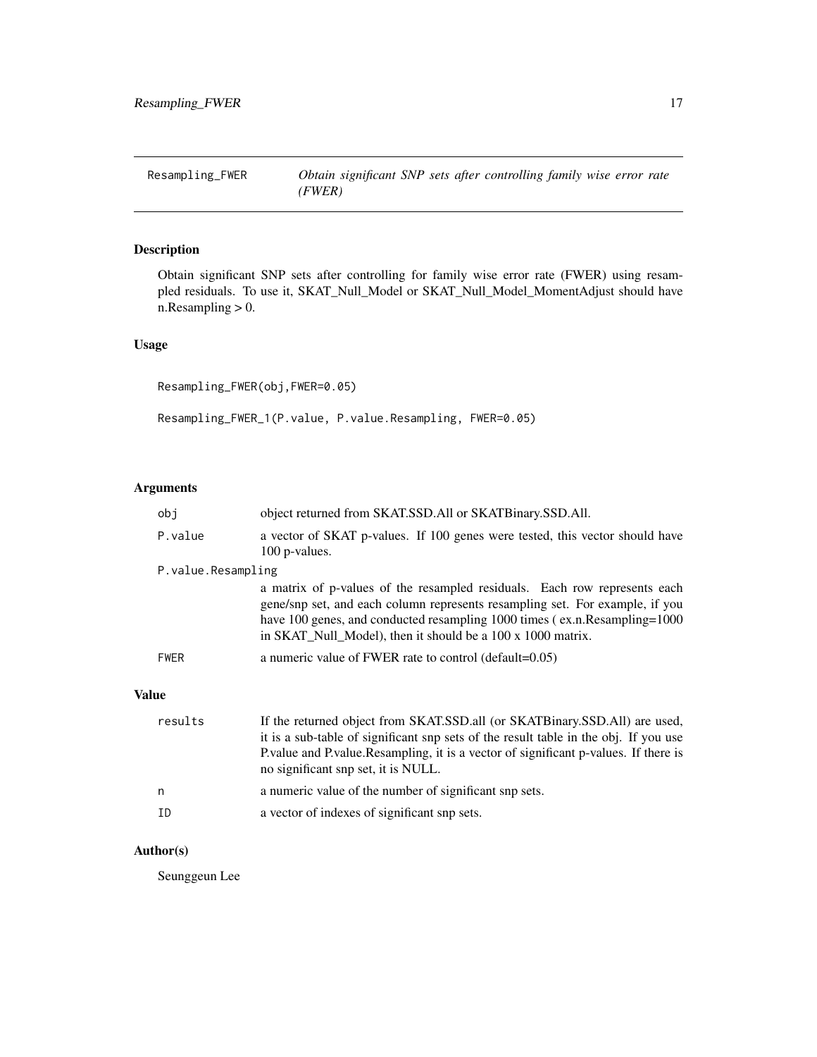Resampling_FWER — *Obtain significant SNP sets after controlling family wise error rate (FWER)*

## Description

Obtain significant SNP sets after controlling for family wise error rate (FWER) using resampled residuals. To use it, SKAT_Null_Model or SKAT_Null_Model_MomentAdjust should have n.Resampling > 0.

## Usage

```
Resampling_FWER(obj,FWER=0.05)

Resampling_FWER_1(P.value, P.value.Resampling, FWER=0.05)
```

## Arguments

| | |
|---|---|
| `obj` | object returned from SKAT.SSD.All or SKATBinary.SSD.All. |
| `P.value` | a vector of SKAT p-values. If 100 genes were tested, this vector should have 100 p-values. |
| `P.value.Resampling` | a matrix of p-values of the resampled residuals. Each row represents each gene/snp set, and each column represents resampling set. For example, if you have 100 genes, and conducted resampling 1000 times ( ex.n.Resampling=1000 in SKAT_Null_Model), then it should be a 100 x 1000 matrix. |
| `FWER` | a numeric value of FWER rate to control (default=0.05) |

## Value

| | |
|---|---|
| `results` | If the returned object from SKAT.SSD.all (or SKATBinary.SSD.All) are used, it is a sub-table of significant snp sets of the result table in the obj. If you use P.value and P.value.Resampling, it is a vector of significant p-values. If there is no significant snp set, it is NULL. |
| `n` | a numeric value of the number of significant snp sets. |
| `ID` | a vector of indexes of significant snp sets. |

## Author(s)

Seunggeun Lee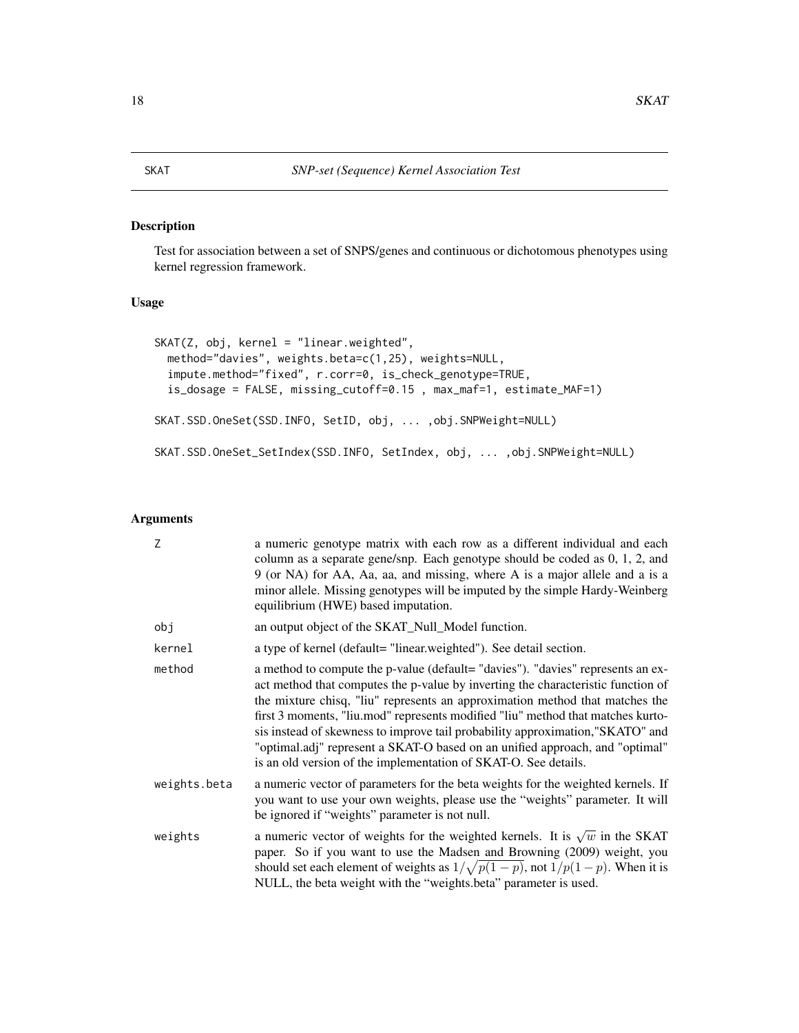## SKAT — *SNP-set (Sequence) Kernel Association Test*

### Description

Test for association between a set of SNPS/genes and continuous or dichotomous phenotypes using kernel regression framework.

### Usage

```
SKAT(Z, obj, kernel = "linear.weighted",
  method="davies", weights.beta=c(1,25), weights=NULL,
  impute.method="fixed", r.corr=0, is_check_genotype=TRUE,
  is_dosage = FALSE, missing_cutoff=0.15 , max_maf=1, estimate_MAF=1)

SKAT.SSD.OneSet(SSD.INFO, SetID, obj, ... ,obj.SNPWeight=NULL)

SKAT.SSD.OneSet_SetIndex(SSD.INFO, SetIndex, obj, ... ,obj.SNPWeight=NULL)
```

### Arguments

| | |
|---|---|
| `Z` | a numeric genotype matrix with each row as a different individual and each column as a separate gene/snp. Each genotype should be coded as 0, 1, 2, and 9 (or NA) for AA, Aa, aa, and missing, where A is a major allele and a is a minor allele. Missing genotypes will be imputed by the simple Hardy-Weinberg equilibrium (HWE) based imputation. |
| `obj` | an output object of the SKAT_Null_Model function. |
| `kernel` | a type of kernel (default= "linear.weighted"). See detail section. |
| `method` | a method to compute the p-value (default= "davies"). "davies" represents an exact method that computes the p-value by inverting the characteristic function of the mixture chisq, "liu" represents an approximation method that matches the first 3 moments, "liu.mod" represents modified "liu" method that matches kurtosis instead of skewness to improve tail probability approximation,"SKATO" and "optimal.adj" represent a SKAT-O based on an unified approach, and "optimal" is an old version of the implementation of SKAT-O. See details. |
| `weights.beta` | a numeric vector of parameters for the beta weights for the weighted kernels. If you want to use your own weights, please use the "weights" parameter. It will be ignored if "weights" parameter is not null. |
| `weights` | a numeric vector of weights for the weighted kernels. It is $\sqrt{w}$ in the SKAT paper. So if you want to use the Madsen and Browning (2009) weight, you should set each element of weights as $1/\sqrt{p(1-p)}$, not $1/p(1-p)$. When it is NULL, the beta weight with the "weights.beta" parameter is used. |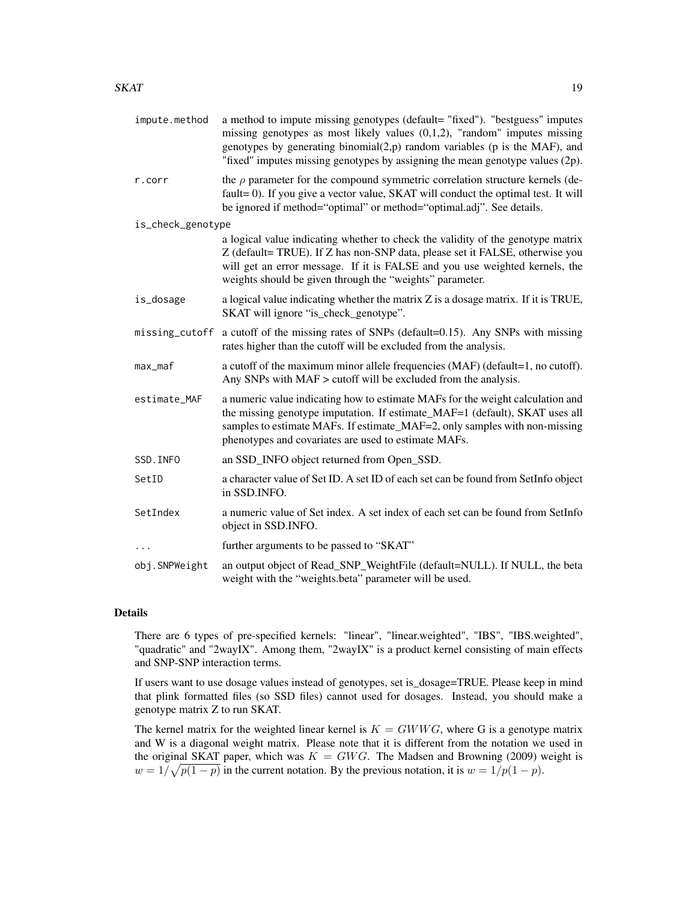| | |
|---|---|
| impute.method | a method to impute missing genotypes (default= "fixed"). "bestguess" imputes missing genotypes as most likely values (0,1,2), "random" imputes missing genotypes by generating binomial(2,p) random variables (p is the MAF), and "fixed" imputes missing genotypes by assigning the mean genotype values (2p). |
| r.corr | the $\rho$ parameter for the compound symmetric correlation structure kernels (default= 0). If you give a vector value, SKAT will conduct the optimal test. It will be ignored if method="optimal" or method="optimal.adj". See details. |
| is_check_genotype | a logical value indicating whether to check the validity of the genotype matrix Z (default= TRUE). If Z has non-SNP data, please set it FALSE, otherwise you will get an error message. If it is FALSE and you use weighted kernels, the weights should be given through the "weights" parameter. |
| is_dosage | a logical value indicating whether the matrix Z is a dosage matrix. If it is TRUE, SKAT will ignore "is_check_genotype". |
| missing_cutoff | a cutoff of the missing rates of SNPs (default=0.15). Any SNPs with missing rates higher than the cutoff will be excluded from the analysis. |
| max_maf | a cutoff of the maximum minor allele frequencies (MAF) (default=1, no cutoff). Any SNPs with MAF > cutoff will be excluded from the analysis. |
| estimate_MAF | a numeric value indicating how to estimate MAFs for the weight calculation and the missing genotype imputation. If estimate_MAF=1 (default), SKAT uses all samples to estimate MAFs. If estimate_MAF=2, only samples with non-missing phenotypes and covariates are used to estimate MAFs. |
| SSD.INFO | an SSD_INFO object returned from Open_SSD. |
| SetID | a character value of Set ID. A set ID of each set can be found from SetInfo object in SSD.INFO. |
| SetIndex | a numeric value of Set index. A set index of each set can be found from SetInfo object in SSD.INFO. |
| ... | further arguments to be passed to "SKAT" |
| obj.SNPWeight | an output object of Read_SNP_WeightFile (default=NULL). If NULL, the beta weight with the "weights.beta" parameter will be used. |

## Details

There are 6 types of pre-specified kernels: "linear", "linear.weighted", "IBS", "IBS.weighted", "quadratic" and "2wayIX". Among them, "2wayIX" is a product kernel consisting of main effects and SNP-SNP interaction terms.

If users want to use dosage values instead of genotypes, set is_dosage=TRUE. Please keep in mind that plink formatted files (so SSD files) cannot used for dosages. Instead, you should make a genotype matrix Z to run SKAT.

The kernel matrix for the weighted linear kernel is $K = GWWG$, where G is a genotype matrix and W is a diagonal weight matrix. Please note that it is different from the notation we used in the original SKAT paper, which was $K = GWG$. The Madsen and Browning (2009) weight is $w = 1/\sqrt{p(1-p)}$ in the current notation. By the previous notation, it is $w = 1/p(1-p)$.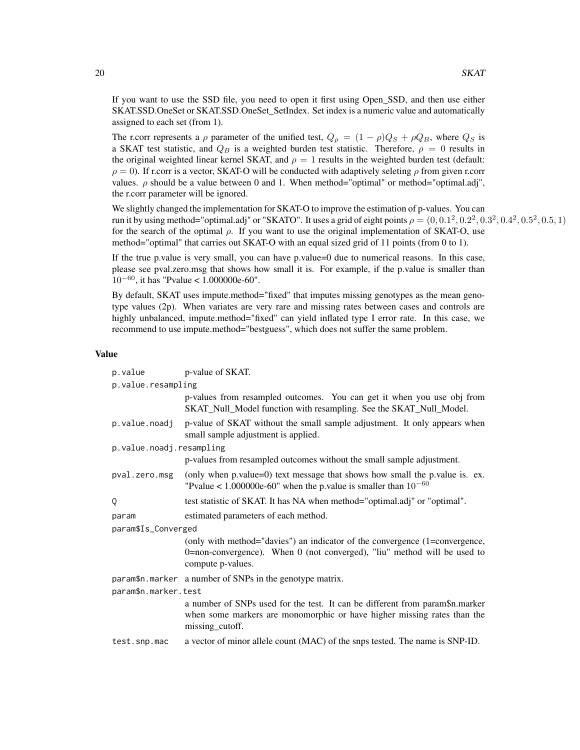If you want to use the SSD file, you need to open it first using Open_SSD, and then use either SKAT.SSD.OneSet or SKAT.SSD.OneSet_SetIndex. Set index is a numeric value and automatically assigned to each set (from 1).

The r.corr represents a $\rho$ parameter of the unified test, $Q_\rho = (1-\rho)Q_S + \rho Q_B$, where $Q_S$ is a SKAT test statistic, and $Q_B$ is a weighted burden test statistic. Therefore, $\rho = 0$ results in the original weighted linear kernel SKAT, and $\rho = 1$ results in the weighted burden test (default: $\rho = 0$). If r.corr is a vector, SKAT-O will be conducted with adaptively seleting $\rho$ from given r.corr values. $\rho$ should be a value between 0 and 1. When method="optimal" or method="optimal.adj", the r.corr parameter will be ignored.

We slightly changed the implementation for SKAT-O to improve the estimation of p-values. You can run it by using method="optimal.adj" or "SKATO". It uses a grid of eight points $\rho = (0, 0.1^2, 0.2^2, 0.3^2, 0.4^2, 0.5^2, 0.5, 1)$ for the search of the optimal $\rho$. If you want to use the original implementation of SKAT-O, use method="optimal" that carries out SKAT-O with an equal sized grid of 11 points (from 0 to 1).

If the true p.value is very small, you can have p.value=0 due to numerical reasons. In this case, please see pval.zero.msg that shows how small it is. For example, if the p.value is smaller than $10^{-60}$, it has "Pvalue < 1.000000e-60".

By default, SKAT uses impute.method="fixed" that imputes missing genotypes as the mean genotype values (2p). When variates are very rare and missing rates between cases and controls are highly unbalanced, impute.method="fixed" can yield inflated type I error rate. In this case, we recommend to use impute.method="bestguess", which does not suffer the same problem.

## Value

`p.value` p-value of SKAT.

`p.value.resampling`
: p-values from resampled outcomes. You can get it when you use obj from SKAT_Null_Model function with resampling. See the SKAT_Null_Model.

`p.value.noadj` p-value of SKAT without the small sample adjustment. It only appears when small sample adjustment is applied.

`p.value.noadj.resampling`
: p-values from resampled outcomes without the small sample adjustment.

`pval.zero.msg` (only when p.value=0) text message that shows how small the p.value is. ex. "Pvalue < 1.000000e-60" when the p.value is smaller than $10^{-60}$

`Q` test statistic of SKAT. It has NA when method="optimal.adj" or "optimal".

`param` estimated parameters of each method.

`param$Is_Converged`
: (only with method="davies") an indicator of the convergence (1=convergence, 0=non-convergence). When 0 (not converged), "liu" method will be used to compute p-values.

`param$n.marker` a number of SNPs in the genotype matrix.

`param$n.marker.test`
: a number of SNPs used for the test. It can be different from param$n.marker when some markers are monomorphic or have higher missing rates than the missing_cutoff.

`test.snp.mac` a vector of minor allele count (MAC) of the snps tested. The name is SNP-ID.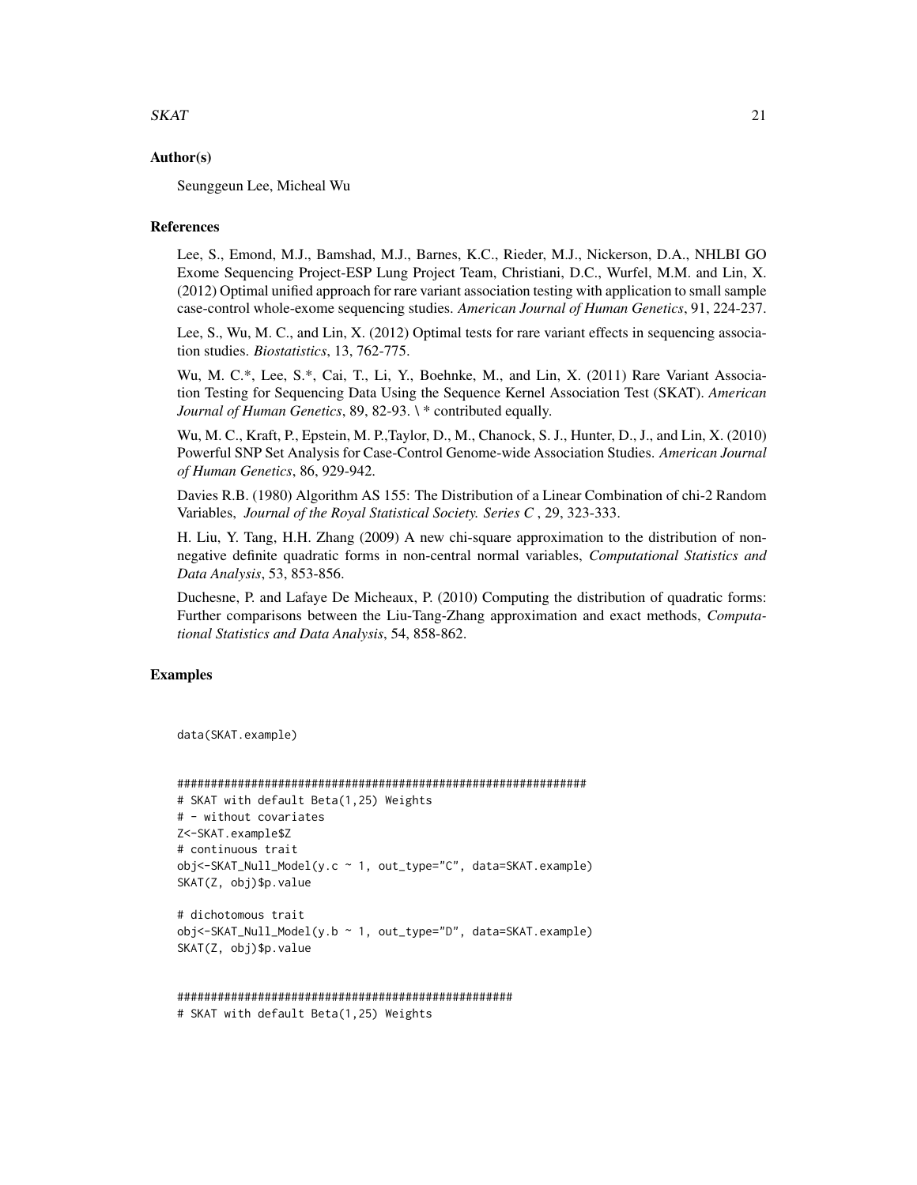### Author(s)

Seunggeun Lee, Micheal Wu

### References

Lee, S., Emond, M.J., Bamshad, M.J., Barnes, K.C., Rieder, M.J., Nickerson, D.A., NHLBI GO Exome Sequencing Project-ESP Lung Project Team, Christiani, D.C., Wurfel, M.M. and Lin, X. (2012) Optimal unified approach for rare variant association testing with application to small sample case-control whole-exome sequencing studies. *American Journal of Human Genetics*, 91, 224-237.

Lee, S., Wu, M. C., and Lin, X. (2012) Optimal tests for rare variant effects in sequencing association studies. *Biostatistics*, 13, 762-775.

Wu, M. C.*, Lee, S.*, Cai, T., Li, Y., Boehnke, M., and Lin, X. (2011) Rare Variant Association Testing for Sequencing Data Using the Sequence Kernel Association Test (SKAT). *American Journal of Human Genetics*, 89, 82-93. \ * contributed equally.

Wu, M. C., Kraft, P., Epstein, M. P.,Taylor, D., M., Chanock, S. J., Hunter, D., J., and Lin, X. (2010) Powerful SNP Set Analysis for Case-Control Genome-wide Association Studies. *American Journal of Human Genetics*, 86, 929-942.

Davies R.B. (1980) Algorithm AS 155: The Distribution of a Linear Combination of chi-2 Random Variables, *Journal of the Royal Statistical Society. Series C* , 29, 323-333.

H. Liu, Y. Tang, H.H. Zhang (2009) A new chi-square approximation to the distribution of non-negative definite quadratic forms in non-central normal variables, *Computational Statistics and Data Analysis*, 53, 853-856.

Duchesne, P. and Lafaye De Micheaux, P. (2010) Computing the distribution of quadratic forms: Further comparisons between the Liu-Tang-Zhang approximation and exact methods, *Computational Statistics and Data Analysis*, 54, 858-862.

### Examples

```
data(SKAT.example)


#############################################################
# SKAT with default Beta(1,25) Weights
# - without covariates
Z<-SKAT.example$Z
# continuous trait
obj<-SKAT_Null_Model(y.c ~ 1, out_type="C", data=SKAT.example)
SKAT(Z, obj)$p.value

# dichotomous trait
obj<-SKAT_Null_Model(y.b ~ 1, out_type="D", data=SKAT.example)
SKAT(Z, obj)$p.value


##################################################
# SKAT with default Beta(1,25) Weights
```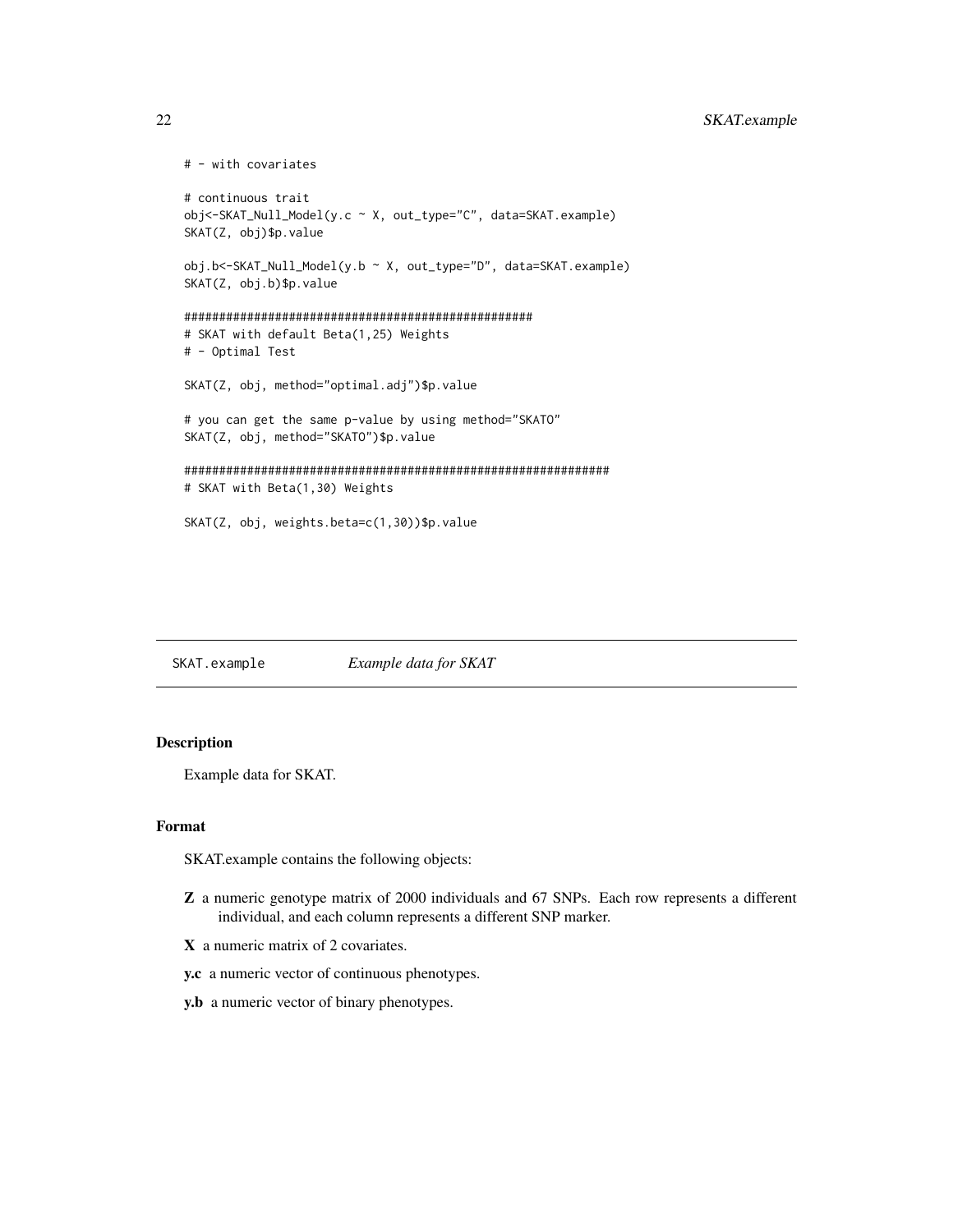```
# - with covariates

# continuous trait
obj<-SKAT_Null_Model(y.c ~ X, out_type="C", data=SKAT.example)
SKAT(Z, obj)$p.value

obj.b<-SKAT_Null_Model(y.b ~ X, out_type="D", data=SKAT.example)
SKAT(Z, obj.b)$p.value

##################################################
# SKAT with default Beta(1,25) Weights
# - Optimal Test

SKAT(Z, obj, method="optimal.adj")$p.value

# you can get the same p-value by using method="SKATO"
SKAT(Z, obj, method="SKATO")$p.value

#############################################################
# SKAT with Beta(1,30) Weights

SKAT(Z, obj, weights.beta=c(1,30))$p.value
```

## SKAT.example *Example data for SKAT*

### Description

Example data for SKAT.

### Format

SKAT.example contains the following objects:

- **Z** a numeric genotype matrix of 2000 individuals and 67 SNPs. Each row represents a different individual, and each column represents a different SNP marker.
- **X** a numeric matrix of 2 covariates.
- **y.c** a numeric vector of continuous phenotypes.
- **y.b** a numeric vector of binary phenotypes.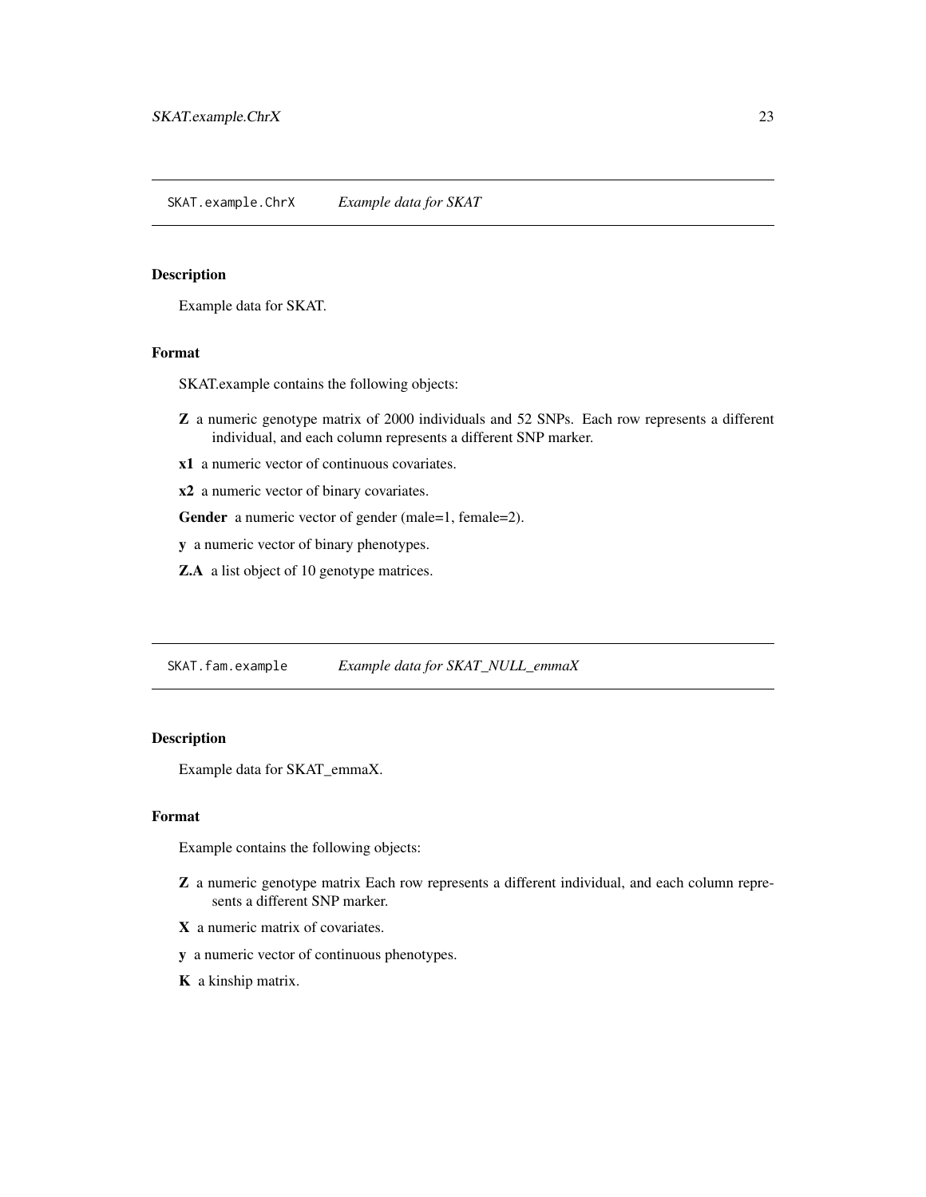## SKAT.example.ChrX *Example data for SKAT*

### Description

Example data for SKAT.

### Format

SKAT.example contains the following objects:

- **Z** a numeric genotype matrix of 2000 individuals and 52 SNPs. Each row represents a different individual, and each column represents a different SNP marker.
- **x1** a numeric vector of continuous covariates.
- **x2** a numeric vector of binary covariates.
- **Gender** a numeric vector of gender (male=1, female=2).
- **y** a numeric vector of binary phenotypes.
- **Z.A** a list object of 10 genotype matrices.

## SKAT.fam.example *Example data for SKAT_NULL_emmaX*

### Description

Example data for SKAT_emmaX.

### Format

Example contains the following objects:

- **Z** a numeric genotype matrix Each row represents a different individual, and each column represents a different SNP marker.
- **X** a numeric matrix of covariates.
- **y** a numeric vector of continuous phenotypes.
- **K** a kinship matrix.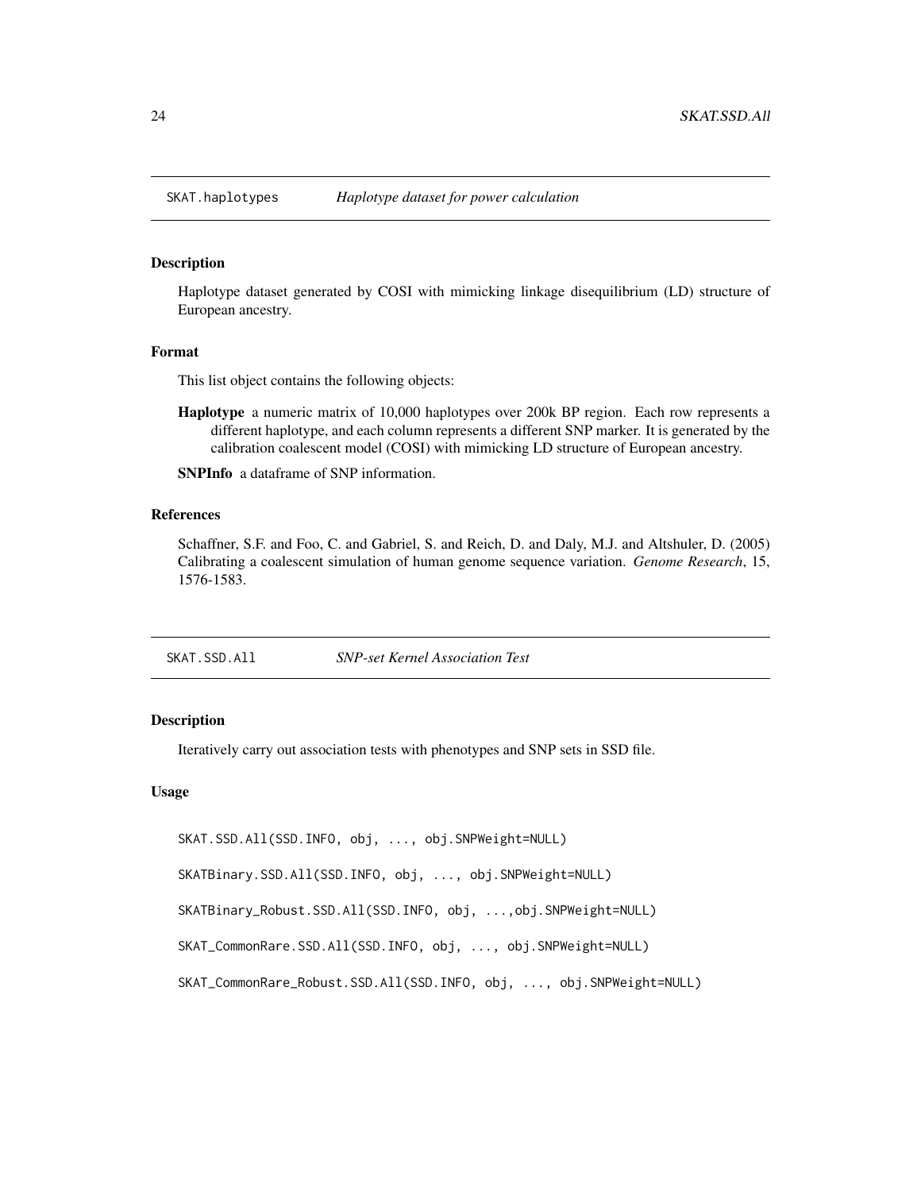## SKAT.haplotypes *Haplotype dataset for power calculation*

### Description

Haplotype dataset generated by COSI with mimicking linkage disequilibrium (LD) structure of European ancestry.

### Format

This list object contains the following objects:

**Haplotype** a numeric matrix of 10,000 haplotypes over 200k BP region. Each row represents a different haplotype, and each column represents a different SNP marker. It is generated by the calibration coalescent model (COSI) with mimicking LD structure of European ancestry.

**SNPInfo** a dataframe of SNP information.

### References

Schaffner, S.F. and Foo, C. and Gabriel, S. and Reich, D. and Daly, M.J. and Altshuler, D. (2005) Calibrating a coalescent simulation of human genome sequence variation. *Genome Research*, 15, 1576-1583.

## SKAT.SSD.All *SNP-set Kernel Association Test*

### Description

Iteratively carry out association tests with phenotypes and SNP sets in SSD file.

### Usage

```
SKAT.SSD.All(SSD.INFO, obj, ..., obj.SNPWeight=NULL)

SKATBinary.SSD.All(SSD.INFO, obj, ..., obj.SNPWeight=NULL)

SKATBinary_Robust.SSD.All(SSD.INFO, obj, ...,obj.SNPWeight=NULL)

SKAT_CommonRare.SSD.All(SSD.INFO, obj, ..., obj.SNPWeight=NULL)

SKAT_CommonRare_Robust.SSD.All(SSD.INFO, obj, ..., obj.SNPWeight=NULL)
```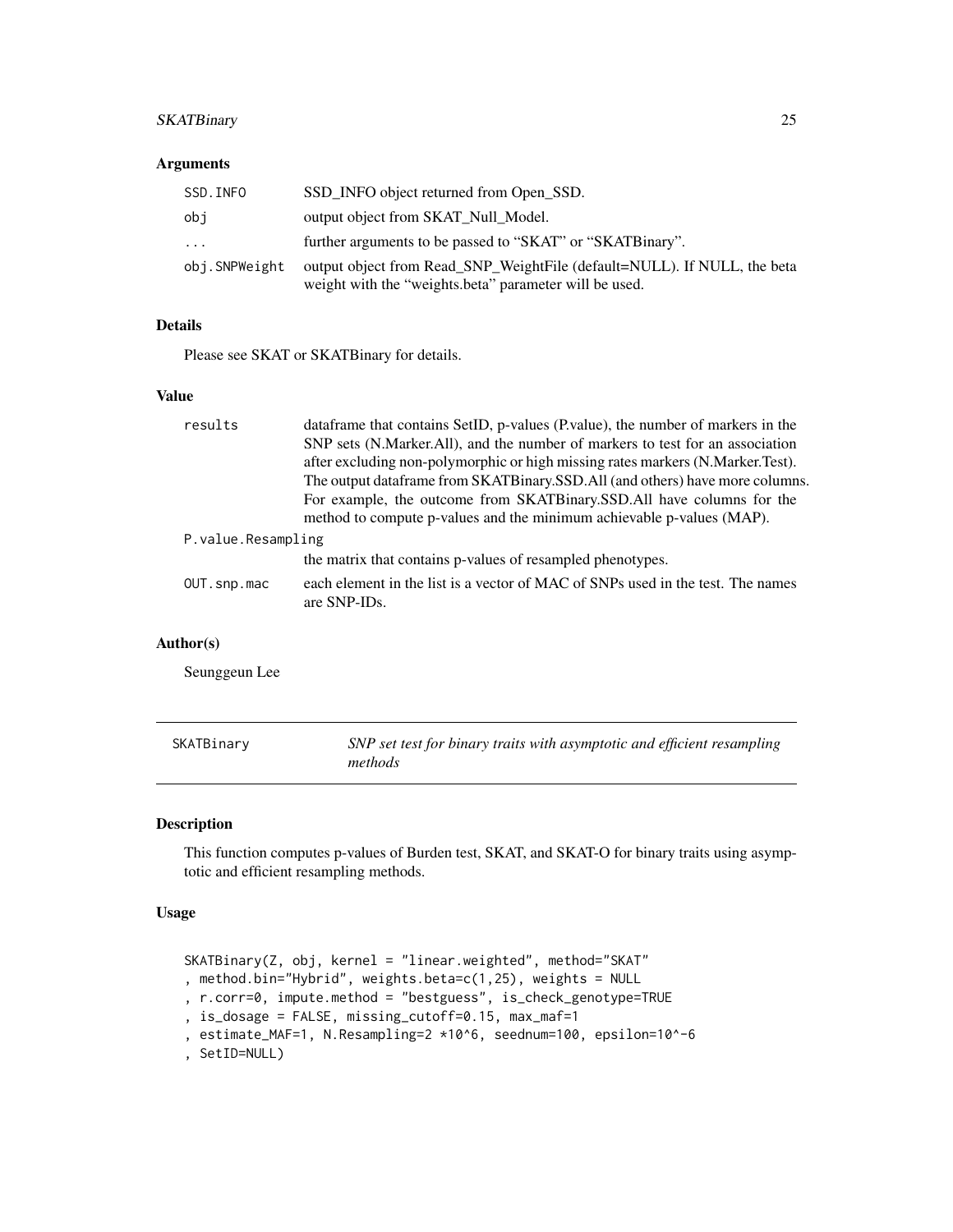### Arguments

| | |
|---|---|
| SSD.INFO | SSD_INFO object returned from Open_SSD. |
| obj | output object from SKAT_Null_Model. |
| ... | further arguments to be passed to "SKAT" or "SKATBinary". |
| obj.SNPWeight | output object from Read_SNP_WeightFile (default=NULL). If NULL, the beta weight with the "weights.beta" parameter will be used. |

### Details

Please see SKAT or SKATBinary for details.

### Value

| | |
|---|---|
| results | dataframe that contains SetID, p-values (P.value), the number of markers in the SNP sets (N.Marker.All), and the number of markers to test for an association after excluding non-polymorphic or high missing rates markers (N.Marker.Test). The output dataframe from SKATBinary.SSD.All (and others) have more columns. For example, the outcome from SKATBinary.SSD.All have columns for the method to compute p-values and the minimum achievable p-values (MAP). |
| P.value.Resampling | the matrix that contains p-values of resampled phenotypes. |
| OUT.snp.mac | each element in the list is a vector of MAC of SNPs used in the test. The names are SNP-IDs. |

### Author(s)

Seunggeun Lee

---

## SKATBinary — *SNP set test for binary traits with asymptotic and efficient resampling methods*

### Description

This function computes p-values of Burden test, SKAT, and SKAT-O for binary traits using asymptotic and efficient resampling methods.

### Usage

```
SKATBinary(Z, obj, kernel = "linear.weighted", method="SKAT"
, method.bin="Hybrid", weights.beta=c(1,25), weights = NULL
, r.corr=0, impute.method = "bestguess", is_check_genotype=TRUE
, is_dosage = FALSE, missing_cutoff=0.15, max_maf=1
, estimate_MAF=1, N.Resampling=2 *10^6, seednum=100, epsilon=10^-6
, SetID=NULL)
```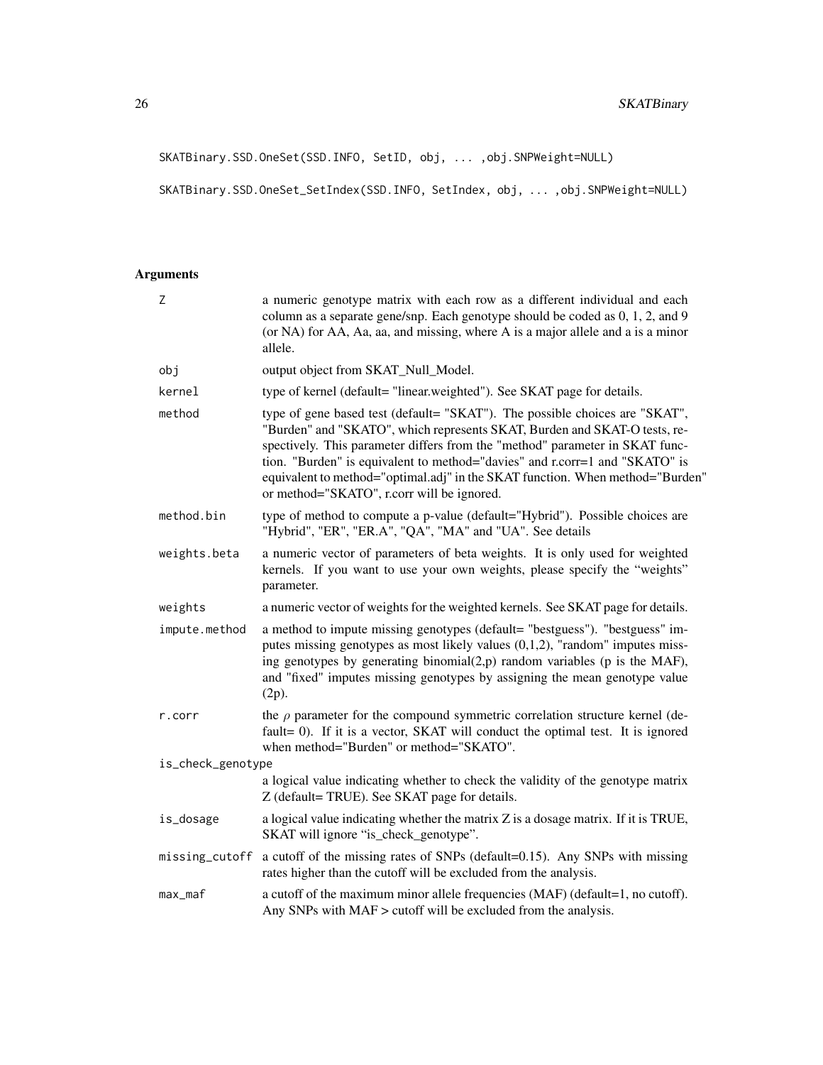```
SKATBinary.SSD.OneSet(SSD.INFO, SetID, obj, ... ,obj.SNPWeight=NULL)

SKATBinary.SSD.OneSet_SetIndex(SSD.INFO, SetIndex, obj, ... ,obj.SNPWeight=NULL)
```

## Arguments

| Argument | Description |
| --- | --- |
| Z | a numeric genotype matrix with each row as a different individual and each column as a separate gene/snp. Each genotype should be coded as 0, 1, 2, and 9 (or NA) for AA, Aa, aa, and missing, where A is a major allele and a is a minor allele. |
| obj | output object from SKAT_Null_Model. |
| kernel | type of kernel (default= "linear.weighted"). See SKAT page for details. |
| method | type of gene based test (default= "SKAT"). The possible choices are "SKAT", "Burden" and "SKATO", which represents SKAT, Burden and SKAT-O tests, respectively. This parameter differs from the "method" parameter in SKAT function. "Burden" is equivalent to method="davies" and r.corr=1 and "SKATO" is equivalent to method="optimal.adj" in the SKAT function. When method="Burden" or method="SKATO", r.corr will be ignored. |
| method.bin | type of method to compute a p-value (default="Hybrid"). Possible choices are "Hybrid", "ER", "ER.A", "QA", "MA" and "UA". See details |
| weights.beta | a numeric vector of parameters of beta weights. It is only used for weighted kernels. If you want to use your own weights, please specify the "weights" parameter. |
| weights | a numeric vector of weights for the weighted kernels. See SKAT page for details. |
| impute.method | a method to impute missing genotypes (default= "bestguess"). "bestguess" imputes missing genotypes as most likely values (0,1,2), "random" imputes missing genotypes by generating binomial(2,p) random variables (p is the MAF), and "fixed" imputes missing genotypes by assigning the mean genotype value (2p). |
| r.corr | the $\rho$ parameter for the compound symmetric correlation structure kernel (default= 0). If it is a vector, SKAT will conduct the optimal test. It is ignored when method="Burden" or method="SKATO". |
| is_check_genotype | a logical value indicating whether to check the validity of the genotype matrix Z (default= TRUE). See SKAT page for details. |
| is_dosage | a logical value indicating whether the matrix Z is a dosage matrix. If it is TRUE, SKAT will ignore "is_check_genotype". |
| missing_cutoff | a cutoff of the missing rates of SNPs (default=0.15). Any SNPs with missing rates higher than the cutoff will be excluded from the analysis. |
| max_maf | a cutoff of the maximum minor allele frequencies (MAF) (default=1, no cutoff). Any SNPs with MAF > cutoff will be excluded from the analysis. |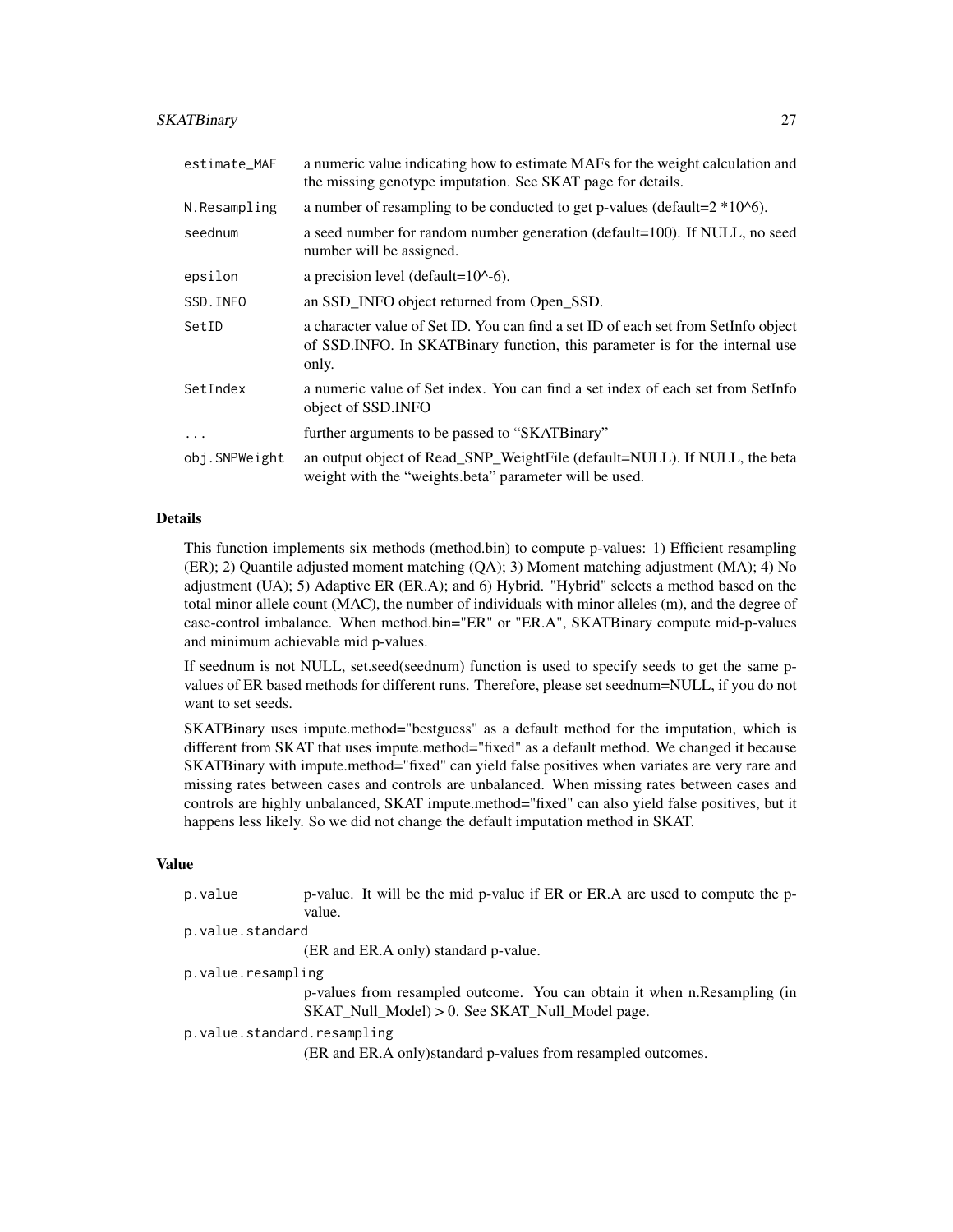| | |
|---|---|
| `estimate_MAF` | a numeric value indicating how to estimate MAFs for the weight calculation and the missing genotype imputation. See SKAT page for details. |
| `N.Resampling` | a number of resampling to be conducted to get p-values (default=2 *10^6). |
| `seednum` | a seed number for random number generation (default=100). If NULL, no seed number will be assigned. |
| `epsilon` | a precision level (default=10^-6). |
| `SSD.INFO` | an SSD_INFO object returned from Open_SSD. |
| `SetID` | a character value of Set ID. You can find a set ID of each set from SetInfo object of SSD.INFO. In SKATBinary function, this parameter is for the internal use only. |
| `SetIndex` | a numeric value of Set index. You can find a set index of each set from SetInfo object of SSD.INFO |
| `...` | further arguments to be passed to "SKATBinary" |
| `obj.SNPWeight` | an output object of Read_SNP_WeightFile (default=NULL). If NULL, the beta weight with the "weights.beta" parameter will be used. |

## Details

This function implements six methods (method.bin) to compute p-values: 1) Efficient resampling (ER); 2) Quantile adjusted moment matching (QA); 3) Moment matching adjustment (MA); 4) No adjustment (UA); 5) Adaptive ER (ER.A); and 6) Hybrid. "Hybrid" selects a method based on the total minor allele count (MAC), the number of individuals with minor alleles (m), and the degree of case-control imbalance. When method.bin="ER" or "ER.A", SKATBinary compute mid-p-values and minimum achievable mid p-values.

If seednum is not NULL, set.seed(seednum) function is used to specify seeds to get the same p-values of ER based methods for different runs. Therefore, please set seednum=NULL, if you do not want to set seeds.

SKATBinary uses impute.method="bestguess" as a default method for the imputation, which is different from SKAT that uses impute.method="fixed" as a default method. We changed it because SKATBinary with impute.method="fixed" can yield false positives when variates are very rare and missing rates between cases and controls are unbalanced. When missing rates between cases and controls are highly unbalanced, SKAT impute.method="fixed" can also yield false positives, but it happens less likely. So we did not change the default imputation method in SKAT.

## Value

| | |
|---|---|
| `p.value` | p-value. It will be the mid p-value if ER or ER.A are used to compute the p-value. |
| `p.value.standard` | (ER and ER.A only) standard p-value. |
| `p.value.resampling` | p-values from resampled outcome. You can obtain it when n.Resampling (in SKAT_Null_Model) > 0. See SKAT_Null_Model page. |
| `p.value.standard.resampling` | (ER and ER.A only)standard p-values from resampled outcomes. |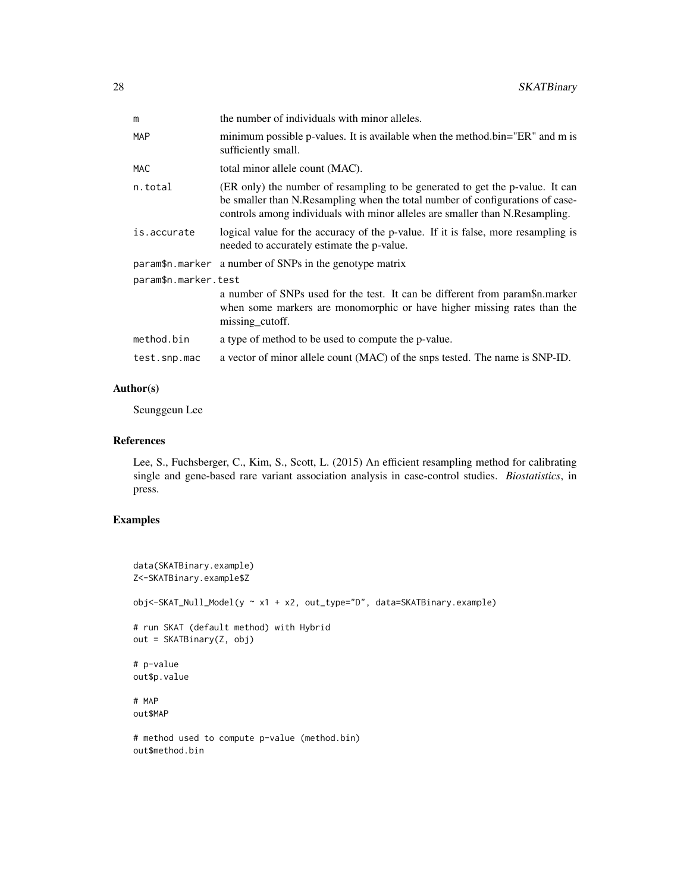| | |
|---|---|
| m | the number of individuals with minor alleles. |
| MAP | minimum possible p-values. It is available when the method.bin="ER" and m is sufficiently small. |
| MAC | total minor allele count (MAC). |
| n.total | (ER only) the number of resampling to be generated to get the p-value. It can be smaller than N.Resampling when the total number of configurations of case-controls among individuals with minor alleles are smaller than N.Resampling. |
| is.accurate | logical value for the accuracy of the p-value. If it is false, more resampling is needed to accurately estimate the p-value. |
| param$n.marker | a number of SNPs in the genotype matrix |
| param$n.marker.test | a number of SNPs used for the test. It can be different from param$n.marker when some markers are monomorphic or have higher missing rates than the missing_cutoff. |
| method.bin | a type of method to be used to compute the p-value. |
| test.snp.mac | a vector of minor allele count (MAC) of the snps tested. The name is SNP-ID. |

## Author(s)

Seunggeun Lee

## References

Lee, S., Fuchsberger, C., Kim, S., Scott, L. (2015) An efficient resampling method for calibrating single and gene-based rare variant association analysis in case-control studies. *Biostatistics*, in press.

## Examples

```
data(SKATBinary.example)
Z<-SKATBinary.example$Z

obj<-SKAT_Null_Model(y ~ x1 + x2, out_type="D", data=SKATBinary.example)

# run SKAT (default method) with Hybrid
out = SKATBinary(Z, obj)

# p-value
out$p.value

# MAP
out$MAP

# method used to compute p-value (method.bin)
out$method.bin
```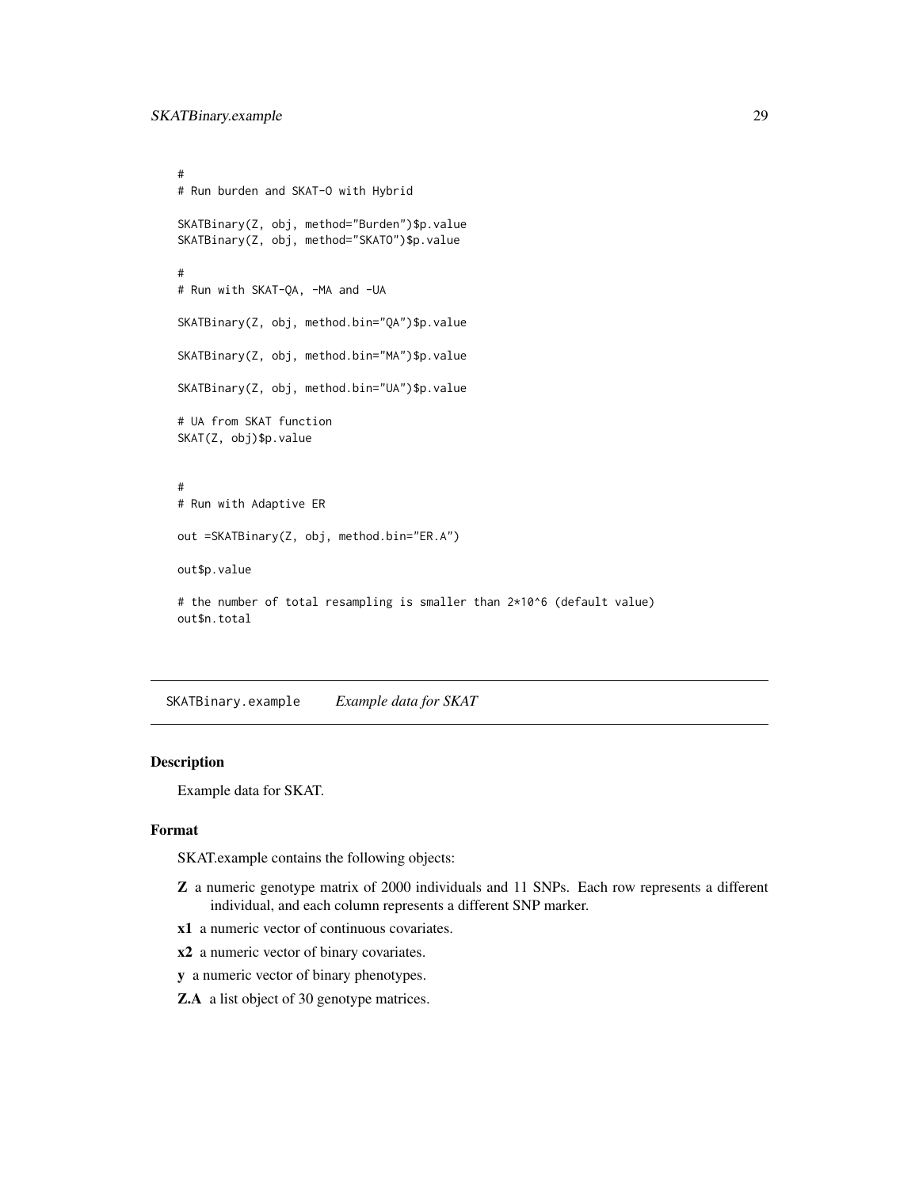```
#
# Run burden and SKAT-O with Hybrid

SKATBinary(Z, obj, method="Burden")$p.value
SKATBinary(Z, obj, method="SKATO")$p.value

#
# Run with SKAT-QA, -MA and -UA

SKATBinary(Z, obj, method.bin="QA")$p.value

SKATBinary(Z, obj, method.bin="MA")$p.value

SKATBinary(Z, obj, method.bin="UA")$p.value

# UA from SKAT function
SKAT(Z, obj)$p.value


#
# Run with Adaptive ER

out =SKATBinary(Z, obj, method.bin="ER.A")

out$p.value

# the number of total resampling is smaller than 2*10^6 (default value)
out$n.total
```

---

## SKATBinary.example *Example data for SKAT*

### Description

Example data for SKAT.

### Format

SKAT.example contains the following objects:

- **Z** a numeric genotype matrix of 2000 individuals and 11 SNPs. Each row represents a different individual, and each column represents a different SNP marker.
- **x1** a numeric vector of continuous covariates.
- **x2** a numeric vector of binary covariates.
- **y** a numeric vector of binary phenotypes.
- **Z.A** a list object of 30 genotype matrices.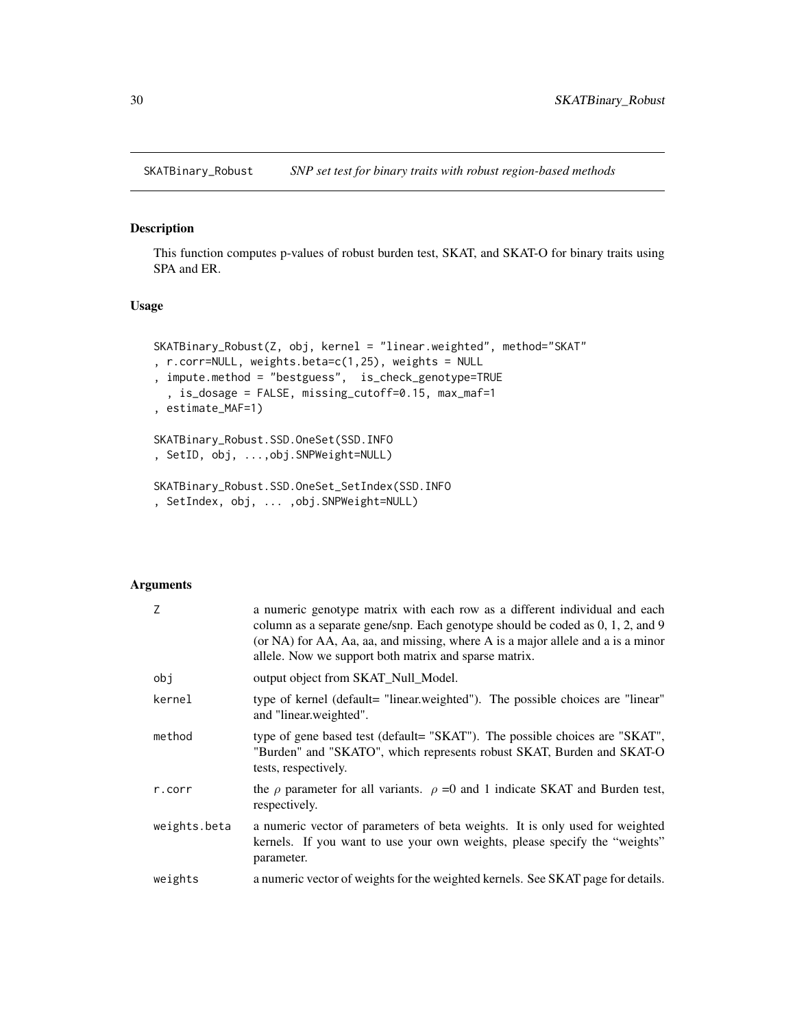## SKATBinary_Robust — *SNP set test for binary traits with robust region-based methods*

### Description

This function computes p-values of robust burden test, SKAT, and SKAT-O for binary traits using SPA and ER.

### Usage

```
SKATBinary_Robust(Z, obj, kernel = "linear.weighted", method="SKAT"
, r.corr=NULL, weights.beta=c(1,25), weights = NULL
, impute.method = "bestguess",  is_check_genotype=TRUE
  , is_dosage = FALSE, missing_cutoff=0.15, max_maf=1
, estimate_MAF=1)

SKATBinary_Robust.SSD.OneSet(SSD.INFO
, SetID, obj, ...,obj.SNPWeight=NULL)

SKATBinary_Robust.SSD.OneSet_SetIndex(SSD.INFO
, SetIndex, obj, ... ,obj.SNPWeight=NULL)
```

### Arguments

| Argument | Description |
|---|---|
| Z | a numeric genotype matrix with each row as a different individual and each column as a separate gene/snp. Each genotype should be coded as 0, 1, 2, and 9 (or NA) for AA, Aa, aa, and missing, where A is a major allele and a is a minor allele. Now we support both matrix and sparse matrix. |
| obj | output object from SKAT_Null_Model. |
| kernel | type of kernel (default= "linear.weighted"). The possible choices are "linear" and "linear.weighted". |
| method | type of gene based test (default= "SKAT"). The possible choices are "SKAT", "Burden" and "SKATO", which represents robust SKAT, Burden and SKAT-O tests, respectively. |
| r.corr | the $\rho$ parameter for all variants. $\rho$ =0 and 1 indicate SKAT and Burden test, respectively. |
| weights.beta | a numeric vector of parameters of beta weights. It is only used for weighted kernels. If you want to use your own weights, please specify the "weights" parameter. |
| weights | a numeric vector of weights for the weighted kernels. See SKAT page for details. |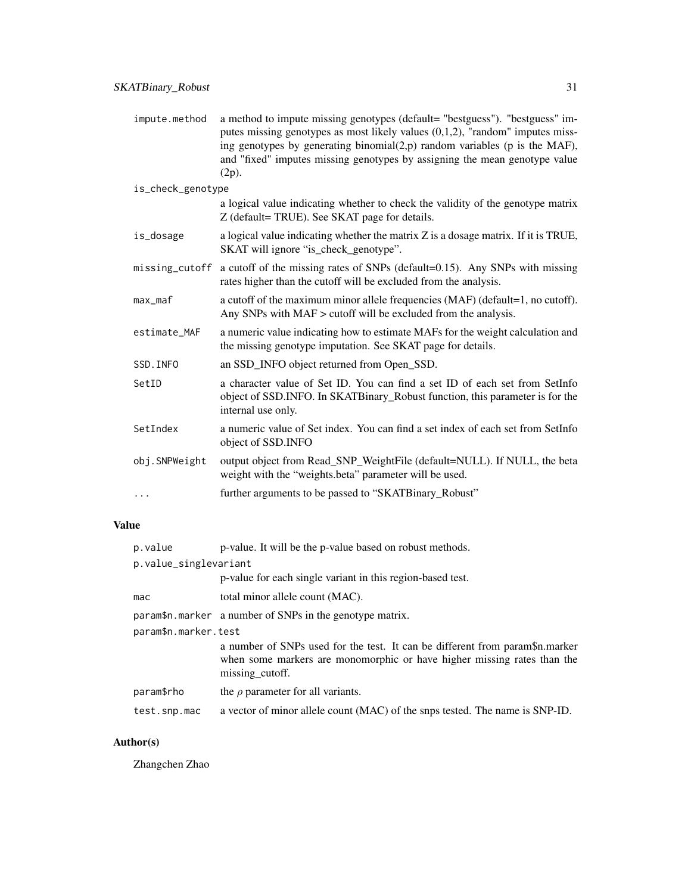| | |
|---|---|
| impute.method | a method to impute missing genotypes (default= "bestguess"). "bestguess" imputes missing genotypes as most likely values (0,1,2), "random" imputes missing genotypes by generating binomial(2,p) random variables (p is the MAF), and "fixed" imputes missing genotypes by assigning the mean genotype value (2p). |
| is_check_genotype | a logical value indicating whether to check the validity of the genotype matrix Z (default= TRUE). See SKAT page for details. |
| is_dosage | a logical value indicating whether the matrix Z is a dosage matrix. If it is TRUE, SKAT will ignore "is_check_genotype". |
| missing_cutoff | a cutoff of the missing rates of SNPs (default=0.15). Any SNPs with missing rates higher than the cutoff will be excluded from the analysis. |
| max_maf | a cutoff of the maximum minor allele frequencies (MAF) (default=1, no cutoff). Any SNPs with MAF > cutoff will be excluded from the analysis. |
| estimate_MAF | a numeric value indicating how to estimate MAFs for the weight calculation and the missing genotype imputation. See SKAT page for details. |
| SSD.INFO | an SSD_INFO object returned from Open_SSD. |
| SetID | a character value of Set ID. You can find a set ID of each set from SetInfo object of SSD.INFO. In SKATBinary_Robust function, this parameter is for the internal use only. |
| SetIndex | a numeric value of Set index. You can find a set index of each set from SetInfo object of SSD.INFO |
| obj.SNPWeight | output object from Read_SNP_WeightFile (default=NULL). If NULL, the beta weight with the "weights.beta" parameter will be used. |
| ... | further arguments to be passed to "SKATBinary_Robust" |

## Value

| | |
|---|---|
| p.value | p-value. It will be the p-value based on robust methods. |
| p.value_singlevariant | p-value for each single variant in this region-based test. |
| mac | total minor allele count (MAC). |
| param$n.marker | a number of SNPs in the genotype matrix. |
| param$n.marker.test | a number of SNPs used for the test. It can be different from param$n.marker when some markers are monomorphic or have higher missing rates than the missing_cutoff. |
| param$rho | the $\rho$ parameter for all variants. |
| test.snp.mac | a vector of minor allele count (MAC) of the snps tested. The name is SNP-ID. |

## Author(s)

Zhangchen Zhao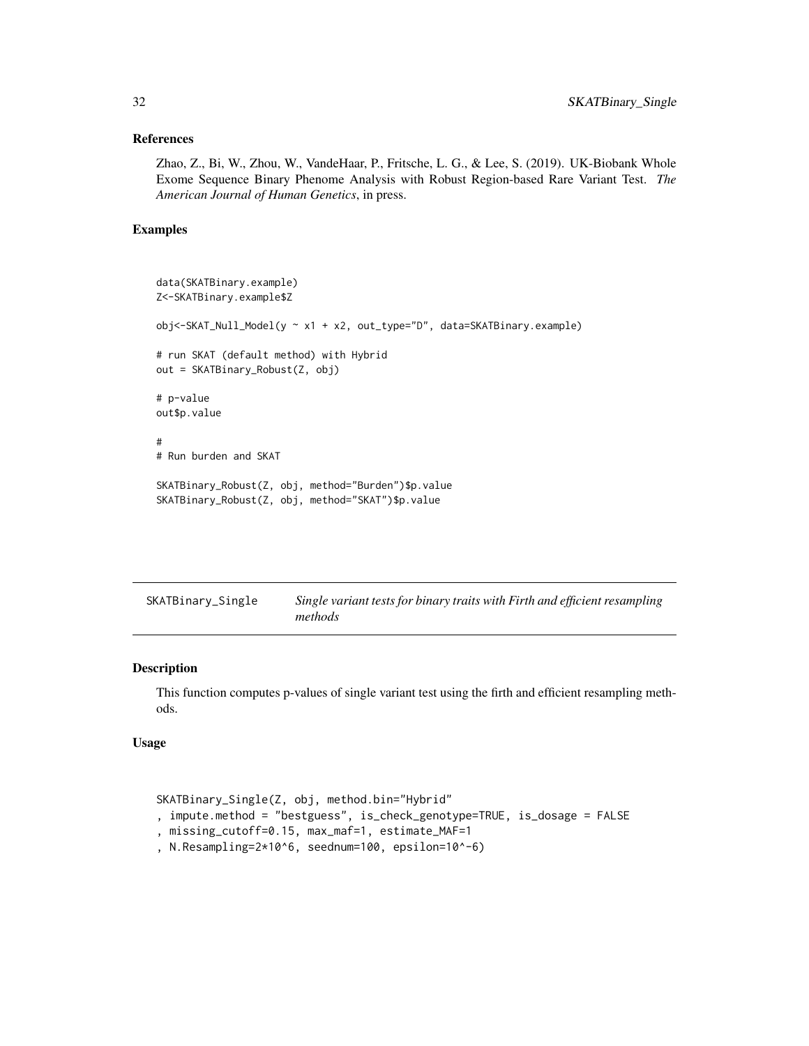### References

Zhao, Z., Bi, W., Zhou, W., VandeHaar, P., Fritsche, L. G., & Lee, S. (2019). UK-Biobank Whole Exome Sequence Binary Phenome Analysis with Robust Region-based Rare Variant Test. *The American Journal of Human Genetics*, in press.

### Examples

```
data(SKATBinary.example)
Z<-SKATBinary.example$Z

obj<-SKAT_Null_Model(y ~ x1 + x2, out_type="D", data=SKATBinary.example)

# run SKAT (default method) with Hybrid
out = SKATBinary_Robust(Z, obj)

# p-value
out$p.value

#
# Run burden and SKAT

SKATBinary_Robust(Z, obj, method="Burden")$p.value
SKATBinary_Robust(Z, obj, method="SKAT")$p.value
```

---

## SKATBinary_Single — *Single variant tests for binary traits with Firth and efficient resampling methods*

### Description

This function computes p-values of single variant test using the firth and efficient resampling methods.

### Usage

```
SKATBinary_Single(Z, obj, method.bin="Hybrid"
, impute.method = "bestguess", is_check_genotype=TRUE, is_dosage = FALSE
, missing_cutoff=0.15, max_maf=1, estimate_MAF=1
, N.Resampling=2*10^6, seednum=100, epsilon=10^-6)
```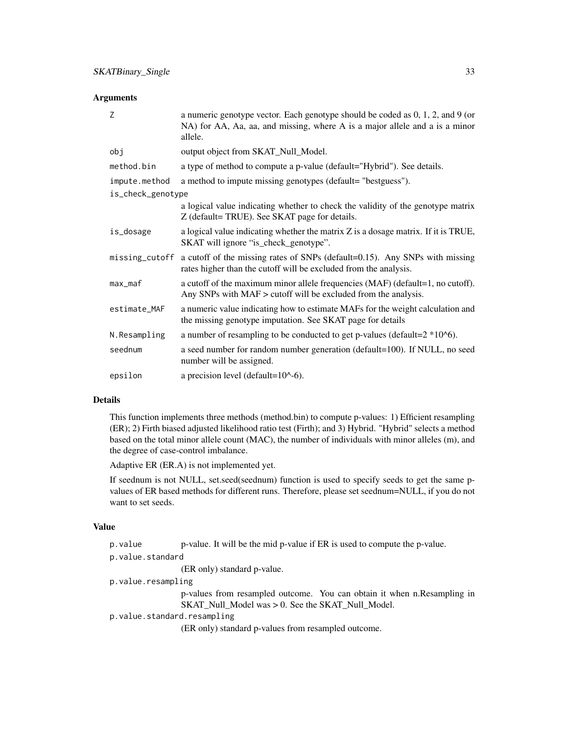## Arguments

| | |
|---|---|
| `Z` | a numeric genotype vector. Each genotype should be coded as 0, 1, 2, and 9 (or NA) for AA, Aa, aa, and missing, where A is a major allele and a is a minor allele. |
| `obj` | output object from SKAT_Null_Model. |
| `method.bin` | a type of method to compute a p-value (default="Hybrid"). See details. |
| `impute.method` | a method to impute missing genotypes (default= "bestguess"). |
| `is_check_genotype` | a logical value indicating whether to check the validity of the genotype matrix Z (default= TRUE). See SKAT page for details. |
| `is_dosage` | a logical value indicating whether the matrix Z is a dosage matrix. If it is TRUE, SKAT will ignore "is_check_genotype". |
| `missing_cutoff` | a cutoff of the missing rates of SNPs (default=0.15). Any SNPs with missing rates higher than the cutoff will be excluded from the analysis. |
| `max_maf` | a cutoff of the maximum minor allele frequencies (MAF) (default=1, no cutoff). Any SNPs with MAF > cutoff will be excluded from the analysis. |
| `estimate_MAF` | a numeric value indicating how to estimate MAFs for the weight calculation and the missing genotype imputation. See SKAT page for details |
| `N.Resampling` | a number of resampling to be conducted to get p-values (default=2 *10^6). |
| `seednum` | a seed number for random number generation (default=100). If NULL, no seed number will be assigned. |
| `epsilon` | a precision level (default=10^-6). |

## Details

This function implements three methods (method.bin) to compute p-values: 1) Efficient resampling (ER); 2) Firth biased adjusted likelihood ratio test (Firth); and 3) Hybrid. "Hybrid" selects a method based on the total minor allele count (MAC), the number of individuals with minor alleles (m), and the degree of case-control imbalance.

Adaptive ER (ER.A) is not implemented yet.

If seednum is not NULL, set.seed(seednum) function is used to specify seeds to get the same p-values of ER based methods for different runs. Therefore, please set seednum=NULL, if you do not want to set seeds.

## Value

| | |
|---|---|
| `p.value` | p-value. It will be the mid p-value if ER is used to compute the p-value. |
| `p.value.standard` | (ER only) standard p-value. |
| `p.value.resampling` | p-values from resampled outcome. You can obtain it when n.Resampling in SKAT_Null_Model was > 0. See the SKAT_Null_Model. |
| `p.value.standard.resampling` | (ER only) standard p-values from resampled outcome. |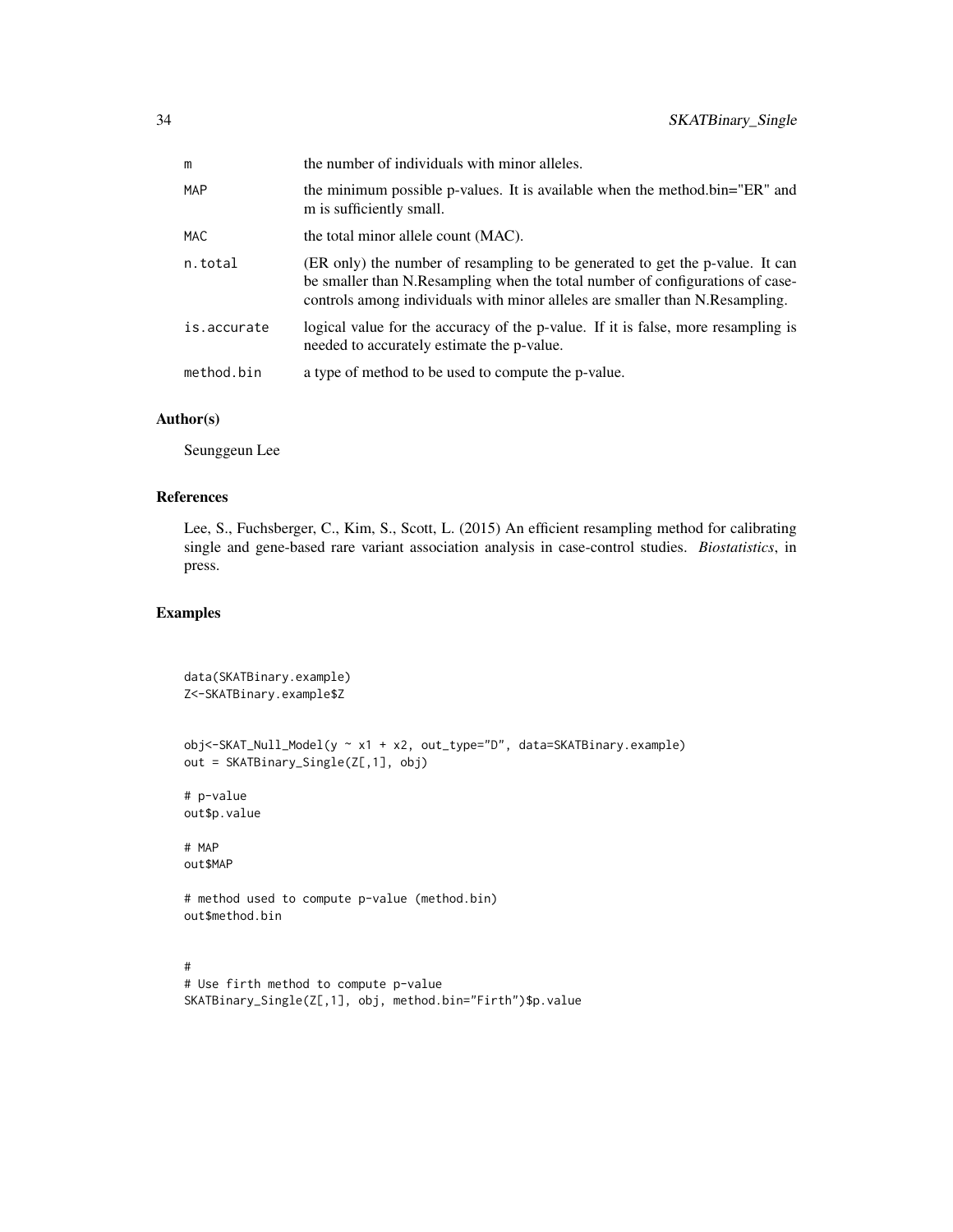| | |
|---|---|
| m | the number of individuals with minor alleles. |
| MAP | the minimum possible p-values. It is available when the method.bin="ER" and m is sufficiently small. |
| MAC | the total minor allele count (MAC). |
| n.total | (ER only) the number of resampling to be generated to get the p-value. It can be smaller than N.Resampling when the total number of configurations of case-controls among individuals with minor alleles are smaller than N.Resampling. |
| is.accurate | logical value for the accuracy of the p-value. If it is false, more resampling is needed to accurately estimate the p-value. |
| method.bin | a type of method to be used to compute the p-value. |

### Author(s)

Seunggeun Lee

### References

Lee, S., Fuchsberger, C., Kim, S., Scott, L. (2015) An efficient resampling method for calibrating single and gene-based rare variant association analysis in case-control studies. *Biostatistics*, in press.

### Examples

```
data(SKATBinary.example)
Z<-SKATBinary.example$Z


obj<-SKAT_Null_Model(y ~ x1 + x2, out_type="D", data=SKATBinary.example)
out = SKATBinary_Single(Z[,1], obj)

# p-value
out$p.value

# MAP
out$MAP

# method used to compute p-value (method.bin)
out$method.bin


#
# Use firth method to compute p-value
SKATBinary_Single(Z[,1], obj, method.bin="Firth")$p.value
```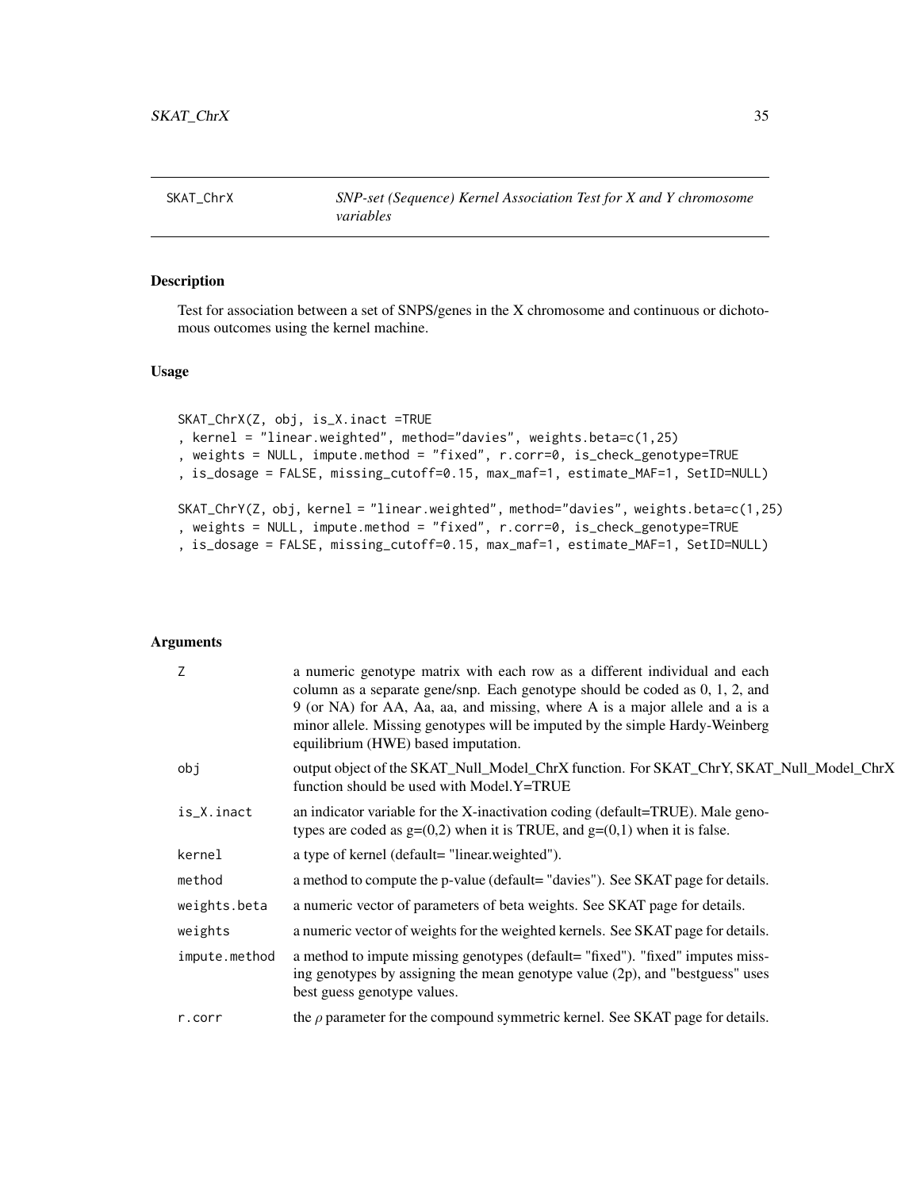SKAT_ChrX — *SNP-set (Sequence) Kernel Association Test for X and Y chromosome variables*

## Description

Test for association between a set of SNPS/genes in the X chromosome and continuous or dichotomous outcomes using the kernel machine.

## Usage

```
SKAT_ChrX(Z, obj, is_X.inact =TRUE
, kernel = "linear.weighted", method="davies", weights.beta=c(1,25)
, weights = NULL, impute.method = "fixed", r.corr=0, is_check_genotype=TRUE
, is_dosage = FALSE, missing_cutoff=0.15, max_maf=1, estimate_MAF=1, SetID=NULL)

SKAT_ChrY(Z, obj, kernel = "linear.weighted", method="davies", weights.beta=c(1,25)
, weights = NULL, impute.method = "fixed", r.corr=0, is_check_genotype=TRUE
, is_dosage = FALSE, missing_cutoff=0.15, max_maf=1, estimate_MAF=1, SetID=NULL)
```

## Arguments

| | |
|---|---|
| Z | a numeric genotype matrix with each row as a different individual and each column as a separate gene/snp. Each genotype should be coded as 0, 1, 2, and 9 (or NA) for AA, Aa, aa, and missing, where A is a major allele and a is a minor allele. Missing genotypes will be imputed by the simple Hardy-Weinberg equilibrium (HWE) based imputation. |
| obj | output object of the SKAT_Null_Model_ChrX function. For SKAT_ChrY, SKAT_Null_Model_ChrX function should be used with Model.Y=TRUE |
| is_X.inact | an indicator variable for the X-inactivation coding (default=TRUE). Male genotypes are coded as g=(0,2) when it is TRUE, and g=(0,1) when it is false. |
| kernel | a type of kernel (default= "linear.weighted"). |
| method | a method to compute the p-value (default= "davies"). See SKAT page for details. |
| weights.beta | a numeric vector of parameters of beta weights. See SKAT page for details. |
| weights | a numeric vector of weights for the weighted kernels. See SKAT page for details. |
| impute.method | a method to impute missing genotypes (default= "fixed"). "fixed" imputes missing genotypes by assigning the mean genotype value (2p), and "bestguess" uses best guess genotype values. |
| r.corr | the $\rho$ parameter for the compound symmetric kernel. See SKAT page for details. |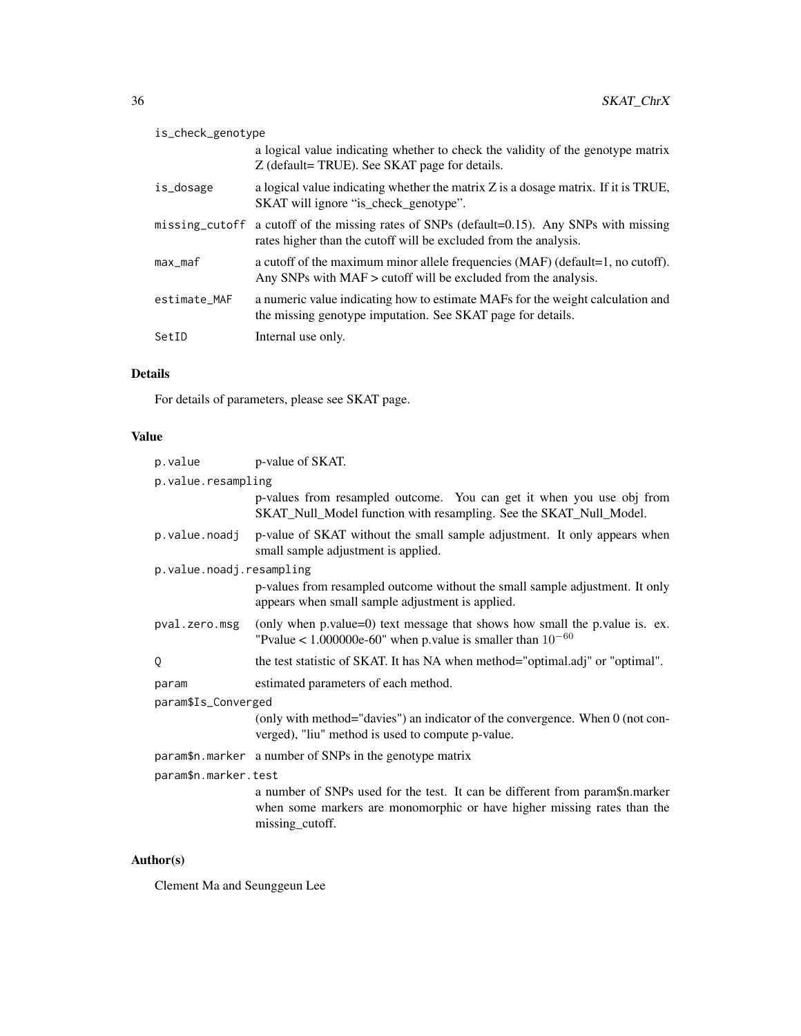`is_check_genotype`
: a logical value indicating whether to check the validity of the genotype matrix Z (default= TRUE). See SKAT page for details.

`is_dosage`
: a logical value indicating whether the matrix Z is a dosage matrix. If it is TRUE, SKAT will ignore "is_check_genotype".

`missing_cutoff`
: a cutoff of the missing rates of SNPs (default=0.15). Any SNPs with missing rates higher than the cutoff will be excluded from the analysis.

`max_maf`
: a cutoff of the maximum minor allele frequencies (MAF) (default=1, no cutoff). Any SNPs with MAF > cutoff will be excluded from the analysis.

`estimate_MAF`
: a numeric value indicating how to estimate MAFs for the weight calculation and the missing genotype imputation. See SKAT page for details.

`SetID`
: Internal use only.

## Details

For details of parameters, please see SKAT page.

## Value

`p.value`
: p-value of SKAT.

`p.value.resampling`
: p-values from resampled outcome. You can get it when you use obj from SKAT_Null_Model function with resampling. See the SKAT_Null_Model.

`p.value.noadj`
: p-value of SKAT without the small sample adjustment. It only appears when small sample adjustment is applied.

`p.value.noadj.resampling`
: p-values from resampled outcome without the small sample adjustment. It only appears when small sample adjustment is applied.

`pval.zero.msg`
: (only when p.value=0) text message that shows how small the p.value is. ex. "Pvalue < 1.000000e-60" when p.value is smaller than $10^{-60}$

`Q`
: the test statistic of SKAT. It has NA when method="optimal.adj" or "optimal".

`param`
: estimated parameters of each method.

`param$Is_Converged`
: (only with method="davies") an indicator of the convergence. When 0 (not converged), "liu" method is used to compute p-value.

`param$n.marker`
: a number of SNPs in the genotype matrix

`param$n.marker.test`
: a number of SNPs used for the test. It can be different from param$n.marker when some markers are monomorphic or have higher missing rates than the missing_cutoff.

## Author(s)

Clement Ma and Seunggeun Lee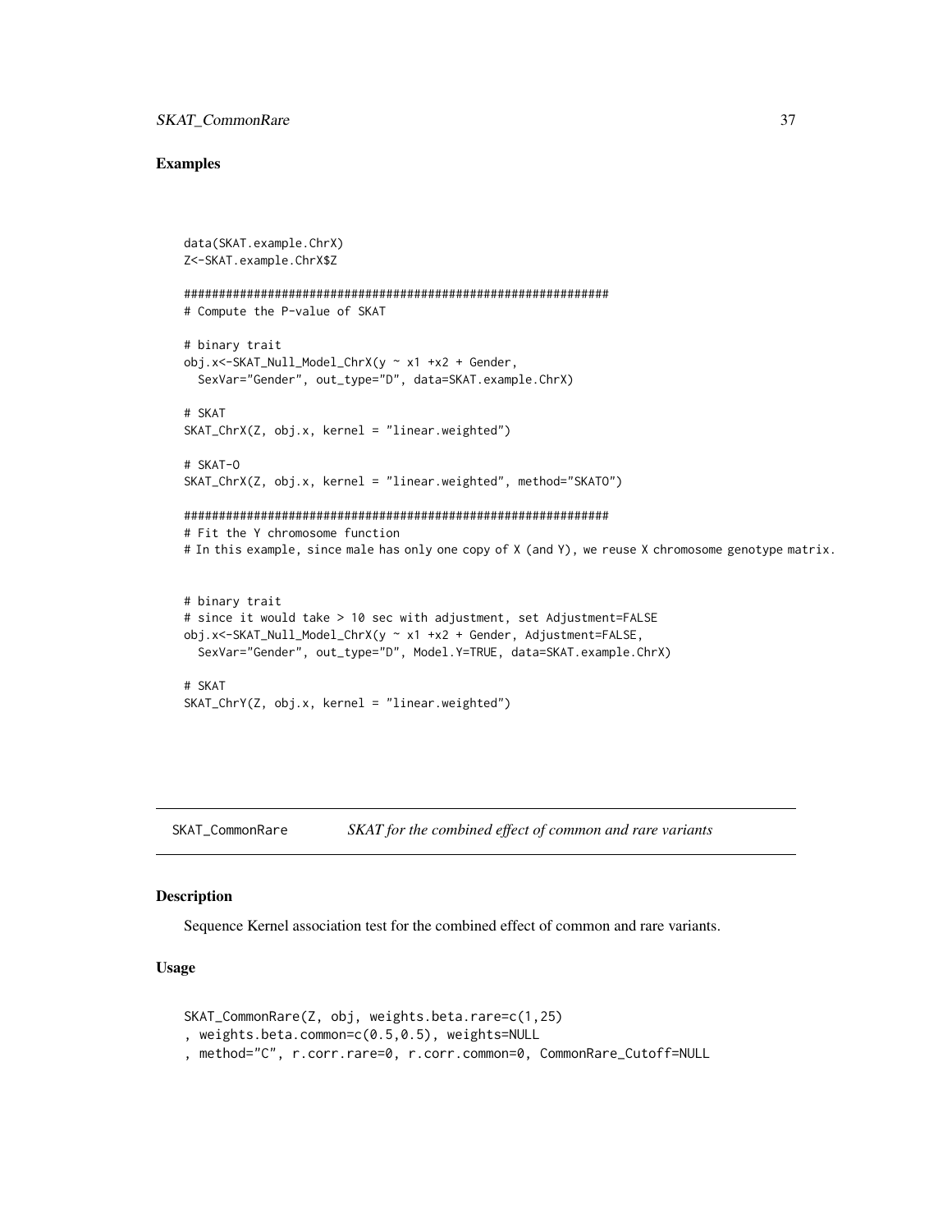## Examples

```
data(SKAT.example.ChrX)
Z<-SKAT.example.ChrX$Z

#############################################################
# Compute the P-value of SKAT

# binary trait
obj.x<-SKAT_Null_Model_ChrX(y ~ x1 +x2 + Gender,
  SexVar="Gender", out_type="D", data=SKAT.example.ChrX)

# SKAT
SKAT_ChrX(Z, obj.x, kernel = "linear.weighted")

# SKAT-O
SKAT_ChrX(Z, obj.x, kernel = "linear.weighted", method="SKATO")

#############################################################
# Fit the Y chromosome function
# In this example, since male has only one copy of X (and Y), we reuse X chromosome genotype matrix.


# binary trait
# since it would take > 10 sec with adjustment, set Adjustment=FALSE
obj.x<-SKAT_Null_Model_ChrX(y ~ x1 +x2 + Gender, Adjustment=FALSE,
  SexVar="Gender", out_type="D", Model.Y=TRUE, data=SKAT.example.ChrX)

# SKAT
SKAT_ChrY(Z, obj.x, kernel = "linear.weighted")
```

---

SKAT_CommonRare *SKAT for the combined effect of common and rare variants*

---

## Description

Sequence Kernel association test for the combined effect of common and rare variants.

## Usage

```
SKAT_CommonRare(Z, obj, weights.beta.rare=c(1,25)
, weights.beta.common=c(0.5,0.5), weights=NULL
, method="C", r.corr.rare=0, r.corr.common=0, CommonRare_Cutoff=NULL
```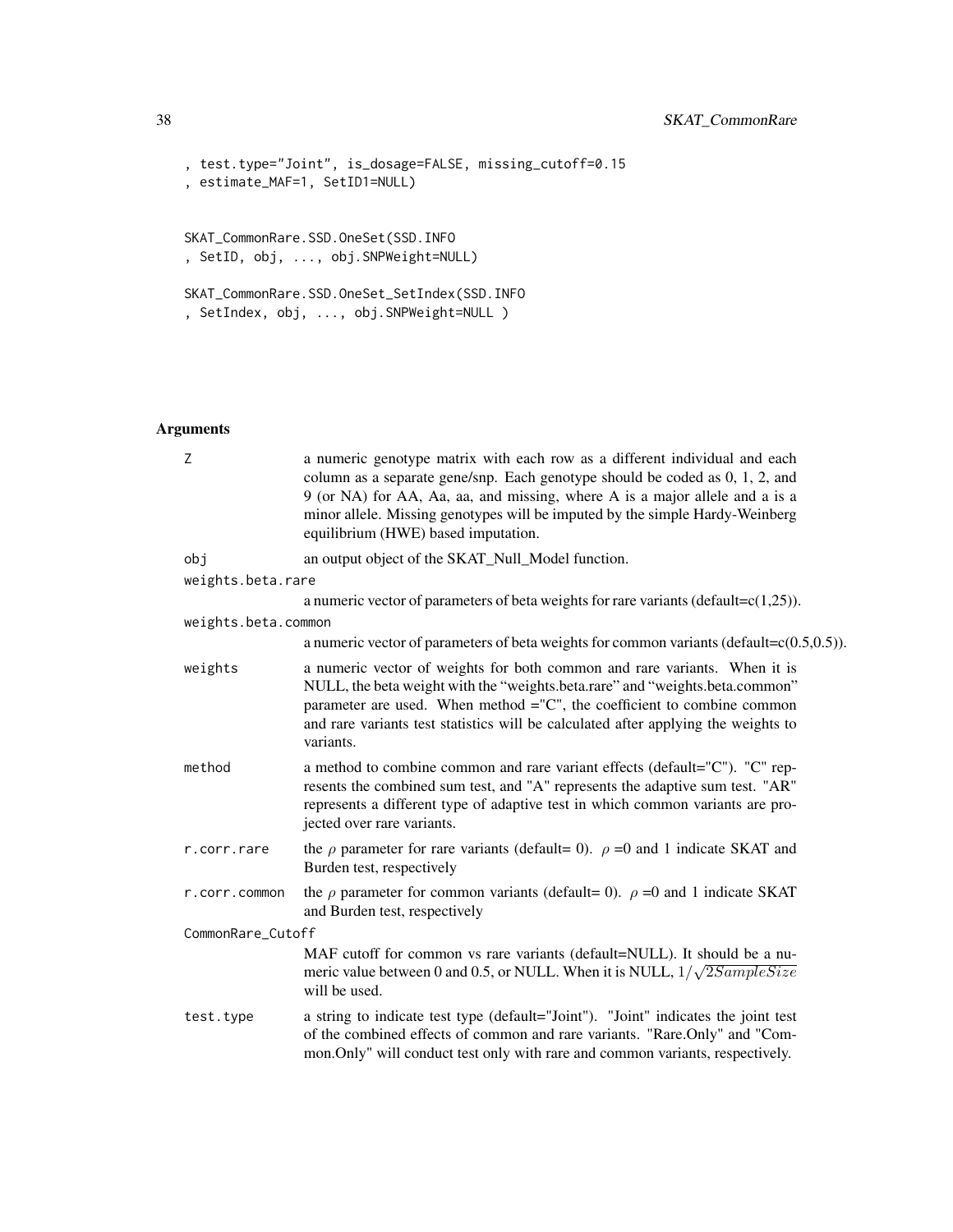```
, test.type="Joint", is_dosage=FALSE, missing_cutoff=0.15
, estimate_MAF=1, SetID1=NULL)


SKAT_CommonRare.SSD.OneSet(SSD.INFO
, SetID, obj, ..., obj.SNPWeight=NULL)

SKAT_CommonRare.SSD.OneSet_SetIndex(SSD.INFO
, SetIndex, obj, ..., obj.SNPWeight=NULL )
```

## Arguments

| | |
|---|---|
| Z | a numeric genotype matrix with each row as a different individual and each column as a separate gene/snp. Each genotype should be coded as 0, 1, 2, and 9 (or NA) for AA, Aa, aa, and missing, where A is a major allele and a is a minor allele. Missing genotypes will be imputed by the simple Hardy-Weinberg equilibrium (HWE) based imputation. |
| obj | an output object of the SKAT_Null_Model function. |
| weights.beta.rare | a numeric vector of parameters of beta weights for rare variants (default=c(1,25)). |
| weights.beta.common | a numeric vector of parameters of beta weights for common variants (default=c(0.5,0.5)). |
| weights | a numeric vector of weights for both common and rare variants. When it is NULL, the beta weight with the "weights.beta.rare" and "weights.beta.common" parameter are used. When method ="C", the coefficient to combine common and rare variants test statistics will be calculated after applying the weights to variants. |
| method | a method to combine common and rare variant effects (default="C"). "C" represents the combined sum test, and "A" represents the adaptive sum test. "AR" represents a different type of adaptive test in which common variants are projected over rare variants. |
| r.corr.rare | the $\rho$ parameter for rare variants (default= 0). $\rho$ =0 and 1 indicate SKAT and Burden test, respectively |
| r.corr.common | the $\rho$ parameter for common variants (default= 0). $\rho$ =0 and 1 indicate SKAT and Burden test, respectively |
| CommonRare_Cutoff | MAF cutoff for common vs rare variants (default=NULL). It should be a numeric value between 0 and 0.5, or NULL. When it is NULL, $1/\sqrt{2SampleSize}$ will be used. |
| test.type | a string to indicate test type (default="Joint"). "Joint" indicates the joint test of the combined effects of common and rare variants. "Rare.Only" and "Common.Only" will conduct test only with rare and common variants, respectively. |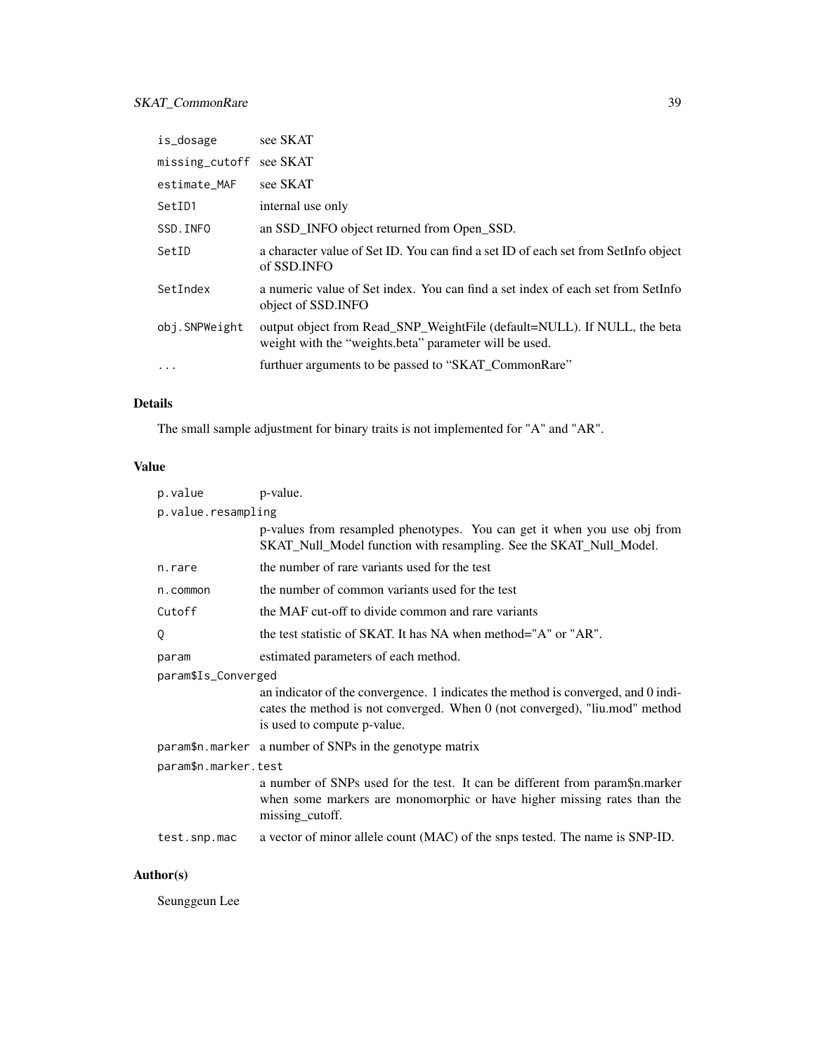| | |
|---|---|
| is_dosage | see SKAT |
| missing_cutoff | see SKAT |
| estimate_MAF | see SKAT |
| SetID1 | internal use only |
| SSD.INFO | an SSD_INFO object returned from Open_SSD. |
| SetID | a character value of Set ID. You can find a set ID of each set from SetInfo object of SSD.INFO |
| SetIndex | a numeric value of Set index. You can find a set index of each set from SetInfo object of SSD.INFO |
| obj.SNPWeight | output object from Read_SNP_WeightFile (default=NULL). If NULL, the beta weight with the "weights.beta" parameter will be used. |
| ... | furthuer arguments to be passed to "SKAT_CommonRare" |

## Details

The small sample adjustment for binary traits is not implemented for "A" and "AR".

## Value

| | |
|---|---|
| p.value | p-value. |
| p.value.resampling | p-values from resampled phenotypes. You can get it when you use obj from SKAT_Null_Model function with resampling. See the SKAT_Null_Model. |
| n.rare | the number of rare variants used for the test |
| n.common | the number of common variants used for the test |
| Cutoff | the MAF cut-off to divide common and rare variants |
| Q | the test statistic of SKAT. It has NA when method="A" or "AR". |
| param | estimated parameters of each method. |
| param$Is_Converged | an indicator of the convergence. 1 indicates the method is converged, and 0 indicates the method is not converged. When 0 (not converged), "liu.mod" method is used to compute p-value. |
| param$n.marker | a number of SNPs in the genotype matrix |
| param$n.marker.test | a number of SNPs used for the test. It can be different from param$n.marker when some markers are monomorphic or have higher missing rates than the missing_cutoff. |
| test.snp.mac | a vector of minor allele count (MAC) of the snps tested. The name is SNP-ID. |

## Author(s)

Seunggeun Lee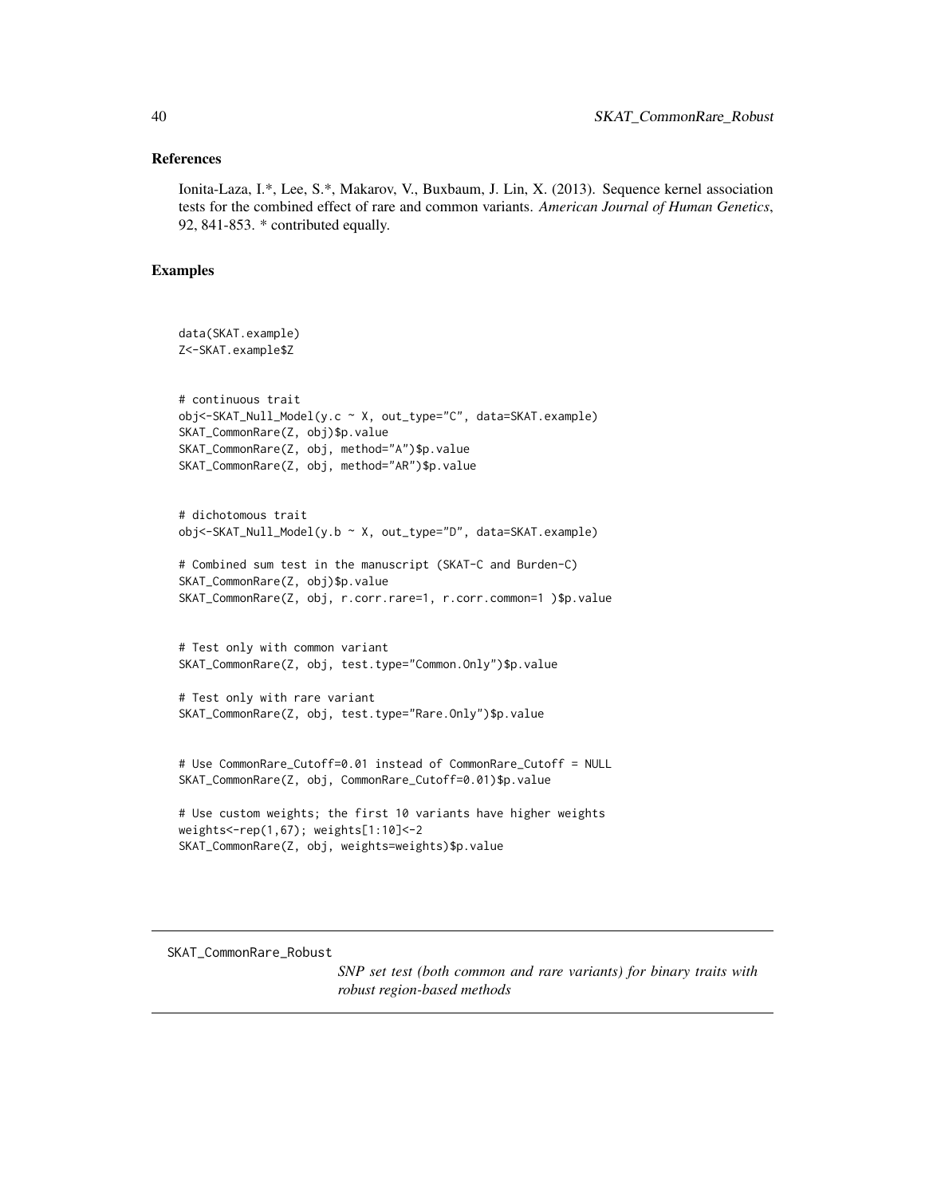### References

Ionita-Laza, I.*, Lee, S.*, Makarov, V., Buxbaum, J. Lin, X. (2013). Sequence kernel association tests for the combined effect of rare and common variants. *American Journal of Human Genetics*, 92, 841-853. * contributed equally.

### Examples

```
data(SKAT.example)
Z<-SKAT.example$Z


# continuous trait
obj<-SKAT_Null_Model(y.c ~ X, out_type="C", data=SKAT.example)
SKAT_CommonRare(Z, obj)$p.value
SKAT_CommonRare(Z, obj, method="A")$p.value
SKAT_CommonRare(Z, obj, method="AR")$p.value


# dichotomous trait
obj<-SKAT_Null_Model(y.b ~ X, out_type="D", data=SKAT.example)

# Combined sum test in the manuscript (SKAT-C and Burden-C)
SKAT_CommonRare(Z, obj)$p.value
SKAT_CommonRare(Z, obj, r.corr.rare=1, r.corr.common=1 )$p.value


# Test only with common variant
SKAT_CommonRare(Z, obj, test.type="Common.Only")$p.value

# Test only with rare variant
SKAT_CommonRare(Z, obj, test.type="Rare.Only")$p.value


# Use CommonRare_Cutoff=0.01 instead of CommonRare_Cutoff = NULL
SKAT_CommonRare(Z, obj, CommonRare_Cutoff=0.01)$p.value

# Use custom weights; the first 10 variants have higher weights
weights<-rep(1,67); weights[1:10]<-2
SKAT_CommonRare(Z, obj, weights=weights)$p.value
```

---

SKAT_CommonRare_Robust — *SNP set test (both common and rare variants) for binary traits with robust region-based methods*

---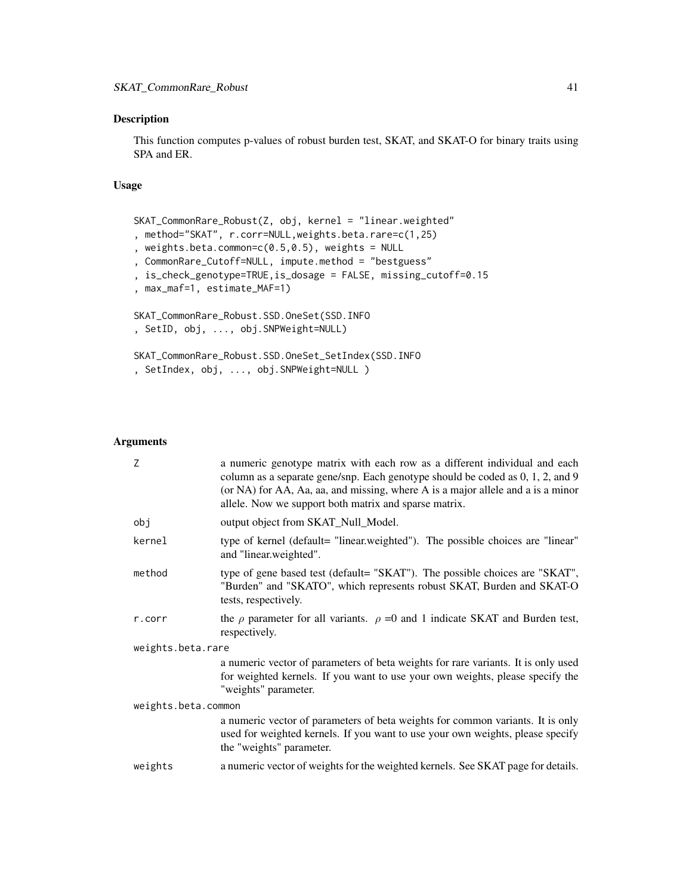## Description

This function computes p-values of robust burden test, SKAT, and SKAT-O for binary traits using SPA and ER.

## Usage

```
SKAT_CommonRare_Robust(Z, obj, kernel = "linear.weighted"
, method="SKAT", r.corr=NULL,weights.beta.rare=c(1,25)
, weights.beta.common=c(0.5,0.5), weights = NULL
, CommonRare_Cutoff=NULL, impute.method = "bestguess"
, is_check_genotype=TRUE,is_dosage = FALSE, missing_cutoff=0.15
, max_maf=1, estimate_MAF=1)

SKAT_CommonRare_Robust.SSD.OneSet(SSD.INFO
, SetID, obj, ..., obj.SNPWeight=NULL)

SKAT_CommonRare_Robust.SSD.OneSet_SetIndex(SSD.INFO
, SetIndex, obj, ..., obj.SNPWeight=NULL )
```

## Arguments

| Argument | Description |
|---|---|
| Z | a numeric genotype matrix with each row as a different individual and each column as a separate gene/snp. Each genotype should be coded as 0, 1, 2, and 9 (or NA) for AA, Aa, aa, and missing, where A is a major allele and a is a minor allele. Now we support both matrix and sparse matrix. |
| obj | output object from SKAT_Null_Model. |
| kernel | type of kernel (default= "linear.weighted"). The possible choices are "linear" and "linear.weighted". |
| method | type of gene based test (default= "SKAT"). The possible choices are "SKAT", "Burden" and "SKATO", which represents robust SKAT, Burden and SKAT-O tests, respectively. |
| r.corr | the $\rho$ parameter for all variants. $\rho$ =0 and 1 indicate SKAT and Burden test, respectively. |
| weights.beta.rare | a numeric vector of parameters of beta weights for rare variants. It is only used for weighted kernels. If you want to use your own weights, please specify the "weights" parameter. |
| weights.beta.common | a numeric vector of parameters of beta weights for common variants. It is only used for weighted kernels. If you want to use your own weights, please specify the "weights" parameter. |
| weights | a numeric vector of weights for the weighted kernels. See SKAT page for details. |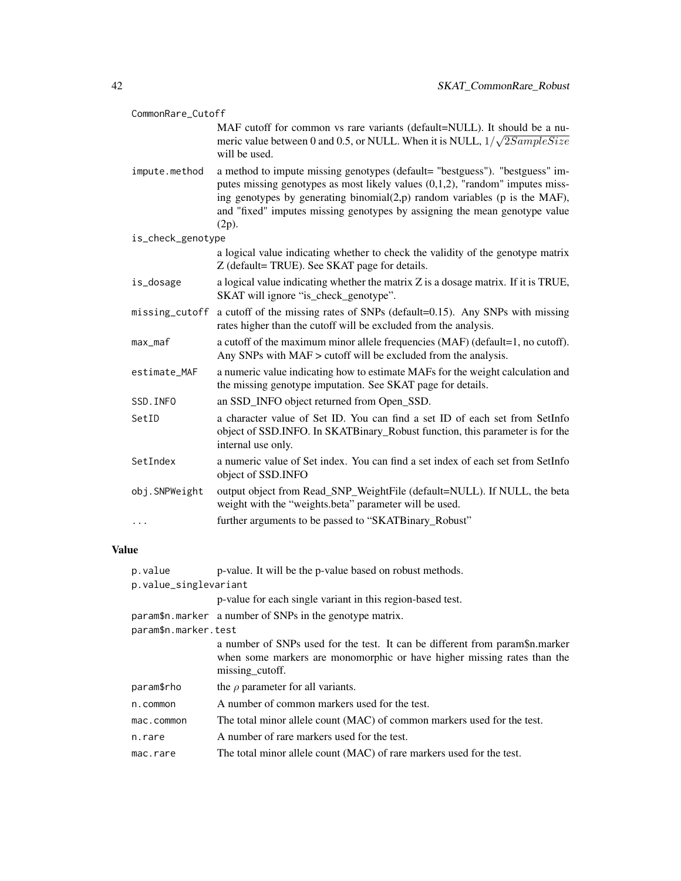CommonRare_Cutoff
: MAF cutoff for common vs rare variants (default=NULL). It should be a numeric value between 0 and 0.5, or NULL. When it is NULL, $1/\sqrt{2SampleSize}$ will be used.

impute.method
: a method to impute missing genotypes (default= "bestguess"). "bestguess" imputes missing genotypes as most likely values (0,1,2), "random" imputes missing genotypes by generating binomial(2,p) random variables (p is the MAF), and "fixed" imputes missing genotypes by assigning the mean genotype value (2p).

is_check_genotype
: a logical value indicating whether to check the validity of the genotype matrix Z (default= TRUE). See SKAT page for details.

is_dosage
: a logical value indicating whether the matrix Z is a dosage matrix. If it is TRUE, SKAT will ignore "is_check_genotype".

missing_cutoff
: a cutoff of the missing rates of SNPs (default=0.15). Any SNPs with missing rates higher than the cutoff will be excluded from the analysis.

max_maf
: a cutoff of the maximum minor allele frequencies (MAF) (default=1, no cutoff). Any SNPs with MAF > cutoff will be excluded from the analysis.

estimate_MAF
: a numeric value indicating how to estimate MAFs for the weight calculation and the missing genotype imputation. See SKAT page for details.

SSD.INFO
: an SSD_INFO object returned from Open_SSD.

SetID
: a character value of Set ID. You can find a set ID of each set from SetInfo object of SSD.INFO. In SKATBinary_Robust function, this parameter is for the internal use only.

SetIndex
: a numeric value of Set index. You can find a set index of each set from SetInfo object of SSD.INFO

obj.SNPWeight
: output object from Read_SNP_WeightFile (default=NULL). If NULL, the beta weight with the "weights.beta" parameter will be used.

...
: further arguments to be passed to "SKATBinary_Robust"

## Value

p.value
: p-value. It will be the p-value based on robust methods.

p.value_singlevariant
: p-value for each single variant in this region-based test.

param$n.marker
: a number of SNPs in the genotype matrix.

param$n.marker.test
: a number of SNPs used for the test. It can be different from param$n.marker when some markers are monomorphic or have higher missing rates than the missing_cutoff.

param$rho
: the $\rho$ parameter for all variants.

n.common
: A number of common markers used for the test.

mac.common
: The total minor allele count (MAC) of common markers used for the test.

n.rare
: A number of rare markers used for the test.

mac.rare
: The total minor allele count (MAC) of rare markers used for the test.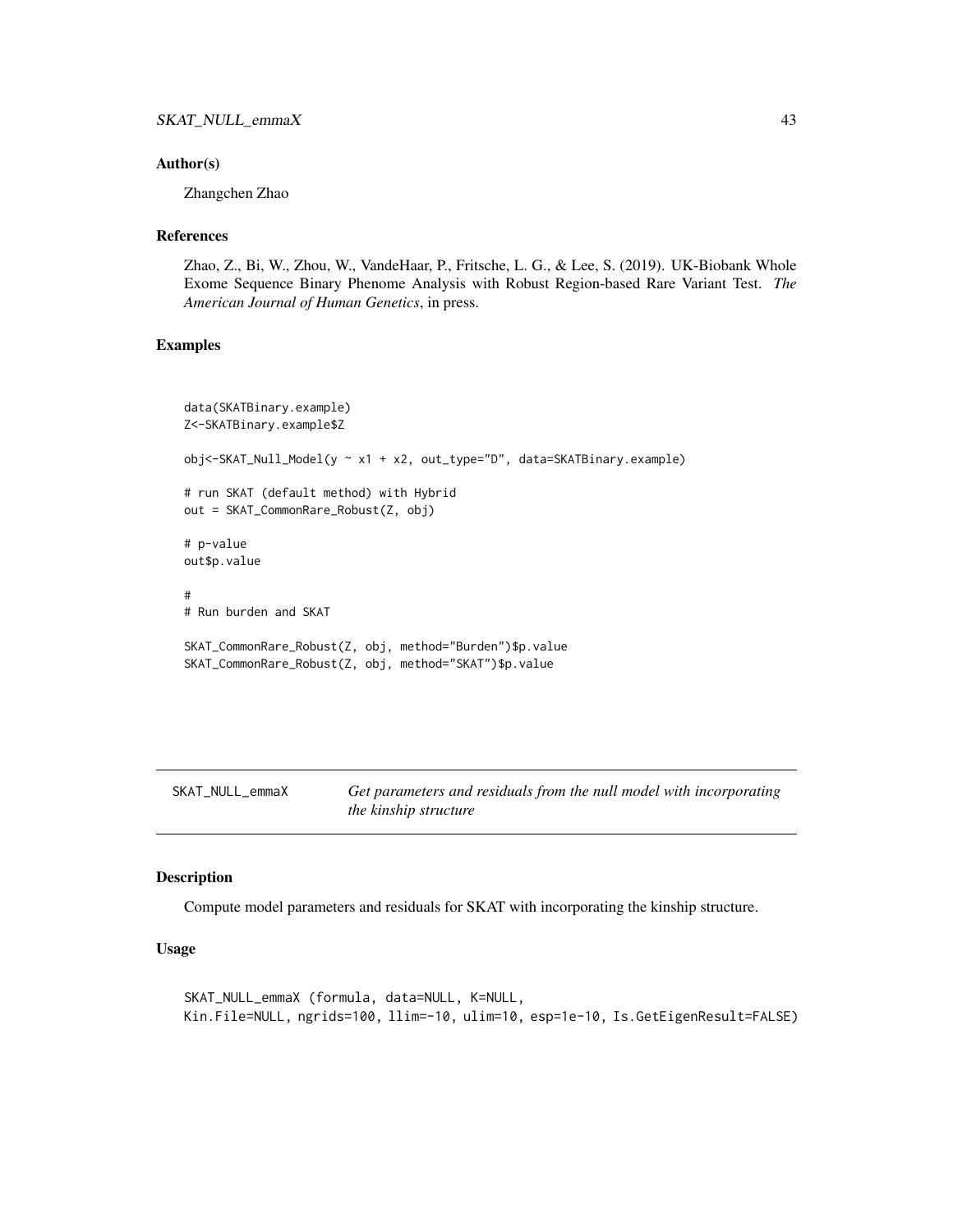### Author(s)

Zhangchen Zhao

### References

Zhao, Z., Bi, W., Zhou, W., VandeHaar, P., Fritsche, L. G., & Lee, S. (2019). UK-Biobank Whole Exome Sequence Binary Phenome Analysis with Robust Region-based Rare Variant Test. *The American Journal of Human Genetics*, in press.

### Examples

```
data(SKATBinary.example)
Z<-SKATBinary.example$Z

obj<-SKAT_Null_Model(y ~ x1 + x2, out_type="D", data=SKATBinary.example)

# run SKAT (default method) with Hybrid
out = SKAT_CommonRare_Robust(Z, obj)

# p-value
out$p.value

#
# Run burden and SKAT

SKAT_CommonRare_Robust(Z, obj, method="Burden")$p.value
SKAT_CommonRare_Robust(Z, obj, method="SKAT")$p.value
```

---

## SKAT_NULL_emmaX — *Get parameters and residuals from the null model with incorporating the kinship structure*

### Description

Compute model parameters and residuals for SKAT with incorporating the kinship structure.

### Usage

```
SKAT_NULL_emmaX (formula, data=NULL, K=NULL,
Kin.File=NULL, ngrids=100, llim=-10, ulim=10, esp=1e-10, Is.GetEigenResult=FALSE)
```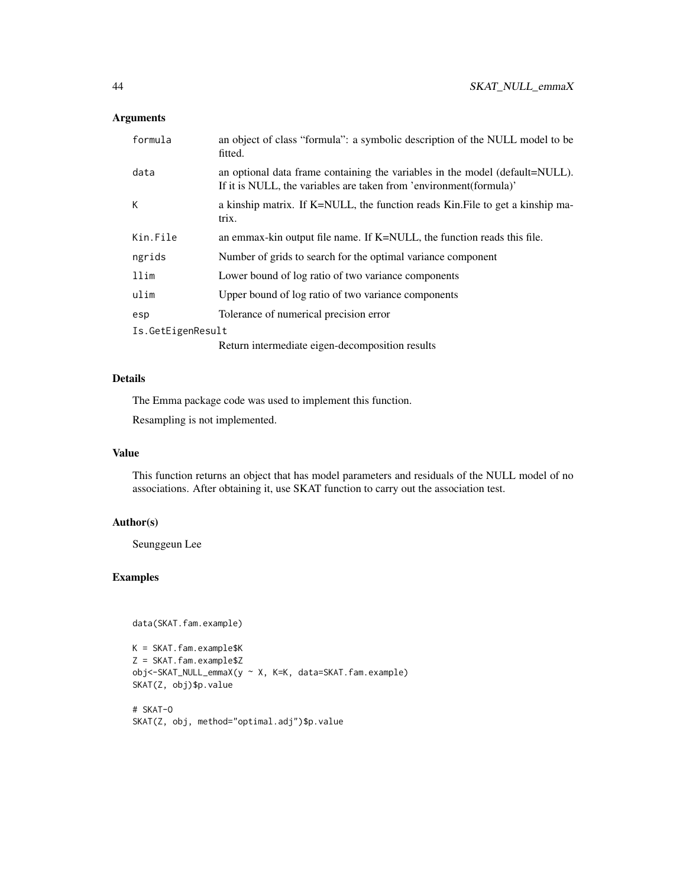## Arguments

| | |
|---|---|
| `formula` | an object of class "formula": a symbolic description of the NULL model to be fitted. |
| `data` | an optional data frame containing the variables in the model (default=NULL). If it is NULL, the variables are taken from 'environment(formula)' |
| `K` | a kinship matrix. If K=NULL, the function reads Kin.File to get a kinship matrix. |
| `Kin.File` | an emmax-kin output file name. If K=NULL, the function reads this file. |
| `ngrids` | Number of grids to search for the optimal variance component |
| `llim` | Lower bound of log ratio of two variance components |
| `ulim` | Upper bound of log ratio of two variance components |
| `esp` | Tolerance of numerical precision error |
| `Is.GetEigenResult` | Return intermediate eigen-decomposition results |

## Details

The Emma package code was used to implement this function.

Resampling is not implemented.

## Value

This function returns an object that has model parameters and residuals of the NULL model of no associations. After obtaining it, use SKAT function to carry out the association test.

## Author(s)

Seunggeun Lee

## Examples

```
data(SKAT.fam.example)

K = SKAT.fam.example$K
Z = SKAT.fam.example$Z
obj<-SKAT_NULL_emmaX(y ~ X, K=K, data=SKAT.fam.example)
SKAT(Z, obj)$p.value

# SKAT-O
SKAT(Z, obj, method="optimal.adj")$p.value
```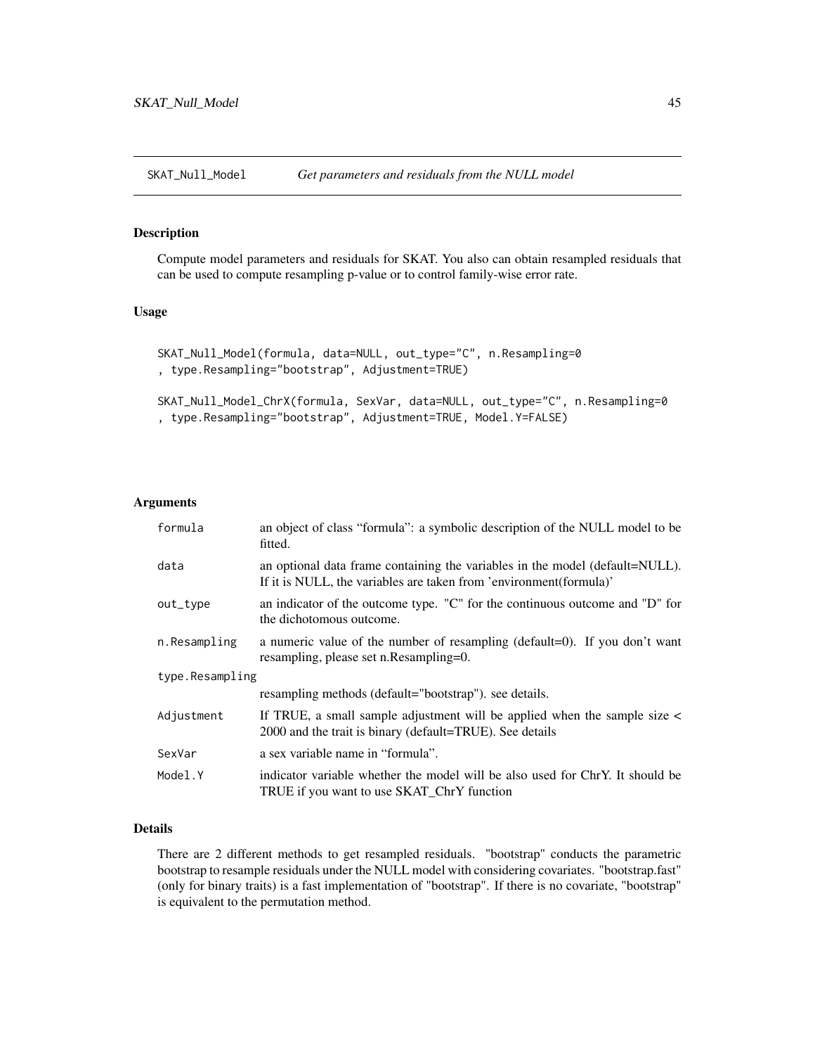SKAT_Null_Model *Get parameters and residuals from the NULL model*

## Description

Compute model parameters and residuals for SKAT. You also can obtain resampled residuals that can be used to compute resampling p-value or to control family-wise error rate.

## Usage

```
SKAT_Null_Model(formula, data=NULL, out_type="C", n.Resampling=0
, type.Resampling="bootstrap", Adjustment=TRUE)

SKAT_Null_Model_ChrX(formula, SexVar, data=NULL, out_type="C", n.Resampling=0
, type.Resampling="bootstrap", Adjustment=TRUE, Model.Y=FALSE)
```

## Arguments

| | |
|---|---|
| formula | an object of class "formula": a symbolic description of the NULL model to be fitted. |
| data | an optional data frame containing the variables in the model (default=NULL). If it is NULL, the variables are taken from 'environment(formula)' |
| out_type | an indicator of the outcome type. "C" for the continuous outcome and "D" for the dichotomous outcome. |
| n.Resampling | a numeric value of the number of resampling (default=0). If you don't want resampling, please set n.Resampling=0. |
| type.Resampling | resampling methods (default="bootstrap"). see details. |
| Adjustment | If TRUE, a small sample adjustment will be applied when the sample size < 2000 and the trait is binary (default=TRUE). See details |
| SexVar | a sex variable name in "formula". |
| Model.Y | indicator variable whether the model will be also used for ChrY. It should be TRUE if you want to use SKAT_ChrY function |

## Details

There are 2 different methods to get resampled residuals. "bootstrap" conducts the parametric bootstrap to resample residuals under the NULL model with considering covariates. "bootstrap.fast" (only for binary traits) is a fast implementation of "bootstrap". If there is no covariate, "bootstrap" is equivalent to the permutation method.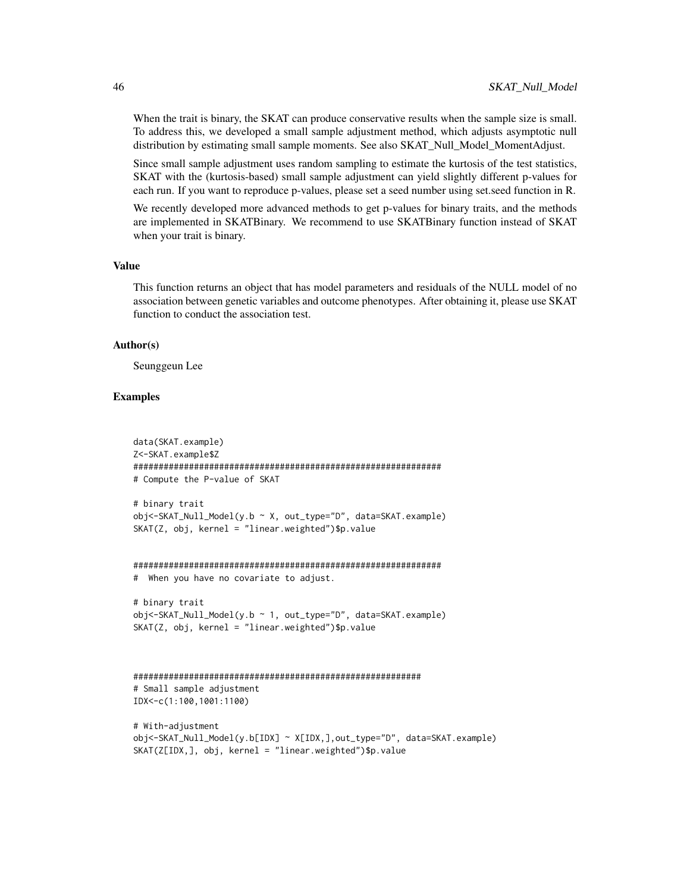When the trait is binary, the SKAT can produce conservative results when the sample size is small. To address this, we developed a small sample adjustment method, which adjusts asymptotic null distribution by estimating small sample moments. See also SKAT_Null_Model_MomentAdjust.

Since small sample adjustment uses random sampling to estimate the kurtosis of the test statistics, SKAT with the (kurtosis-based) small sample adjustment can yield slightly different p-values for each run. If you want to reproduce p-values, please set a seed number using set.seed function in R.

We recently developed more advanced methods to get p-values for binary traits, and the methods are implemented in SKATBinary. We recommend to use SKATBinary function instead of SKAT when your trait is binary.

### Value

This function returns an object that has model parameters and residuals of the NULL model of no association between genetic variables and outcome phenotypes. After obtaining it, please use SKAT function to conduct the association test.

### Author(s)

Seunggeun Lee

### Examples

```
data(SKAT.example)
Z<-SKAT.example$Z
#############################################################
# Compute the P-value of SKAT

# binary trait
obj<-SKAT_Null_Model(y.b ~ X, out_type="D", data=SKAT.example)
SKAT(Z, obj, kernel = "linear.weighted")$p.value


#############################################################
#  When you have no covariate to adjust.

# binary trait
obj<-SKAT_Null_Model(y.b ~ 1, out_type="D", data=SKAT.example)
SKAT(Z, obj, kernel = "linear.weighted")$p.value



#########################################################
# Small sample adjustment
IDX<-c(1:100,1001:1100)

# With-adjustment
obj<-SKAT_Null_Model(y.b[IDX] ~ X[IDX,],out_type="D", data=SKAT.example)
SKAT(Z[IDX,], obj, kernel = "linear.weighted")$p.value
```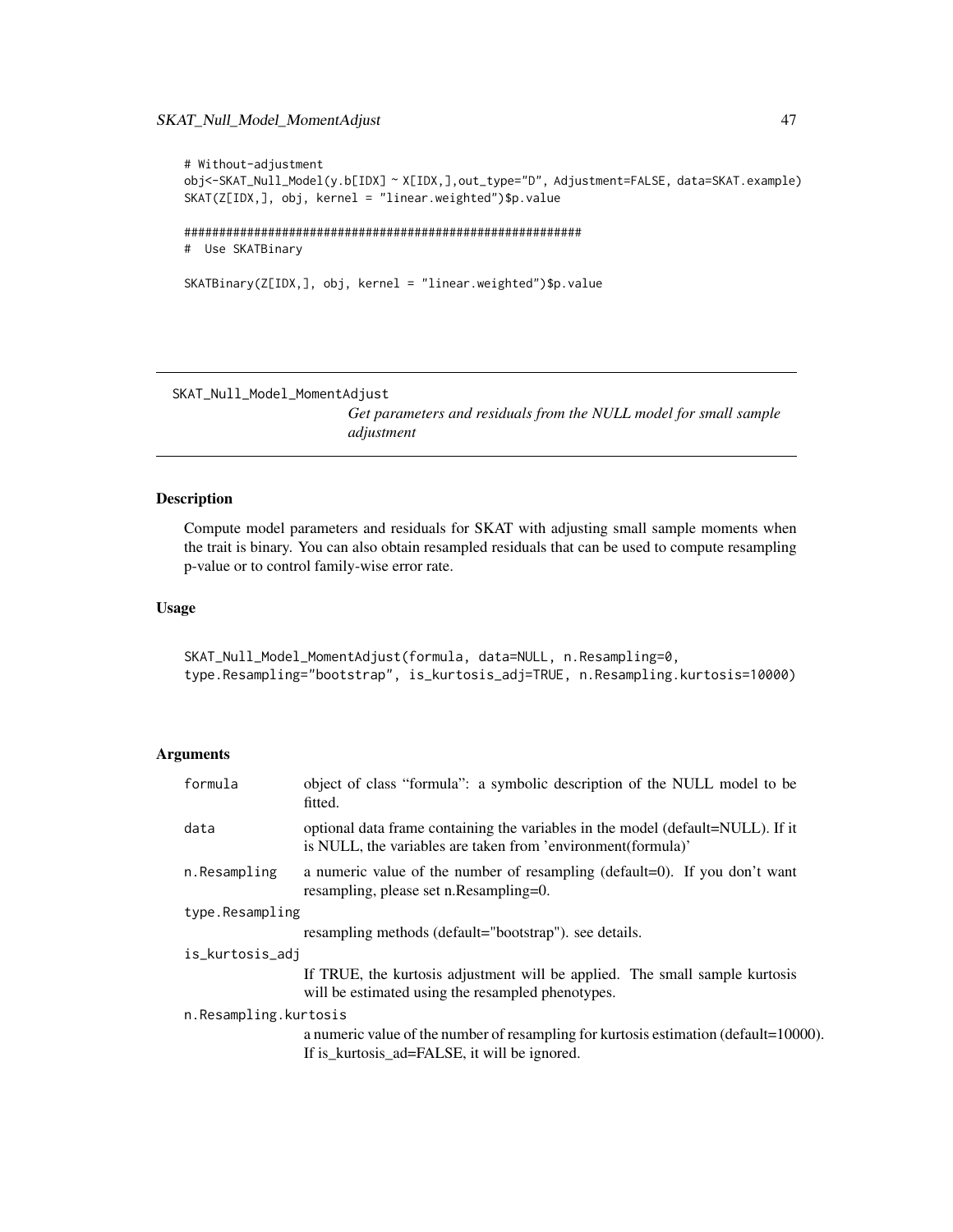```
# Without-adjustment
obj<-SKAT_Null_Model(y.b[IDX] ~ X[IDX,],out_type="D", Adjustment=FALSE, data=SKAT.example)
SKAT(Z[IDX,], obj, kernel = "linear.weighted")$p.value

#########################################################
#  Use SKATBinary

SKATBinary(Z[IDX,], obj, kernel = "linear.weighted")$p.value
```

---

## SKAT_Null_Model_MomentAdjust

*Get parameters and residuals from the NULL model for small sample adjustment*

---

### Description

Compute model parameters and residuals for SKAT with adjusting small sample moments when the trait is binary. You can also obtain resampled residuals that can be used to compute resampling p-value or to control family-wise error rate.

### Usage

```
SKAT_Null_Model_MomentAdjust(formula, data=NULL, n.Resampling=0,
type.Resampling="bootstrap", is_kurtosis_adj=TRUE, n.Resampling.kurtosis=10000)
```

### Arguments

| | |
|---|---|
| `formula` | object of class "formula": a symbolic description of the NULL model to be fitted. |
| `data` | optional data frame containing the variables in the model (default=NULL). If it is NULL, the variables are taken from 'environment(formula)' |
| `n.Resampling` | a numeric value of the number of resampling (default=0). If you don't want resampling, please set n.Resampling=0. |
| `type.Resampling` | resampling methods (default="bootstrap"). see details. |
| `is_kurtosis_adj` | If TRUE, the kurtosis adjustment will be applied. The small sample kurtosis will be estimated using the resampled phenotypes. |
| `n.Resampling.kurtosis` | a numeric value of the number of resampling for kurtosis estimation (default=10000). If is_kurtosis_ad=FALSE, it will be ignored. |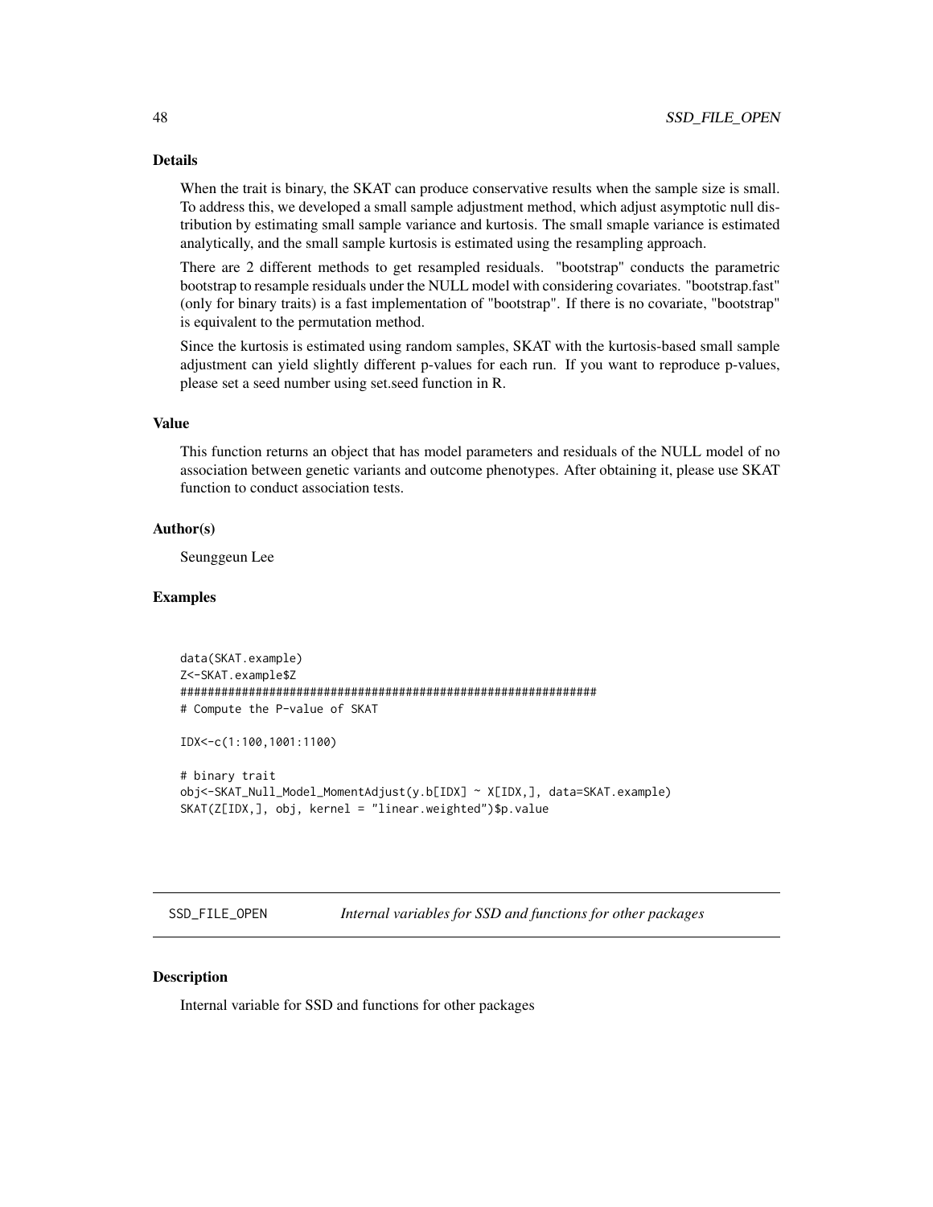### Details

When the trait is binary, the SKAT can produce conservative results when the sample size is small. To address this, we developed a small sample adjustment method, which adjust asymptotic null distribution by estimating small sample variance and kurtosis. The small smaple variance is estimated analytically, and the small sample kurtosis is estimated using the resampling approach.

There are 2 different methods to get resampled residuals. "bootstrap" conducts the parametric bootstrap to resample residuals under the NULL model with considering covariates. "bootstrap.fast" (only for binary traits) is a fast implementation of "bootstrap". If there is no covariate, "bootstrap" is equivalent to the permutation method.

Since the kurtosis is estimated using random samples, SKAT with the kurtosis-based small sample adjustment can yield slightly different p-values for each run. If you want to reproduce p-values, please set a seed number using set.seed function in R.

### Value

This function returns an object that has model parameters and residuals of the NULL model of no association between genetic variants and outcome phenotypes. After obtaining it, please use SKAT function to conduct association tests.

### Author(s)

Seunggeun Lee

### Examples

```
data(SKAT.example)
Z<-SKAT.example$Z
#############################################################
# Compute the P-value of SKAT

IDX<-c(1:100,1001:1100)

# binary trait
obj<-SKAT_Null_Model_MomentAdjust(y.b[IDX] ~ X[IDX,], data=SKAT.example)
SKAT(Z[IDX,], obj, kernel = "linear.weighted")$p.value
```

---

## SSD_FILE_OPEN *Internal variables for SSD and functions for other packages*

---

### Description

Internal variable for SSD and functions for other packages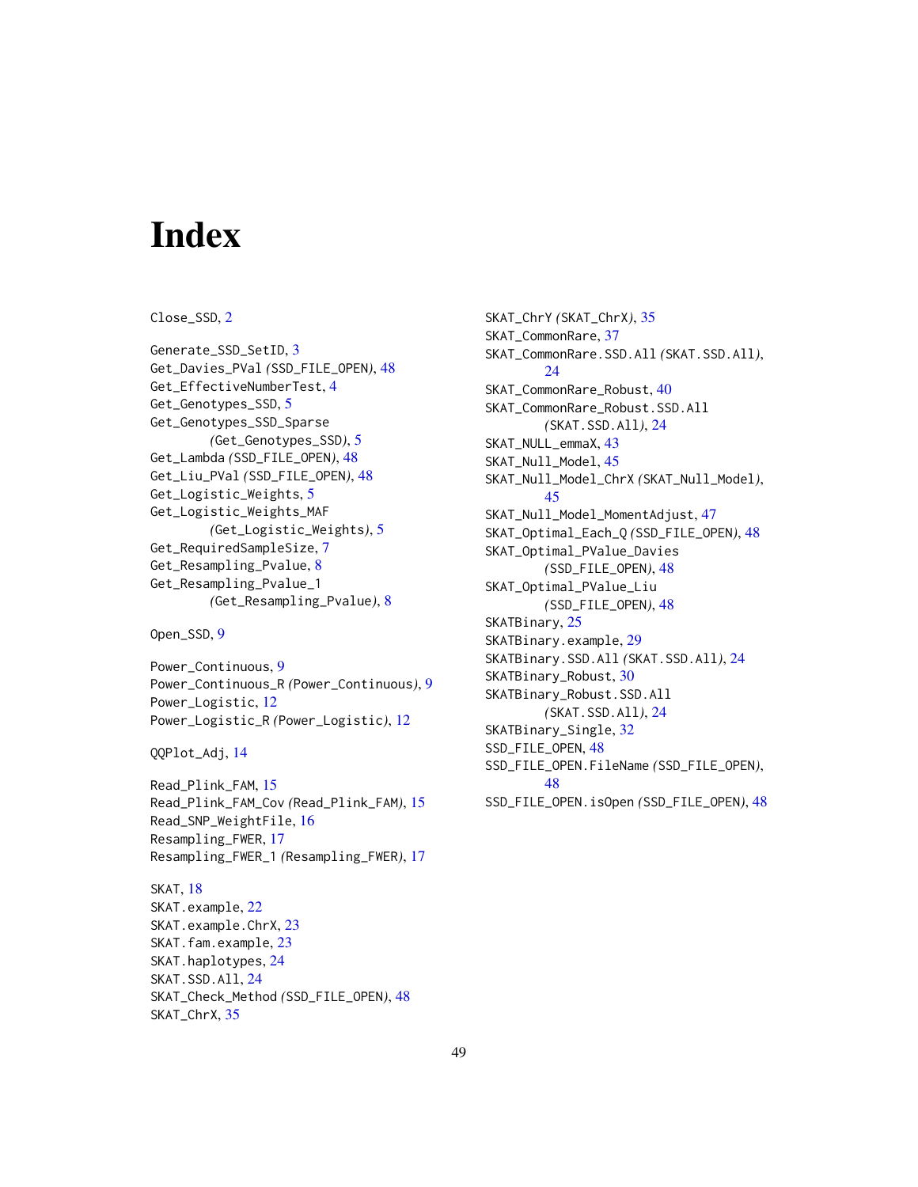# Index

Close_SSD, 2

Generate_SSD_SetID, 3
Get_Davies_PVal *(SSD_FILE_OPEN)*, 48
Get_EffectiveNumberTest, 4
Get_Genotypes_SSD, 5
Get_Genotypes_SSD_Sparse *(Get_Genotypes_SSD)*, 5
Get_Lambda *(SSD_FILE_OPEN)*, 48
Get_Liu_PVal *(SSD_FILE_OPEN)*, 48
Get_Logistic_Weights, 5
Get_Logistic_Weights_MAF *(Get_Logistic_Weights)*, 5
Get_RequiredSampleSize, 7
Get_Resampling_Pvalue, 8
Get_Resampling_Pvalue_1 *(Get_Resampling_Pvalue)*, 8

Open_SSD, 9

Power_Continuous, 9
Power_Continuous_R *(Power_Continuous)*, 9
Power_Logistic, 12
Power_Logistic_R *(Power_Logistic)*, 12

QQPlot_Adj, 14

Read_Plink_FAM, 15
Read_Plink_FAM_Cov *(Read_Plink_FAM)*, 15
Read_SNP_WeightFile, 16
Resampling_FWER, 17
Resampling_FWER_1 *(Resampling_FWER)*, 17

SKAT, 18
SKAT.example, 22
SKAT.example.ChrX, 23
SKAT.fam.example, 23
SKAT.haplotypes, 24
SKAT.SSD.All, 24
SKAT_Check_Method *(SSD_FILE_OPEN)*, 48
SKAT_ChrX, 35
SKAT_ChrY *(SKAT_ChrX)*, 35
SKAT_CommonRare, 37
SKAT_CommonRare.SSD.All *(SKAT.SSD.All)*, 24
SKAT_CommonRare_Robust, 40
SKAT_CommonRare_Robust.SSD.All *(SKAT.SSD.All)*, 24
SKAT_NULL_emmaX, 43
SKAT_Null_Model, 45
SKAT_Null_Model_ChrX *(SKAT_Null_Model)*, 45
SKAT_Null_Model_MomentAdjust, 47
SKAT_Optimal_Each_Q *(SSD_FILE_OPEN)*, 48
SKAT_Optimal_PValue_Davies *(SSD_FILE_OPEN)*, 48
SKAT_Optimal_PValue_Liu *(SSD_FILE_OPEN)*, 48
SKATBinary, 25
SKATBinary.example, 29
SKATBinary.SSD.All *(SKAT.SSD.All)*, 24
SKATBinary_Robust, 30
SKATBinary_Robust.SSD.All *(SKAT.SSD.All)*, 24
SKATBinary_Single, 32
SSD_FILE_OPEN, 48
SSD_FILE_OPEN.FileName *(SSD_FILE_OPEN)*, 48
SSD_FILE_OPEN.isOpen *(SSD_FILE_OPEN)*, 48